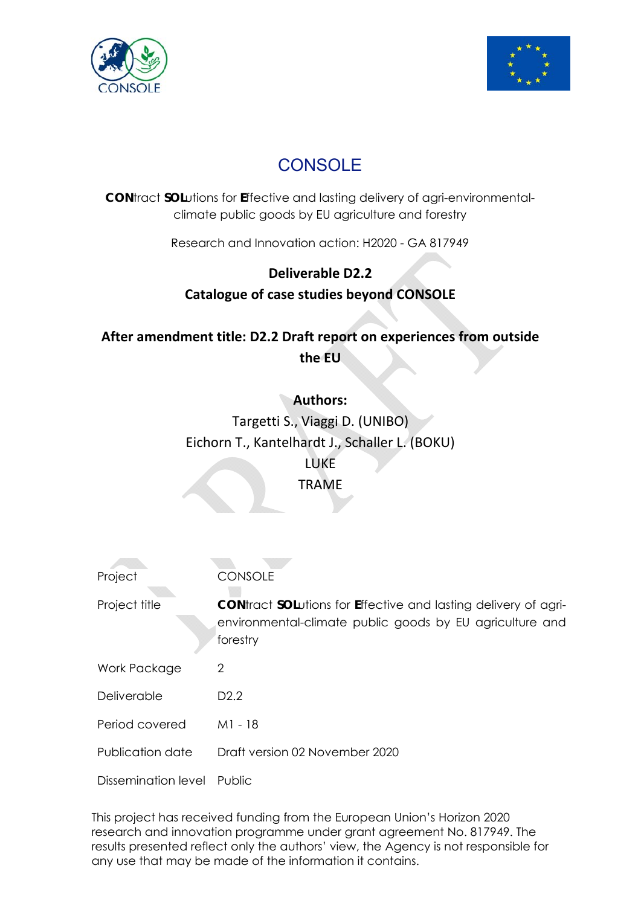# CONSOLE

**CON**tract **SOL**utions for **E**ffective and lasting delivery of agri-environmental-climate public goods by EU agriculture and forestry

Research and Innovation action: H2020 - GA 817949

## Deliverable D2.2
## Catalogue of case studies beyond CONSOLE

## After amendment title: D2.2 Draft report on experiences from outside the EU

**Authors:**

Targetti S., Viaggi D. (UNIBO)
Eichorn T., Kantelhardt J., Schaller L. (BOKU)
LUKE
TRAME

| | |
|---|---|
| Project | CONSOLE |
| Project title | **CON**tract **SOL**utions for **E**ffective and lasting delivery of agri-environmental-climate public goods by EU agriculture and forestry |
| Work Package | 2 |
| Deliverable | D2.2 |
| Period covered | M1 - 18 |
| Publication date | Draft version 02 November 2020 |
| Dissemination level | Public |

This project has received funding from the European Union's Horizon 2020 research and innovation programme under grant agreement No. 817949. The results presented reflect only the authors' view, the Agency is not responsible for any use that may be made of the information it contains.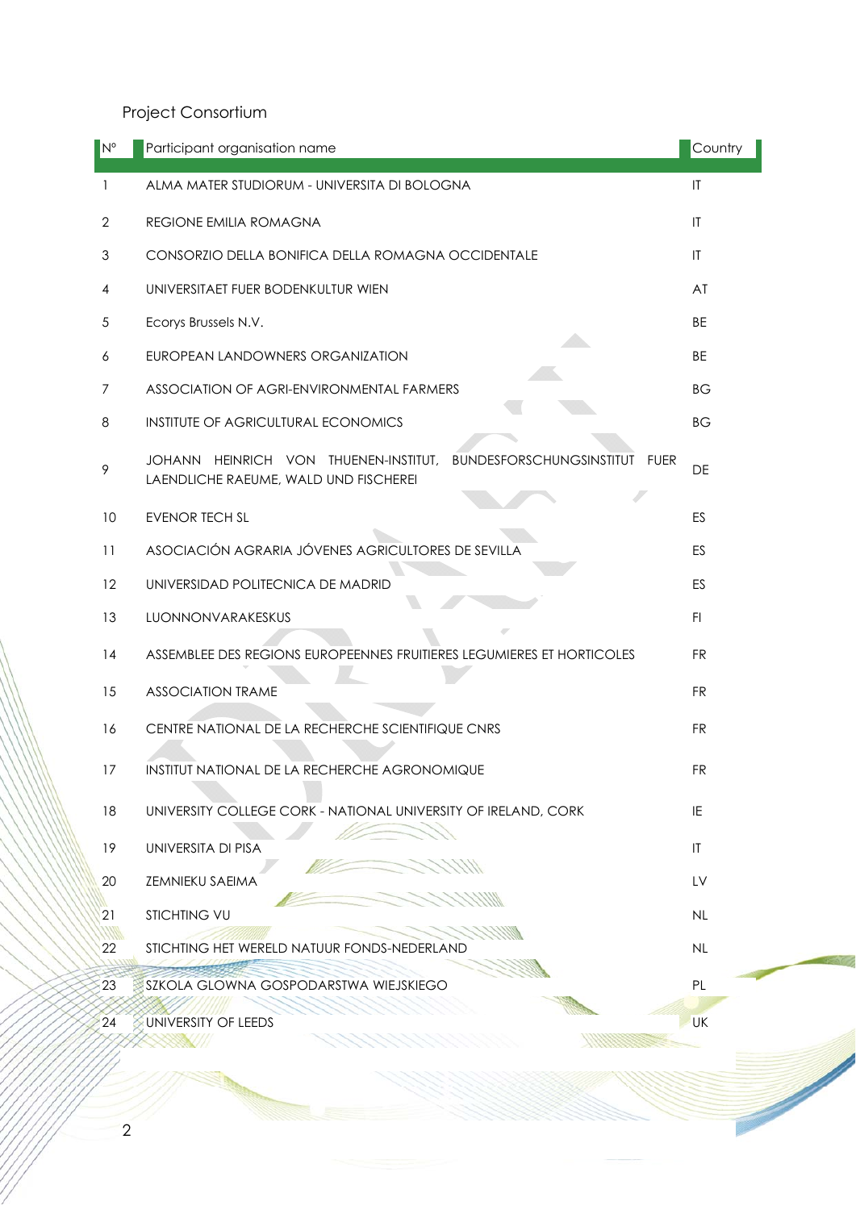## Project Consortium

| N° | Participant organisation name | Country |
|---|---|---|
| 1 | ALMA MATER STUDIORUM - UNIVERSITA DI BOLOGNA | IT |
| 2 | REGIONE EMILIA ROMAGNA | IT |
| 3 | CONSORZIO DELLA BONIFICA DELLA ROMAGNA OCCIDENTALE | IT |
| 4 | UNIVERSITAET FUER BODENKULTUR WIEN | AT |
| 5 | Ecorys Brussels N.V. | BE |
| 6 | EUROPEAN LANDOWNERS ORGANIZATION | BE |
| 7 | ASSOCIATION OF AGRI-ENVIRONMENTAL FARMERS | BG |
| 8 | INSTITUTE OF AGRICULTURAL ECONOMICS | BG |
| 9 | JOHANN HEINRICH VON THUENEN-INSTITUT, BUNDESFORSCHUNGSINSTITUT FUER LAENDLICHE RAEUME, WALD UND FISCHEREI | DE |
| 10 | EVENOR TECH SL | ES |
| 11 | ASOCIACIÓN AGRARIA JÓVENES AGRICULTORES DE SEVILLA | ES |
| 12 | UNIVERSIDAD POLITECNICA DE MADRID | ES |
| 13 | LUONNONVARAKESKUS | FI |
| 14 | ASSEMBLEE DES REGIONS EUROPEENNES FRUITIERES LEGUMIERES ET HORTICOLES | FR |
| 15 | ASSOCIATION TRAME | FR |
| 16 | CENTRE NATIONAL DE LA RECHERCHE SCIENTIFIQUE CNRS | FR |
| 17 | INSTITUT NATIONAL DE LA RECHERCHE AGRONOMIQUE | FR |
| 18 | UNIVERSITY COLLEGE CORK - NATIONAL UNIVERSITY OF IRELAND, CORK | IE |
| 19 | UNIVERSITA DI PISA | IT |
| 20 | ZEMNIEKU SAEIMA | LV |
| 21 | STICHTING VU | NL |
| 22 | STICHTING HET WERELD NATUUR FONDS-NEDERLAND | NL |
| 23 | SZKOLA GLOWNA GOSPODARSTWA WIEJSKIEGO | PL |
| 24 | UNIVERSITY OF LEEDS | UK |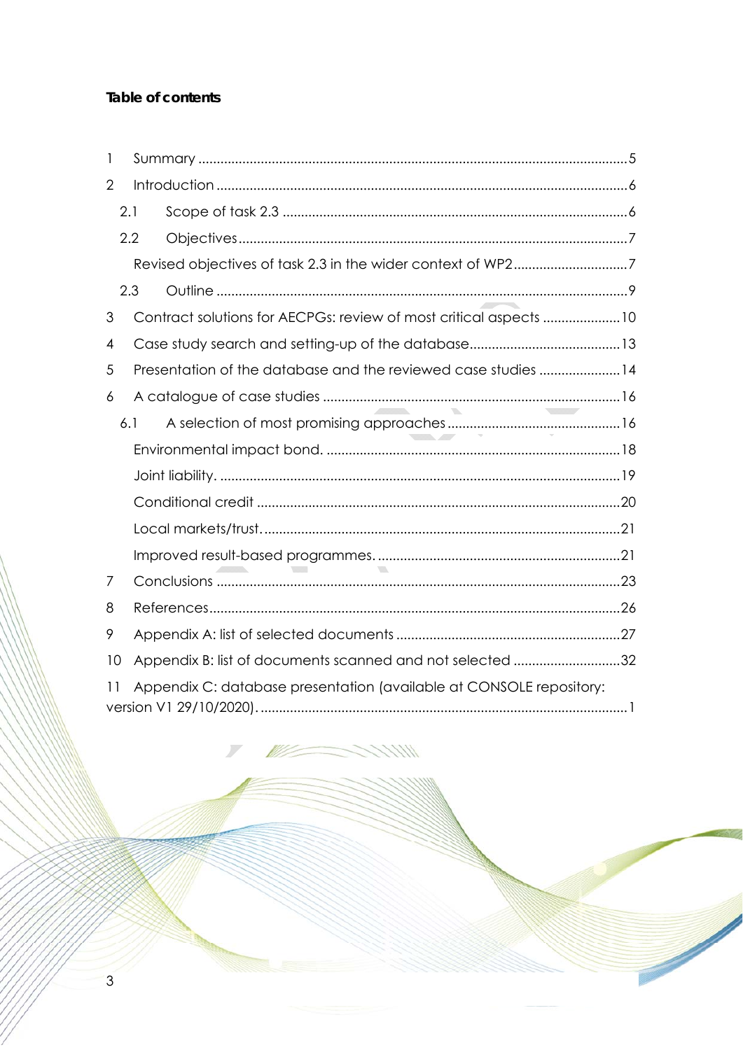**Table of contents**

1 Summary ....................................................................................................................5

2 Introduction ...............................................................................................................6

  2.1 Scope of task 2.3 .............................................................................................6

  2.2 Objectives.........................................................................................................7

    Revised objectives of task 2.3 in the wider context of WP2...............................7

  2.3 Outline ...............................................................................................................9

3 Contract solutions for AECPGs: review of most critical aspects .....................10

4 Case study search and setting-up of the database.........................................13

5 Presentation of the database and the reviewed case studies ......................14

6 A catalogue of case studies ................................................................................16

  6.1 A selection of most promising approaches...............................................16

    Environmental impact bond. ...............................................................................18

    Joint liability. ............................................................................................................19

    Conditional credit ..................................................................................................20

    Local markets/trust.................................................................................................21

    Improved result-based programmes. .................................................................21

7 Conclusions .............................................................................................................23

8 References...............................................................................................................26

9 Appendix A: list of selected documents ............................................................27

10 Appendix B: list of documents scanned and not selected .............................32

11 Appendix C: database presentation (available at CONSOLE repository: version V1 29/10/2020). ...................................................................................................1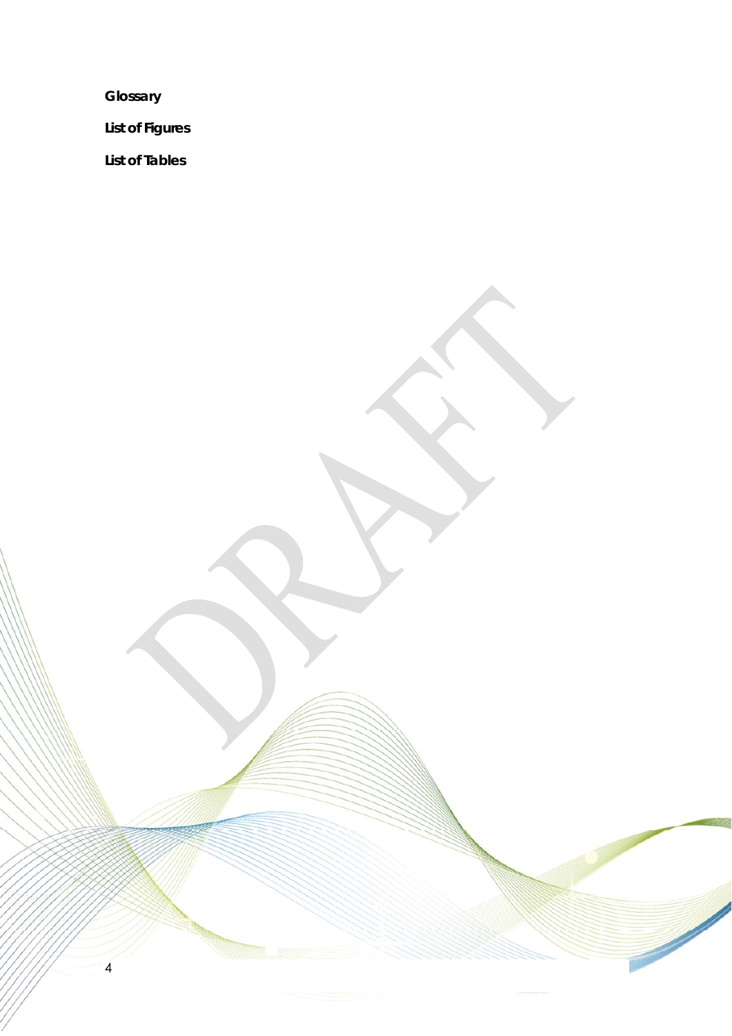**Glossary**

**List of Figures**

**List of Tables**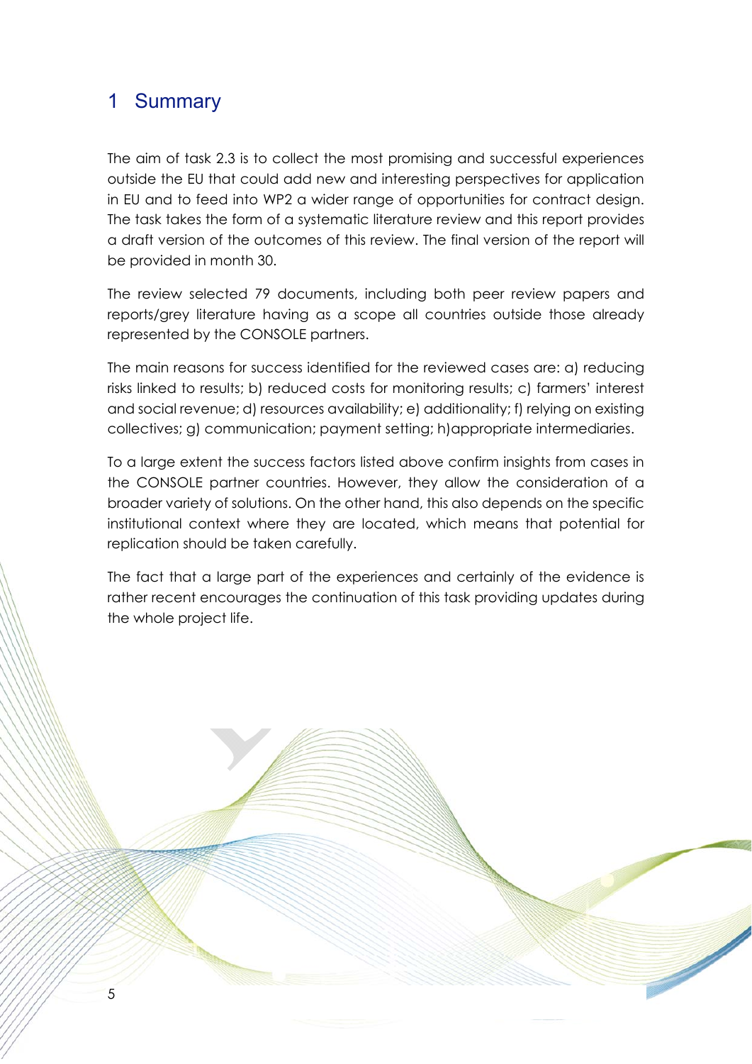# 1 Summary

The aim of task 2.3 is to collect the most promising and successful experiences outside the EU that could add new and interesting perspectives for application in EU and to feed into WP2 a wider range of opportunities for contract design. The task takes the form of a systematic literature review and this report provides a draft version of the outcomes of this review. The final version of the report will be provided in month 30.

The review selected 79 documents, including both peer review papers and reports/grey literature having as a scope all countries outside those already represented by the CONSOLE partners.

The main reasons for success identified for the reviewed cases are: a) reducing risks linked to results; b) reduced costs for monitoring results; c) farmers' interest and social revenue; d) resources availability; e) additionality; f) relying on existing collectives; g) communication; payment setting; h)appropriate intermediaries.

To a large extent the success factors listed above confirm insights from cases in the CONSOLE partner countries. However, they allow the consideration of a broader variety of solutions. On the other hand, this also depends on the specific institutional context where they are located, which means that potential for replication should be taken carefully.

The fact that a large part of the experiences and certainly of the evidence is rather recent encourages the continuation of this task providing updates during the whole project life.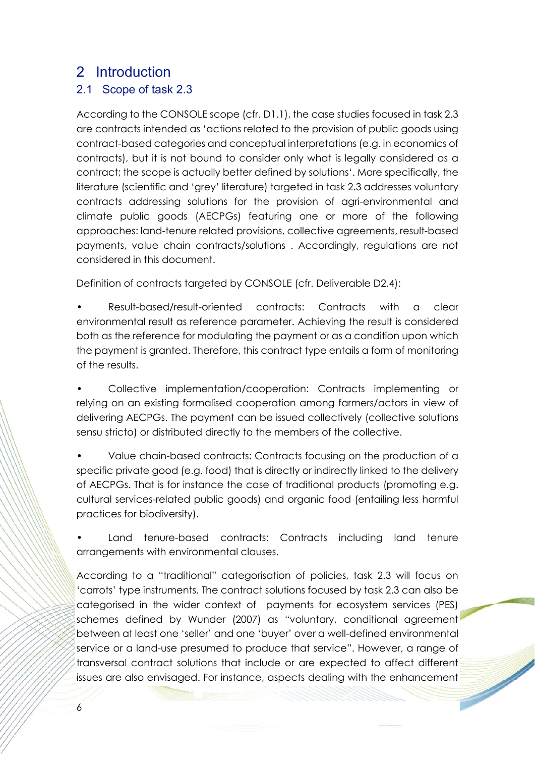# 2 Introduction

## 2.1 Scope of task 2.3

According to the CONSOLE scope (cfr. D1.1), the case studies focused in task 2.3 are contracts intended as 'actions related to the provision of public goods using contract-based categories and conceptual interpretations (e.g. in economics of contracts), but it is not bound to consider only what is legally considered as a contract; the scope is actually better defined by solutions'. More specifically, the literature (scientific and 'grey' literature) targeted in task 2.3 addresses voluntary contracts addressing solutions for the provision of agri-environmental and climate public goods (AECPGs) featuring one or more of the following approaches: land-tenure related provisions, collective agreements, result-based payments, value chain contracts/solutions . Accordingly, regulations are not considered in this document.

Definition of contracts targeted by CONSOLE (cfr. Deliverable D2.4):

- Result-based/result-oriented contracts: Contracts with a clear environmental result as reference parameter. Achieving the result is considered both as the reference for modulating the payment or as a condition upon which the payment is granted. Therefore, this contract type entails a form of monitoring of the results.
- Collective implementation/cooperation: Contracts implementing or relying on an existing formalised cooperation among farmers/actors in view of delivering AECPGs. The payment can be issued collectively (collective solutions sensu stricto) or distributed directly to the members of the collective.
- Value chain-based contracts: Contracts focusing on the production of a specific private good (e.g. food) that is directly or indirectly linked to the delivery of AECPGs. That is for instance the case of traditional products (promoting e.g. cultural services-related public goods) and organic food (entailing less harmful practices for biodiversity).
- Land tenure-based contracts: Contracts including land tenure arrangements with environmental clauses.

According to a "traditional" categorisation of policies, task 2.3 will focus on 'carrots' type instruments. The contract solutions focused by task 2.3 can also be categorised in the wider context of payments for ecosystem services (PES) schemes defined by Wunder (2007) as "voluntary, conditional agreement between at least one 'seller' and one 'buyer' over a well-defined environmental service or a land-use presumed to produce that service". However, a range of transversal contract solutions that include or are expected to affect different issues are also envisaged. For instance, aspects dealing with the enhancement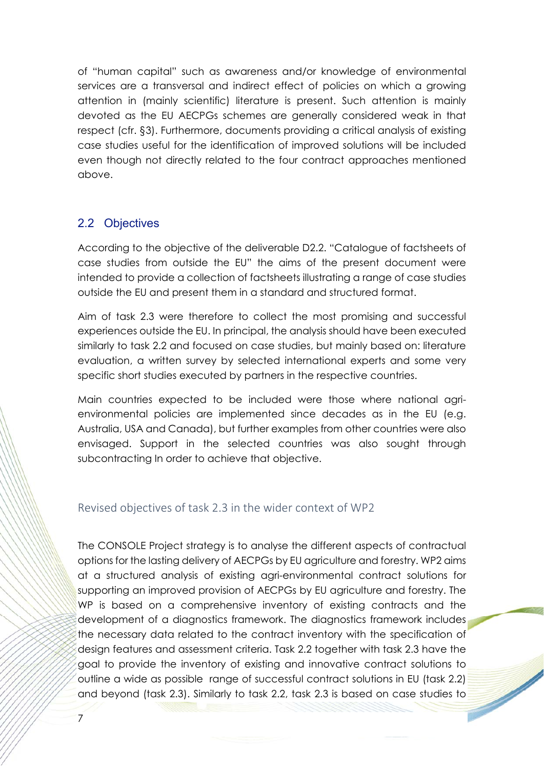of "human capital" such as awareness and/or knowledge of environmental services are a transversal and indirect effect of policies on which a growing attention in (mainly scientific) literature is present. Such attention is mainly devoted as the EU AECPGs schemes are generally considered weak in that respect (cfr. §3). Furthermore, documents providing a critical analysis of existing case studies useful for the identification of improved solutions will be included even though not directly related to the four contract approaches mentioned above.

## 2.2 Objectives

According to the objective of the deliverable D2.2. "Catalogue of factsheets of case studies from outside the EU" the aims of the present document were intended to provide a collection of factsheets illustrating a range of case studies outside the EU and present them in a standard and structured format.

Aim of task 2.3 were therefore to collect the most promising and successful experiences outside the EU. In principal, the analysis should have been executed similarly to task 2.2 and focused on case studies, but mainly based on: literature evaluation, a written survey by selected international experts and some very specific short studies executed by partners in the respective countries.

Main countries expected to be included were those where national agri-environmental policies are implemented since decades as in the EU (e.g. Australia, USA and Canada), but further examples from other countries were also envisaged. Support in the selected countries was also sought through subcontracting In order to achieve that objective.

### Revised objectives of task 2.3 in the wider context of WP2

The CONSOLE Project strategy is to analyse the different aspects of contractual options for the lasting delivery of AECPGs by EU agriculture and forestry. WP2 aims at a structured analysis of existing agri-environmental contract solutions for supporting an improved provision of AECPGs by EU agriculture and forestry. The WP is based on a comprehensive inventory of existing contracts and the development of a diagnostics framework. The diagnostics framework includes the necessary data related to the contract inventory with the specification of design features and assessment criteria. Task 2.2 together with task 2.3 have the goal to provide the inventory of existing and innovative contract solutions to outline a wide as possible range of successful contract solutions in EU (task 2.2) and beyond (task 2.3). Similarly to task 2.2, task 2.3 is based on case studies to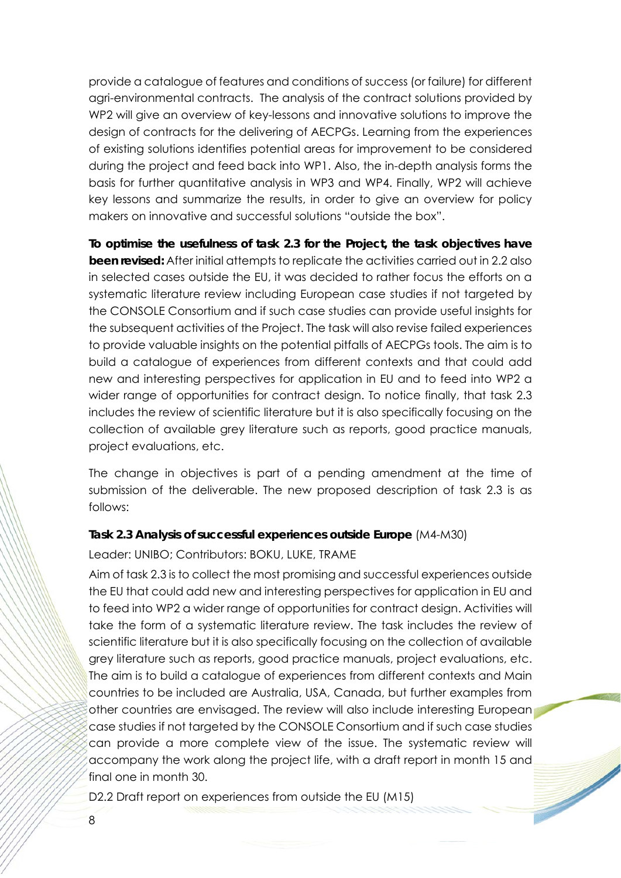provide a catalogue of features and conditions of success (or failure) for different agri-environmental contracts. The analysis of the contract solutions provided by WP2 will give an overview of key-lessons and innovative solutions to improve the design of contracts for the delivering of AECPGs. Learning from the experiences of existing solutions identifies potential areas for improvement to be considered during the project and feed back into WP1. Also, the in-depth analysis forms the basis for further quantitative analysis in WP3 and WP4. Finally, WP2 will achieve key lessons and summarize the results, in order to give an overview for policy makers on innovative and successful solutions "outside the box".

**To optimise the usefulness of task 2.3 for the Project, the task objectives have been revised:** After initial attempts to replicate the activities carried out in 2.2 also in selected cases outside the EU, it was decided to rather focus the efforts on a systematic literature review including European case studies if not targeted by the CONSOLE Consortium and if such case studies can provide useful insights for the subsequent activities of the Project. The task will also revise failed experiences to provide valuable insights on the potential pitfalls of AECPGs tools. The aim is to build a catalogue of experiences from different contexts and that could add new and interesting perspectives for application in EU and to feed into WP2 a wider range of opportunities for contract design. To notice finally, that task 2.3 includes the review of scientific literature but it is also specifically focusing on the collection of available grey literature such as reports, good practice manuals, project evaluations, etc.

The change in objectives is part of a pending amendment at the time of submission of the deliverable. The new proposed description of task 2.3 is as follows:

**Task 2.3 Analysis of successful experiences outside Europe** (M4-M30)

Leader: UNIBO; Contributors: BOKU, LUKE, TRAME

Aim of task 2.3 is to collect the most promising and successful experiences outside the EU that could add new and interesting perspectives for application in EU and to feed into WP2 a wider range of opportunities for contract design. Activities will take the form of a systematic literature review. The task includes the review of scientific literature but it is also specifically focusing on the collection of available grey literature such as reports, good practice manuals, project evaluations, etc. The aim is to build a catalogue of experiences from different contexts and Main countries to be included are Australia, USA, Canada, but further examples from other countries are envisaged. The review will also include interesting European case studies if not targeted by the CONSOLE Consortium and if such case studies can provide a more complete view of the issue. The systematic review will accompany the work along the project life, with a draft report in month 15 and final one in month 30.

D2.2 Draft report on experiences from outside the EU (M15)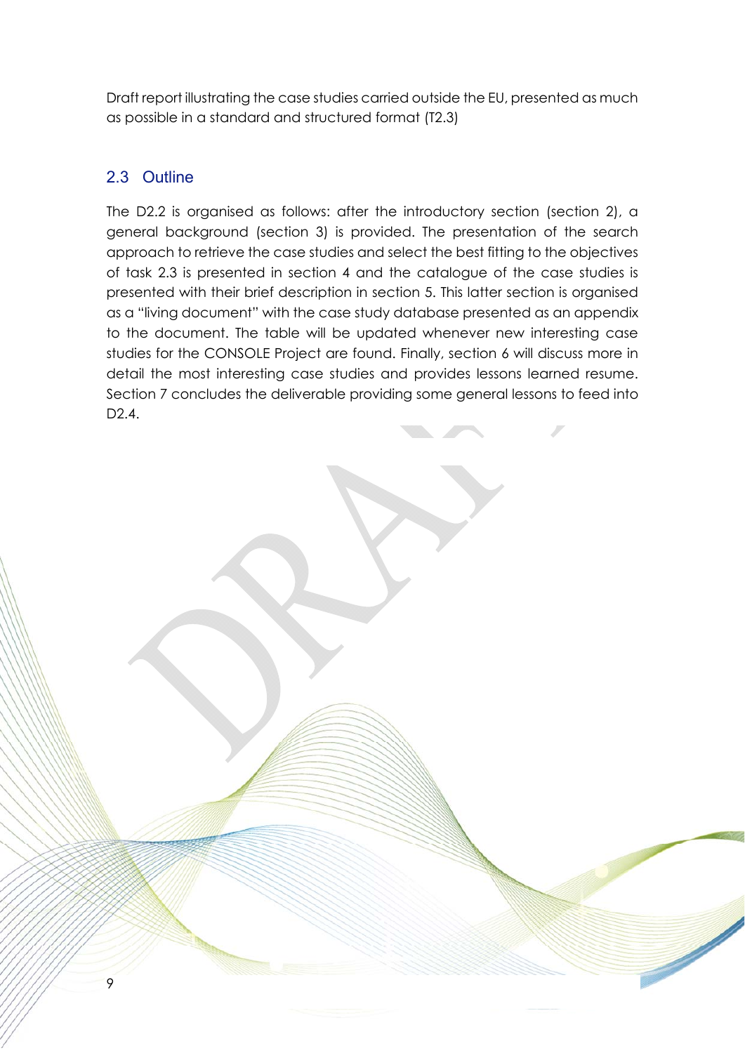Draft report illustrating the case studies carried outside the EU, presented as much as possible in a standard and structured format (T2.3)

## 2.3 Outline

The D2.2 is organised as follows: after the introductory section (section 2), a general background (section 3) is provided. The presentation of the search approach to retrieve the case studies and select the best fitting to the objectives of task 2.3 is presented in section 4 and the catalogue of the case studies is presented with their brief description in section 5. This latter section is organised as a "living document" with the case study database presented as an appendix to the document. The table will be updated whenever new interesting case studies for the CONSOLE Project are found. Finally, section 6 will discuss more in detail the most interesting case studies and provides lessons learned resume. Section 7 concludes the deliverable providing some general lessons to feed into D2.4.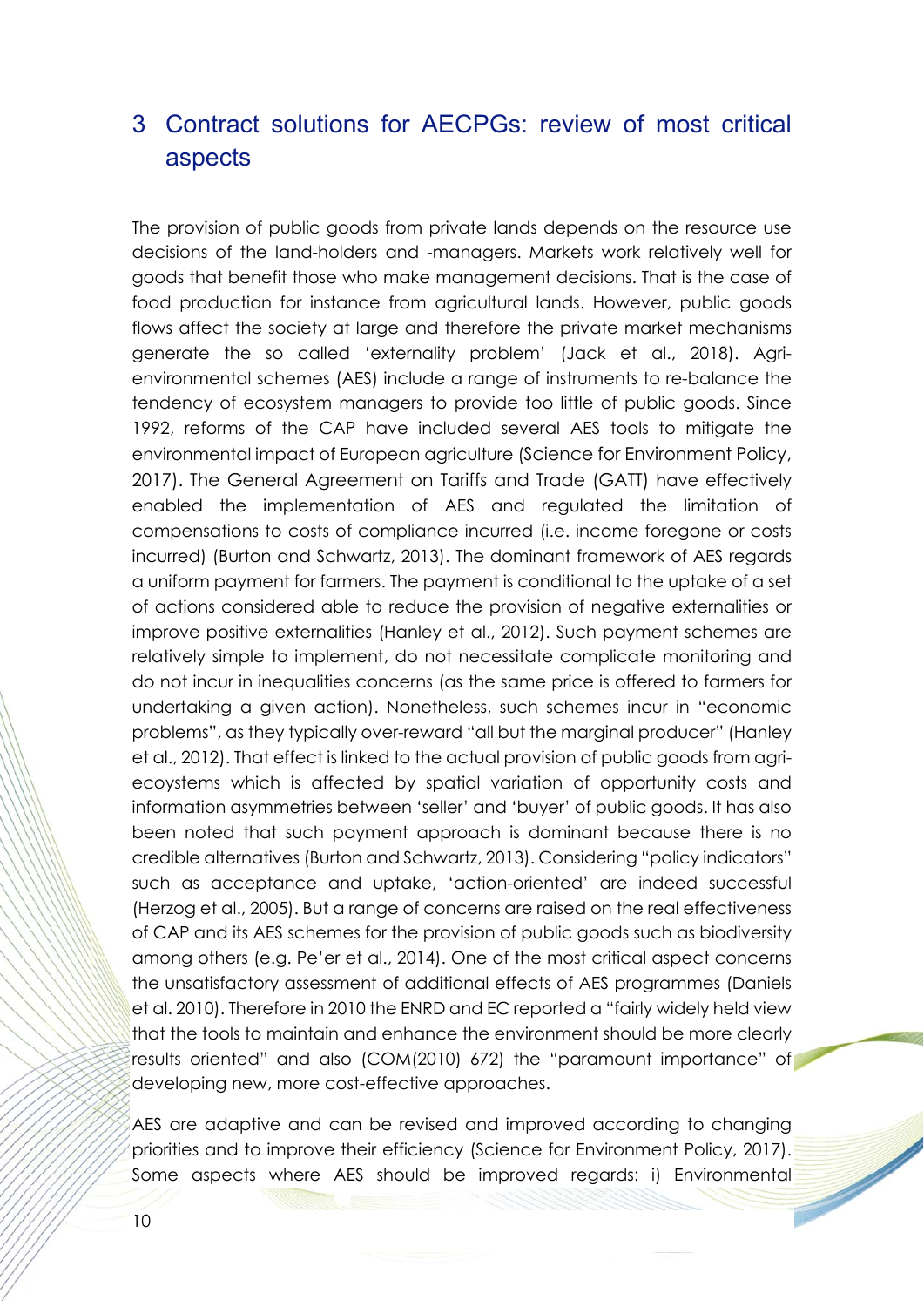# 3 Contract solutions for AECPGs: review of most critical aspects

The provision of public goods from private lands depends on the resource use decisions of the land-holders and -managers. Markets work relatively well for goods that benefit those who make management decisions. That is the case of food production for instance from agricultural lands. However, public goods flows affect the society at large and therefore the private market mechanisms generate the so called 'externality problem' (Jack et al., 2018). Agri-environmental schemes (AES) include a range of instruments to re-balance the tendency of ecosystem managers to provide too little of public goods. Since 1992, reforms of the CAP have included several AES tools to mitigate the environmental impact of European agriculture (Science for Environment Policy, 2017). The General Agreement on Tariffs and Trade (GATT) have effectively enabled the implementation of AES and regulated the limitation of compensations to costs of compliance incurred (i.e. income foregone or costs incurred) (Burton and Schwartz, 2013). The dominant framework of AES regards a uniform payment for farmers. The payment is conditional to the uptake of a set of actions considered able to reduce the provision of negative externalities or improve positive externalities (Hanley et al., 2012). Such payment schemes are relatively simple to implement, do not necessitate complicate monitoring and do not incur in inequalities concerns (as the same price is offered to farmers for undertaking a given action). Nonetheless, such schemes incur in "economic problems", as they typically over-reward "all but the marginal producer" (Hanley et al., 2012). That effect is linked to the actual provision of public goods from agri-ecoystems which is affected by spatial variation of opportunity costs and information asymmetries between 'seller' and 'buyer' of public goods. It has also been noted that such payment approach is dominant because there is no credible alternatives (Burton and Schwartz, 2013). Considering "policy indicators" such as acceptance and uptake, 'action-oriented' are indeed successful (Herzog et al., 2005). But a range of concerns are raised on the real effectiveness of CAP and its AES schemes for the provision of public goods such as biodiversity among others (e.g. Pe'er et al., 2014). One of the most critical aspect concerns the unsatisfactory assessment of additional effects of AES programmes (Daniels et al. 2010). Therefore in 2010 the ENRD and EC reported a "fairly widely held view that the tools to maintain and enhance the environment should be more clearly results oriented" and also (COM(2010) 672) the "paramount importance" of developing new, more cost-effective approaches.

AES are adaptive and can be revised and improved according to changing priorities and to improve their efficiency (Science for Environment Policy, 2017). Some aspects where AES should be improved regards: i) Environmental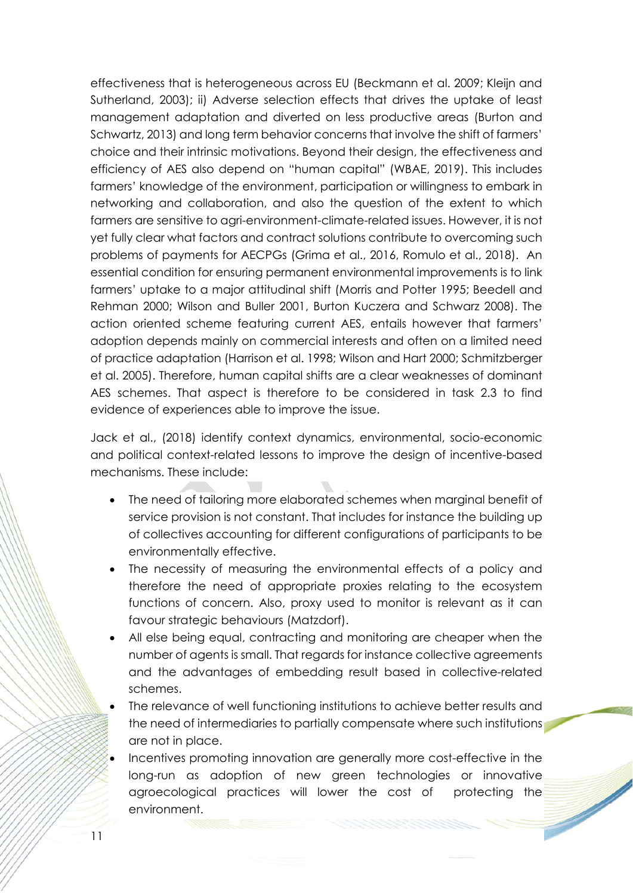effectiveness that is heterogeneous across EU (Beckmann et al. 2009; Kleijn and Sutherland, 2003); ii) Adverse selection effects that drives the uptake of least management adaptation and diverted on less productive areas (Burton and Schwartz, 2013) and long term behavior concerns that involve the shift of farmers' choice and their intrinsic motivations. Beyond their design, the effectiveness and efficiency of AES also depend on "human capital" (WBAE, 2019). This includes farmers' knowledge of the environment, participation or willingness to embark in networking and collaboration, and also the question of the extent to which farmers are sensitive to agri-environment-climate-related issues. However, it is not yet fully clear what factors and contract solutions contribute to overcoming such problems of payments for AECPGs (Grima et al., 2016, Romulo et al., 2018). An essential condition for ensuring permanent environmental improvements is to link farmers' uptake to a major attitudinal shift (Morris and Potter 1995; Beedell and Rehman 2000; Wilson and Buller 2001, Burton Kuczera and Schwarz 2008). The action oriented scheme featuring current AES, entails however that farmers' adoption depends mainly on commercial interests and often on a limited need of practice adaptation (Harrison et al. 1998; Wilson and Hart 2000; Schmitzberger et al. 2005). Therefore, human capital shifts are a clear weaknesses of dominant AES schemes. That aspect is therefore to be considered in task 2.3 to find evidence of experiences able to improve the issue.

Jack et al., (2018) identify context dynamics, environmental, socio-economic and political context-related lessons to improve the design of incentive-based mechanisms. These include:

- The need of tailoring more elaborated schemes when marginal benefit of service provision is not constant. That includes for instance the building up of collectives accounting for different configurations of participants to be environmentally effective.
- The necessity of measuring the environmental effects of a policy and therefore the need of appropriate proxies relating to the ecosystem functions of concern. Also, proxy used to monitor is relevant as it can favour strategic behaviours (Matzdorf).
- All else being equal, contracting and monitoring are cheaper when the number of agents is small. That regards for instance collective agreements and the advantages of embedding result based in collective-related schemes.
- The relevance of well functioning institutions to achieve better results and the need of intermediaries to partially compensate where such institutions are not in place.
- Incentives promoting innovation are generally more cost-effective in the long-run as adoption of new green technologies or innovative agroecological practices will lower the cost of protecting the environment.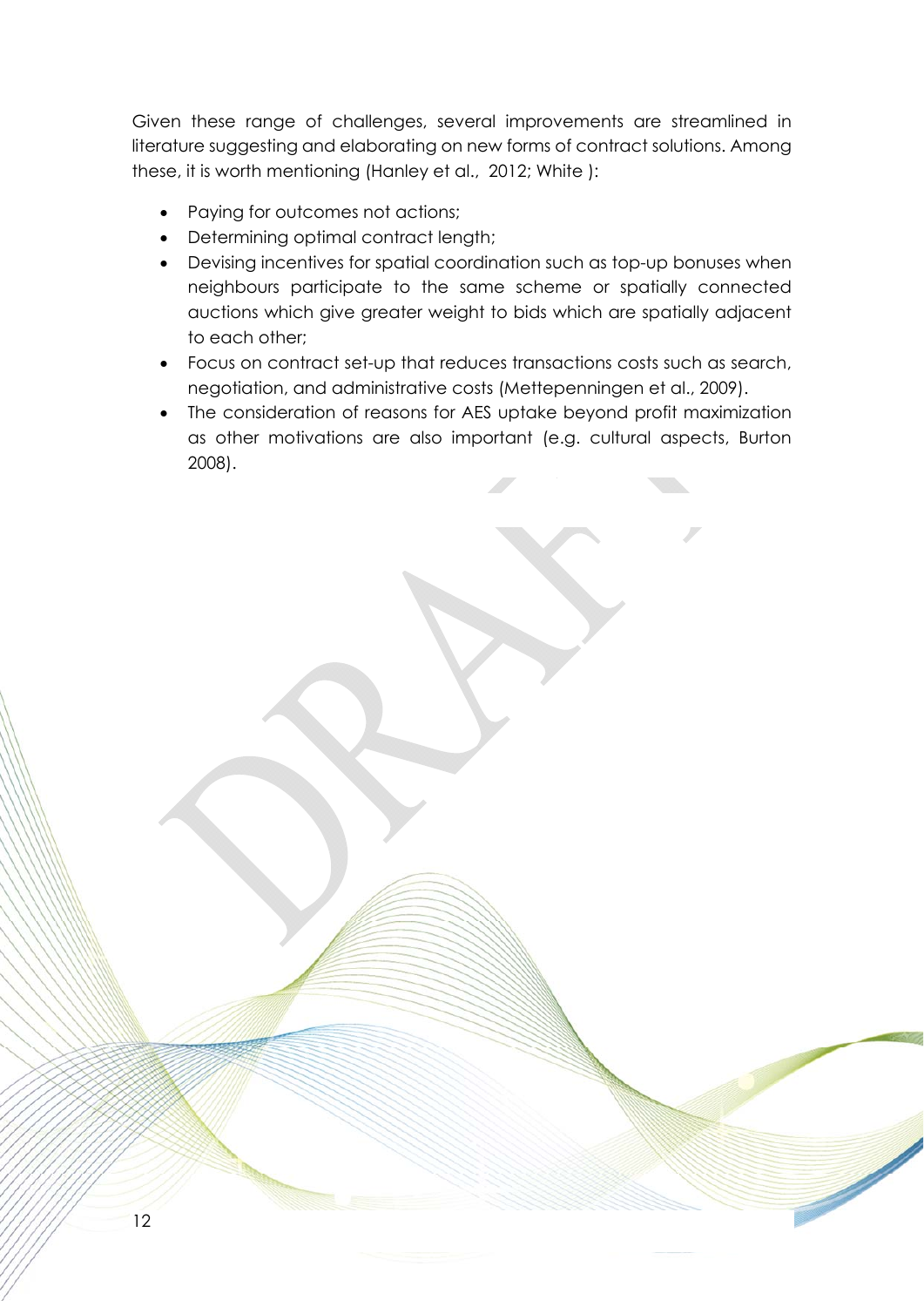Given these range of challenges, several improvements are streamlined in literature suggesting and elaborating on new forms of contract solutions. Among these, it is worth mentioning (Hanley et al., 2012; White ):

- Paying for outcomes not actions;
- Determining optimal contract length;
- Devising incentives for spatial coordination such as top-up bonuses when neighbours participate to the same scheme or spatially connected auctions which give greater weight to bids which are spatially adjacent to each other;
- Focus on contract set-up that reduces transactions costs such as search, negotiation, and administrative costs (Mettepenningen et al., 2009).
- The consideration of reasons for AES uptake beyond profit maximization as other motivations are also important (e.g. cultural aspects, Burton 2008).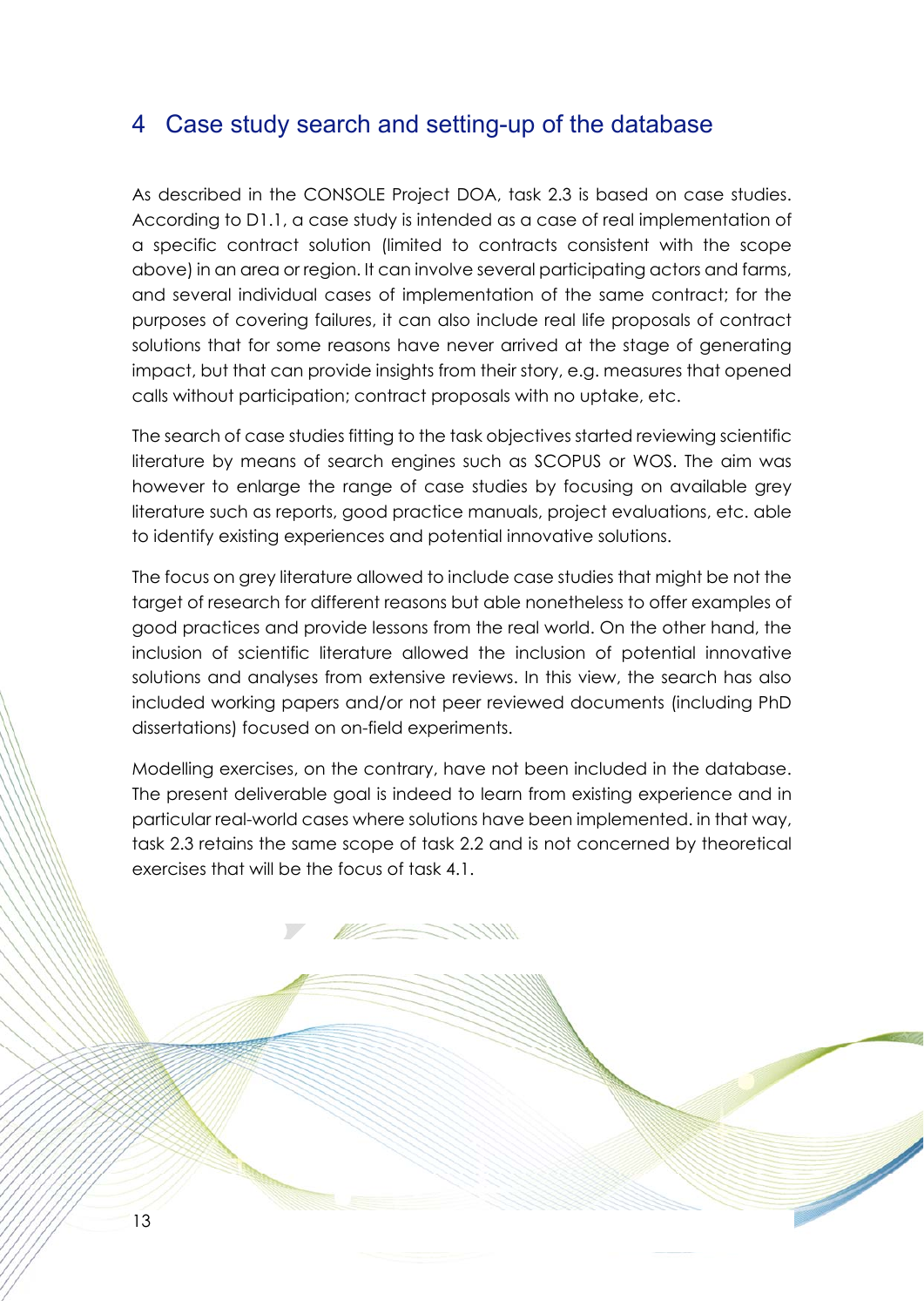# 4 Case study search and setting-up of the database

As described in the CONSOLE Project DOA, task 2.3 is based on case studies. According to D1.1, a case study is intended as a case of real implementation of a specific contract solution (limited to contracts consistent with the scope above) in an area or region. It can involve several participating actors and farms, and several individual cases of implementation of the same contract; for the purposes of covering failures, it can also include real life proposals of contract solutions that for some reasons have never arrived at the stage of generating impact, but that can provide insights from their story, e.g. measures that opened calls without participation; contract proposals with no uptake, etc.

The search of case studies fitting to the task objectives started reviewing scientific literature by means of search engines such as SCOPUS or WOS. The aim was however to enlarge the range of case studies by focusing on available grey literature such as reports, good practice manuals, project evaluations, etc. able to identify existing experiences and potential innovative solutions.

The focus on grey literature allowed to include case studies that might be not the target of research for different reasons but able nonetheless to offer examples of good practices and provide lessons from the real world. On the other hand, the inclusion of scientific literature allowed the inclusion of potential innovative solutions and analyses from extensive reviews. In this view, the search has also included working papers and/or not peer reviewed documents (including PhD dissertations) focused on on-field experiments.

Modelling exercises, on the contrary, have not been included in the database. The present deliverable goal is indeed to learn from existing experience and in particular real-world cases where solutions have been implemented. in that way, task 2.3 retains the same scope of task 2.2 and is not concerned by theoretical exercises that will be the focus of task 4.1.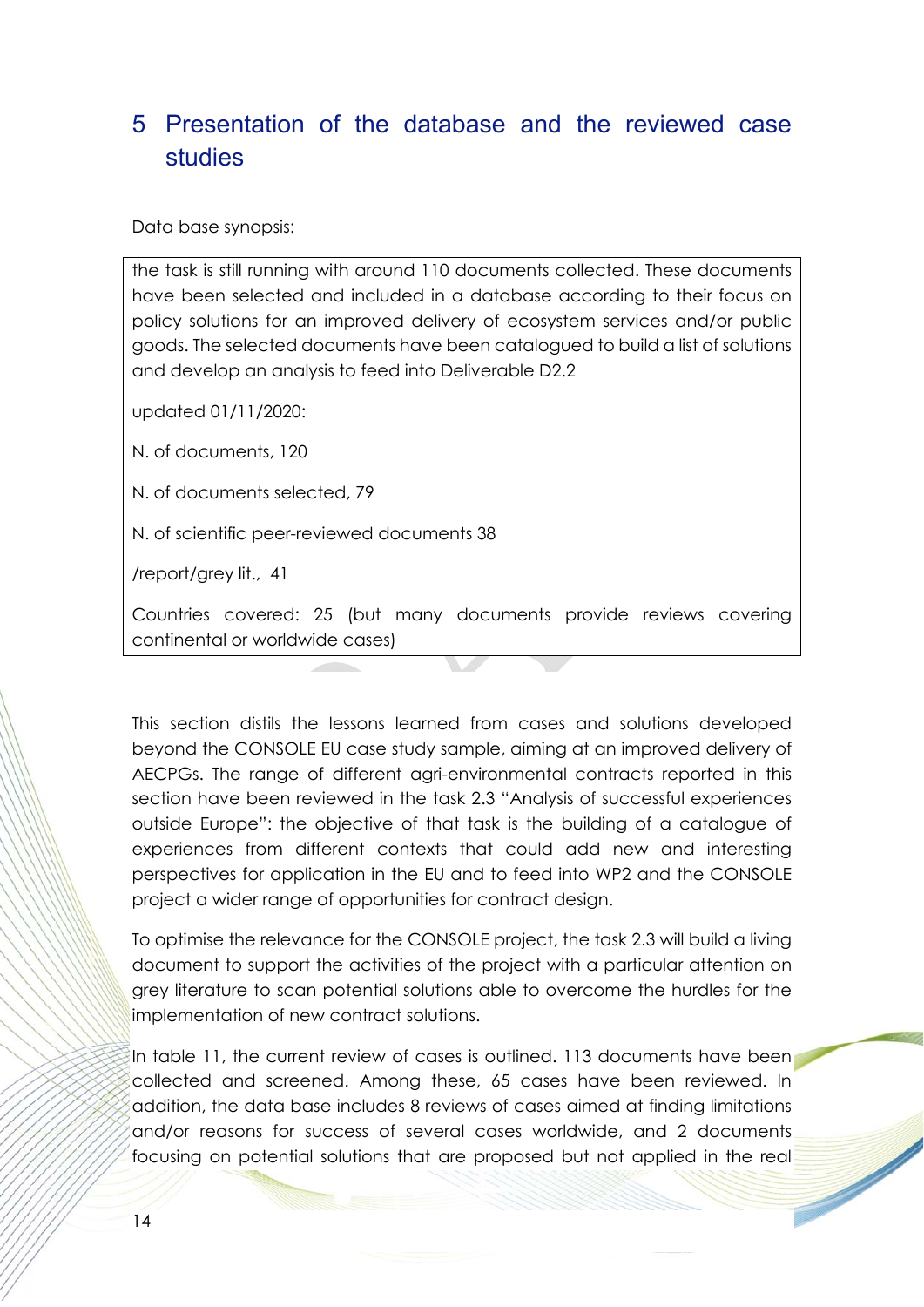# 5 Presentation of the database and the reviewed case studies

Data base synopsis:

> the task is still running with around 110 documents collected. These documents have been selected and included in a database according to their focus on policy solutions for an improved delivery of ecosystem services and/or public goods. The selected documents have been catalogued to build a list of solutions and develop an analysis to feed into Deliverable D2.2
>
> updated 01/11/2020:
>
> N. of documents, 120
>
> N. of documents selected, 79
>
> N. of scientific peer-reviewed documents 38
>
> /report/grey lit., 41
>
> Countries covered: 25 (but many documents provide reviews covering continental or worldwide cases)

This section distils the lessons learned from cases and solutions developed beyond the CONSOLE EU case study sample, aiming at an improved delivery of AECPGs. The range of different agri-environmental contracts reported in this section have been reviewed in the task 2.3 “Analysis of successful experiences outside Europe”: the objective of that task is the building of a catalogue of experiences from different contexts that could add new and interesting perspectives for application in the EU and to feed into WP2 and the CONSOLE project a wider range of opportunities for contract design.

To optimise the relevance for the CONSOLE project, the task 2.3 will build a living document to support the activities of the project with a particular attention on grey literature to scan potential solutions able to overcome the hurdles for the implementation of new contract solutions.

In table 11, the current review of cases is outlined. 113 documents have been collected and screened. Among these, 65 cases have been reviewed. In addition, the data base includes 8 reviews of cases aimed at finding limitations and/or reasons for success of several cases worldwide, and 2 documents focusing on potential solutions that are proposed but not applied in the real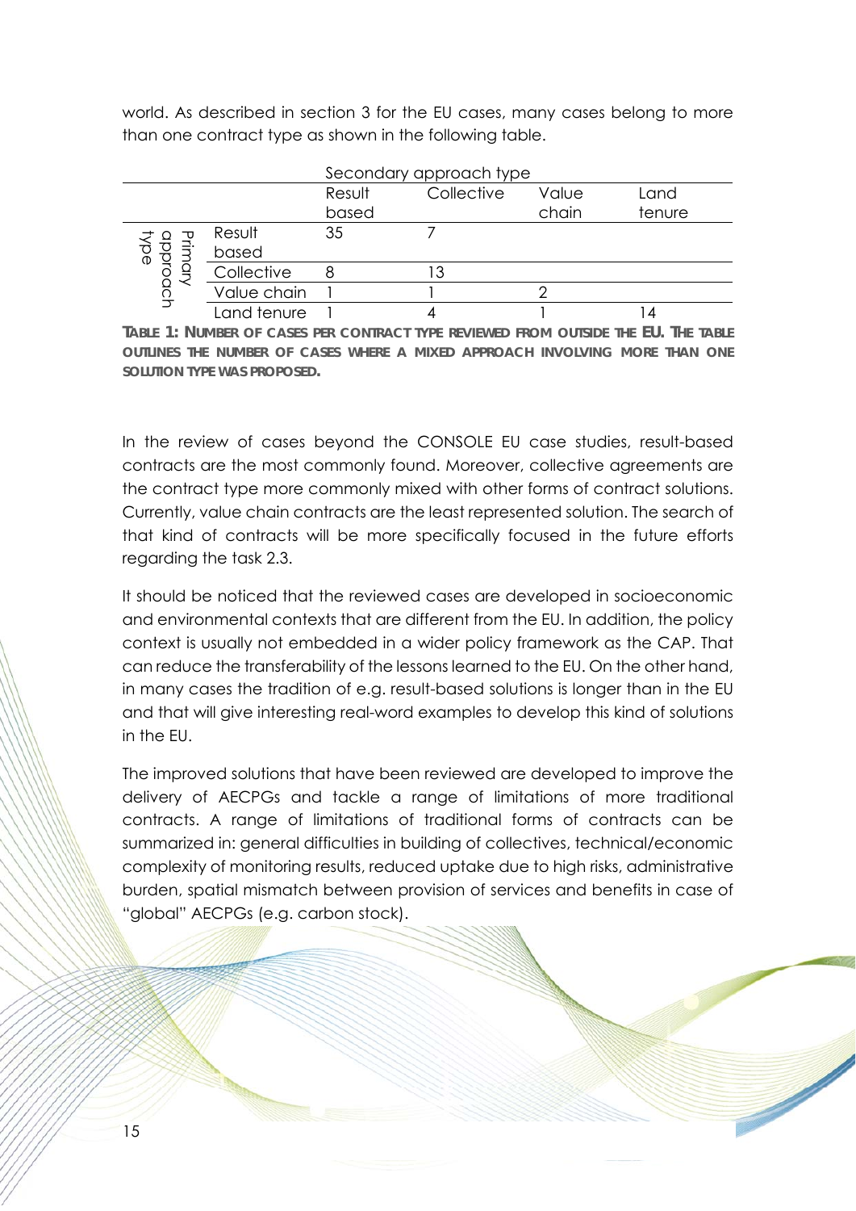world. As described in section 3 for the EU cases, many cases belong to more than one contract type as shown in the following table.

| | | Secondary approach type | | | |
|---|---|---|---|---|---|
| | | Result based | Collective | Value chain | Land tenure |
| Primary approach type | Result based | 35 | 7 | | |
| | Collective | 8 | 13 | | |
| | Value chain | 1 | 1 | 2 | |
| | Land tenure | 1 | 4 | 1 | 14 |

**Table 1: Number of cases per contract type reviewed from outside the EU. The table outlines the number of cases where a mixed approach involving more than one solution type was proposed.**

In the review of cases beyond the CONSOLE EU case studies, result-based contracts are the most commonly found. Moreover, collective agreements are the contract type more commonly mixed with other forms of contract solutions. Currently, value chain contracts are the least represented solution. The search of that kind of contracts will be more specifically focused in the future efforts regarding the task 2.3.

It should be noticed that the reviewed cases are developed in socioeconomic and environmental contexts that are different from the EU. In addition, the policy context is usually not embedded in a wider policy framework as the CAP. That can reduce the transferability of the lessons learned to the EU. On the other hand, in many cases the tradition of e.g. result-based solutions is longer than in the EU and that will give interesting real-word examples to develop this kind of solutions in the EU.

The improved solutions that have been reviewed are developed to improve the delivery of AECPGs and tackle a range of limitations of more traditional contracts. A range of limitations of traditional forms of contracts can be summarized in: general difficulties in building of collectives, technical/economic complexity of monitoring results, reduced uptake due to high risks, administrative burden, spatial mismatch between provision of services and benefits in case of "global" AECPGs (e.g. carbon stock).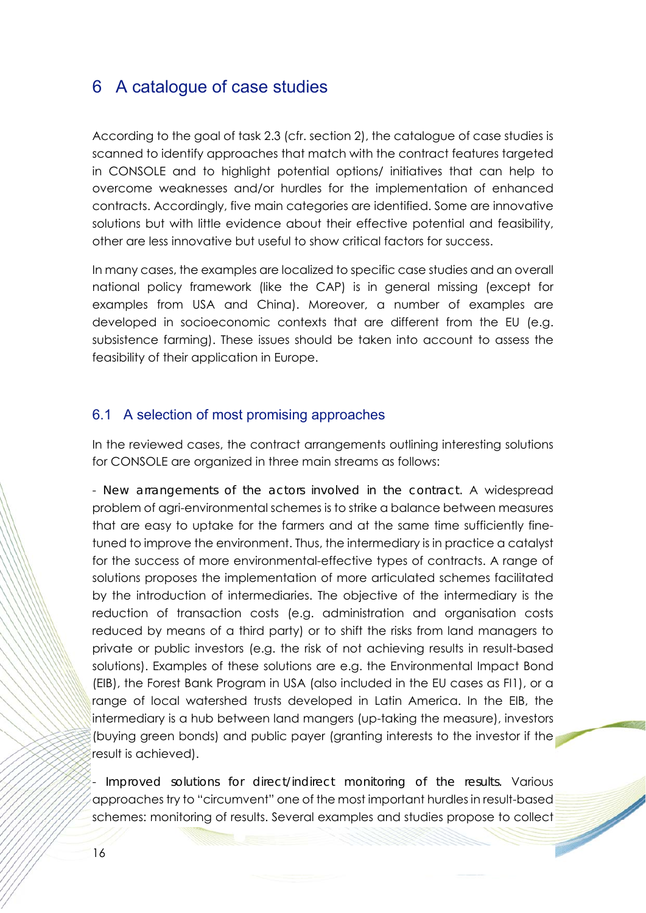# 6 A catalogue of case studies

According to the goal of task 2.3 (cfr. section 2), the catalogue of case studies is scanned to identify approaches that match with the contract features targeted in CONSOLE and to highlight potential options/ initiatives that can help to overcome weaknesses and/or hurdles for the implementation of enhanced contracts. Accordingly, five main categories are identified. Some are innovative solutions but with little evidence about their effective potential and feasibility, other are less innovative but useful to show critical factors for success.

In many cases, the examples are localized to specific case studies and an overall national policy framework (like the CAP) is in general missing (except for examples from USA and China). Moreover, a number of examples are developed in socioeconomic contexts that are different from the EU (e.g. subsistence farming). These issues should be taken into account to assess the feasibility of their application in Europe.

## 6.1 A selection of most promising approaches

In the reviewed cases, the contract arrangements outlining interesting solutions for CONSOLE are organized in three main streams as follows:

- New arrangements of the actors involved in the contract. A widespread problem of agri-environmental schemes is to strike a balance between measures that are easy to uptake for the farmers and at the same time sufficiently fine-tuned to improve the environment. Thus, the intermediary is in practice a catalyst for the success of more environmental-effective types of contracts. A range of solutions proposes the implementation of more articulated schemes facilitated by the introduction of intermediaries. The objective of the intermediary is the reduction of transaction costs (e.g. administration and organisation costs reduced by means of a third party) or to shift the risks from land managers to private or public investors (e.g. the risk of not achieving results in result-based solutions). Examples of these solutions are e.g. the Environmental Impact Bond (EIB), the Forest Bank Program in USA (also included in the EU cases as FI1), or a range of local watershed trusts developed in Latin America. In the EIB, the intermediary is a hub between land mangers (up-taking the measure), investors (buying green bonds) and public payer (granting interests to the investor if the result is achieved).

- Improved solutions for direct/indirect monitoring of the results. Various approaches try to "circumvent" one of the most important hurdles in result-based schemes: monitoring of results. Several examples and studies propose to collect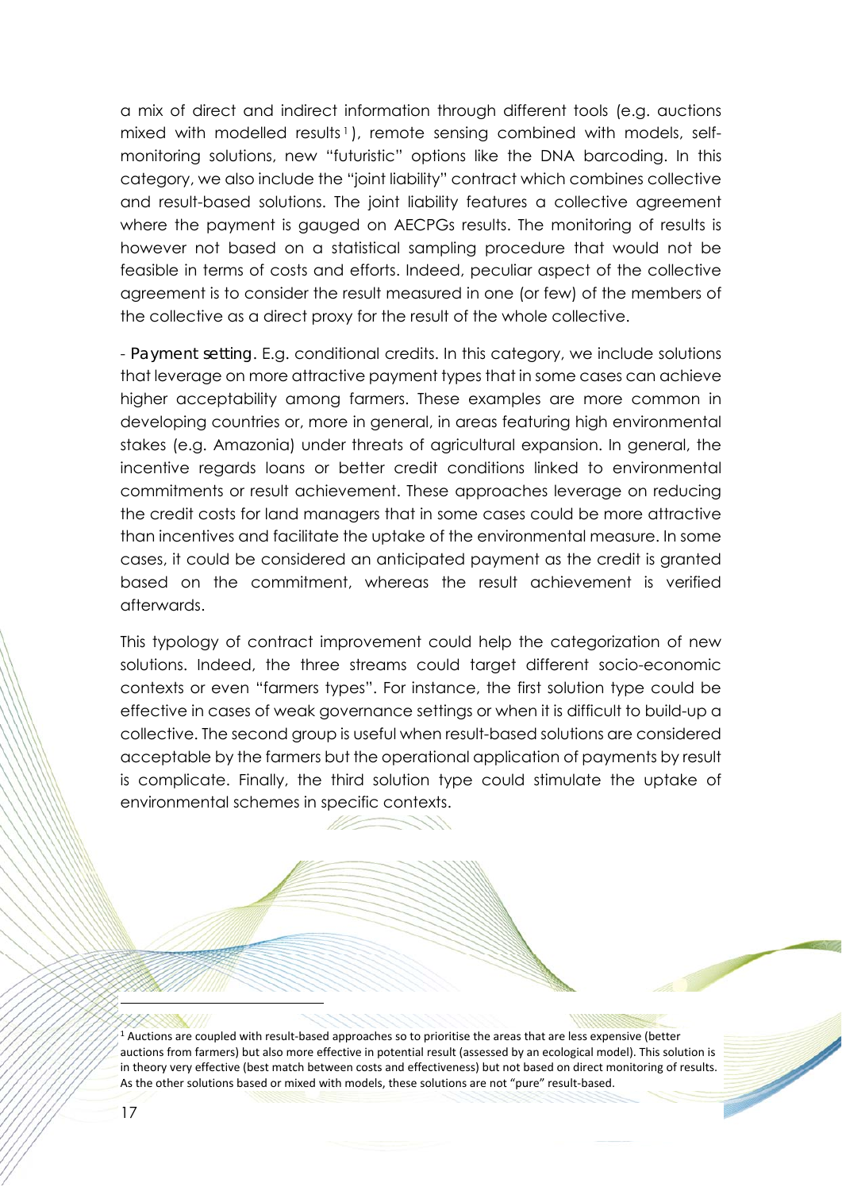a mix of direct and indirect information through different tools (e.g. auctions mixed with modelled results[1]), remote sensing combined with models, self-monitoring solutions, new "futuristic" options like the DNA barcoding. In this category, we also include the "joint liability" contract which combines collective and result-based solutions. The joint liability features a collective agreement where the payment is gauged on AECPGs results. The monitoring of results is however not based on a statistical sampling procedure that would not be feasible in terms of costs and efforts. Indeed, peculiar aspect of the collective agreement is to consider the result measured in one (or few) of the members of the collective as a direct proxy for the result of the whole collective.

- Payment setting. E.g. conditional credits. In this category, we include solutions that leverage on more attractive payment types that in some cases can achieve higher acceptability among farmers. These examples are more common in developing countries or, more in general, in areas featuring high environmental stakes (e.g. Amazonia) under threats of agricultural expansion. In general, the incentive regards loans or better credit conditions linked to environmental commitments or result achievement. These approaches leverage on reducing the credit costs for land managers that in some cases could be more attractive than incentives and facilitate the uptake of the environmental measure. In some cases, it could be considered an anticipated payment as the credit is granted based on the commitment, whereas the result achievement is verified afterwards.

This typology of contract improvement could help the categorization of new solutions. Indeed, the three streams could target different socio-economic contexts or even "farmers types". For instance, the first solution type could be effective in cases of weak governance settings or when it is difficult to build-up a collective. The second group is useful when result-based solutions are considered acceptable by the farmers but the operational application of payments by result is complicate. Finally, the third solution type could stimulate the uptake of environmental schemes in specific contexts.

[1] Auctions are coupled with result-based approaches so to prioritise the areas that are less expensive (better auctions from farmers) but also more effective in potential result (assessed by an ecological model). This solution is in theory very effective (best match between costs and effectiveness) but not based on direct monitoring of results. As the other solutions based or mixed with models, these solutions are not "pure" result-based.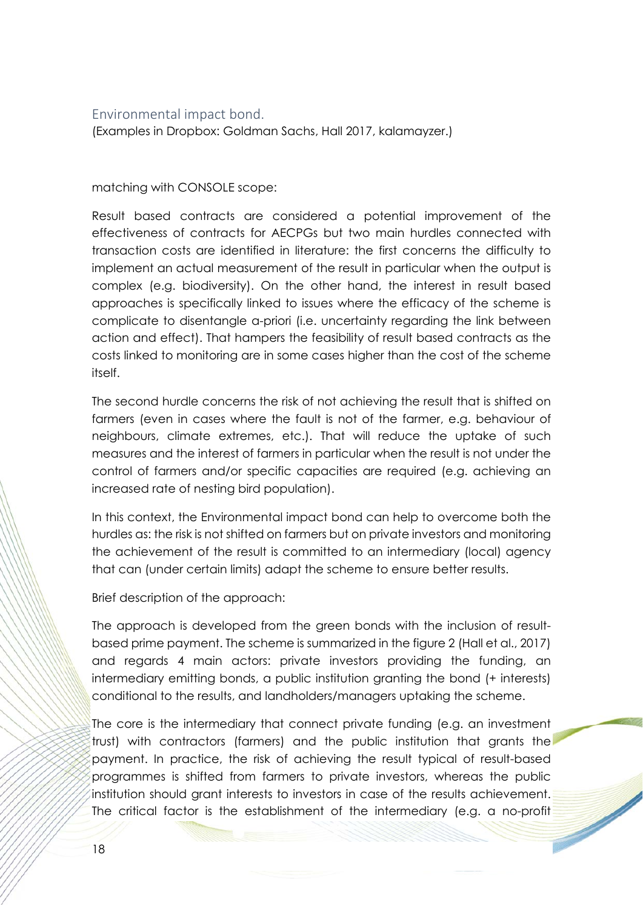## Environmental impact bond.

(Examples in Dropbox: Goldman Sachs, Hall 2017, kalamayzer.)

matching with CONSOLE scope:

Result based contracts are considered a potential improvement of the effectiveness of contracts for AECPGs but two main hurdles connected with transaction costs are identified in literature: the first concerns the difficulty to implement an actual measurement of the result in particular when the output is complex (e.g. biodiversity). On the other hand, the interest in result based approaches is specifically linked to issues where the efficacy of the scheme is complicate to disentangle a-priori (i.e. uncertainty regarding the link between action and effect). That hampers the feasibility of result based contracts as the costs linked to monitoring are in some cases higher than the cost of the scheme itself.

The second hurdle concerns the risk of not achieving the result that is shifted on farmers (even in cases where the fault is not of the farmer, e.g. behaviour of neighbours, climate extremes, etc.). That will reduce the uptake of such measures and the interest of farmers in particular when the result is not under the control of farmers and/or specific capacities are required (e.g. achieving an increased rate of nesting bird population).

In this context, the Environmental impact bond can help to overcome both the hurdles as: the risk is not shifted on farmers but on private investors and monitoring the achievement of the result is committed to an intermediary (local) agency that can (under certain limits) adapt the scheme to ensure better results.

Brief description of the approach:

The approach is developed from the green bonds with the inclusion of result-based prime payment. The scheme is summarized in the figure 2 (Hall et al., 2017) and regards 4 main actors: private investors providing the funding, an intermediary emitting bonds, a public institution granting the bond (+ interests) conditional to the results, and landholders/managers uptaking the scheme.

The core is the intermediary that connect private funding (e.g. an investment trust) with contractors (farmers) and the public institution that grants the payment. In practice, the risk of achieving the result typical of result-based programmes is shifted from farmers to private investors, whereas the public institution should grant interests to investors in case of the results achievement. The critical factor is the establishment of the intermediary (e.g. a no-profit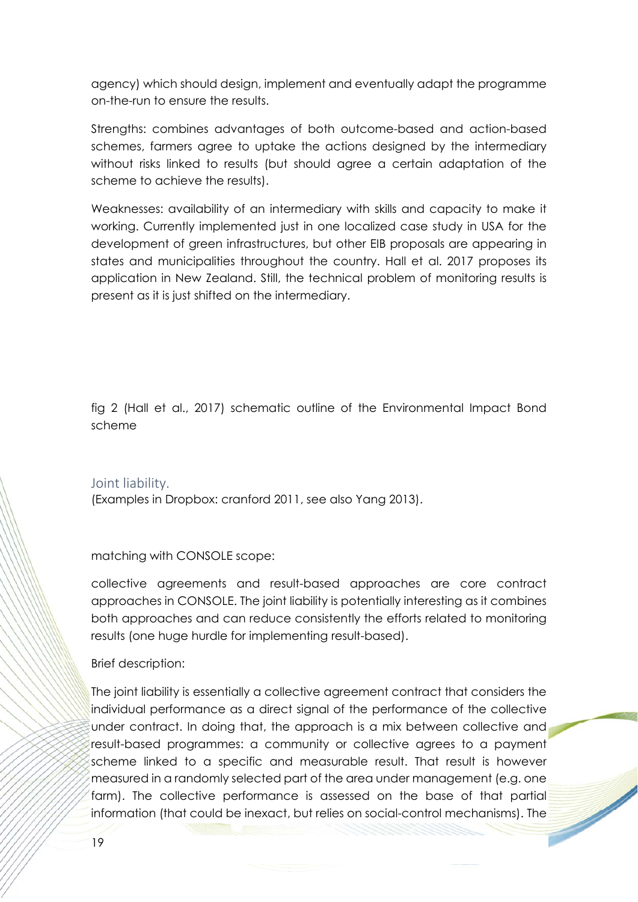agency) which should design, implement and eventually adapt the programme on-the-run to ensure the results.

Strengths: combines advantages of both outcome-based and action-based schemes, farmers agree to uptake the actions designed by the intermediary without risks linked to results (but should agree a certain adaptation of the scheme to achieve the results).

Weaknesses: availability of an intermediary with skills and capacity to make it working. Currently implemented just in one localized case study in USA for the development of green infrastructures, but other EIB proposals are appearing in states and municipalities throughout the country. Hall et al. 2017 proposes its application in New Zealand. Still, the technical problem of monitoring results is present as it is just shifted on the intermediary.

fig 2 (Hall et al., 2017) schematic outline of the Environmental Impact Bond scheme

## Joint liability.

(Examples in Dropbox: cranford 2011, see also Yang 2013).

matching with CONSOLE scope:

collective agreements and result-based approaches are core contract approaches in CONSOLE. The joint liability is potentially interesting as it combines both approaches and can reduce consistently the efforts related to monitoring results (one huge hurdle for implementing result-based).

Brief description:

The joint liability is essentially a collective agreement contract that considers the individual performance as a direct signal of the performance of the collective under contract. In doing that, the approach is a mix between collective and result-based programmes: a community or collective agrees to a payment scheme linked to a specific and measurable result. That result is however measured in a randomly selected part of the area under management (e.g. one farm). The collective performance is assessed on the base of that partial information (that could be inexact, but relies on social-control mechanisms). The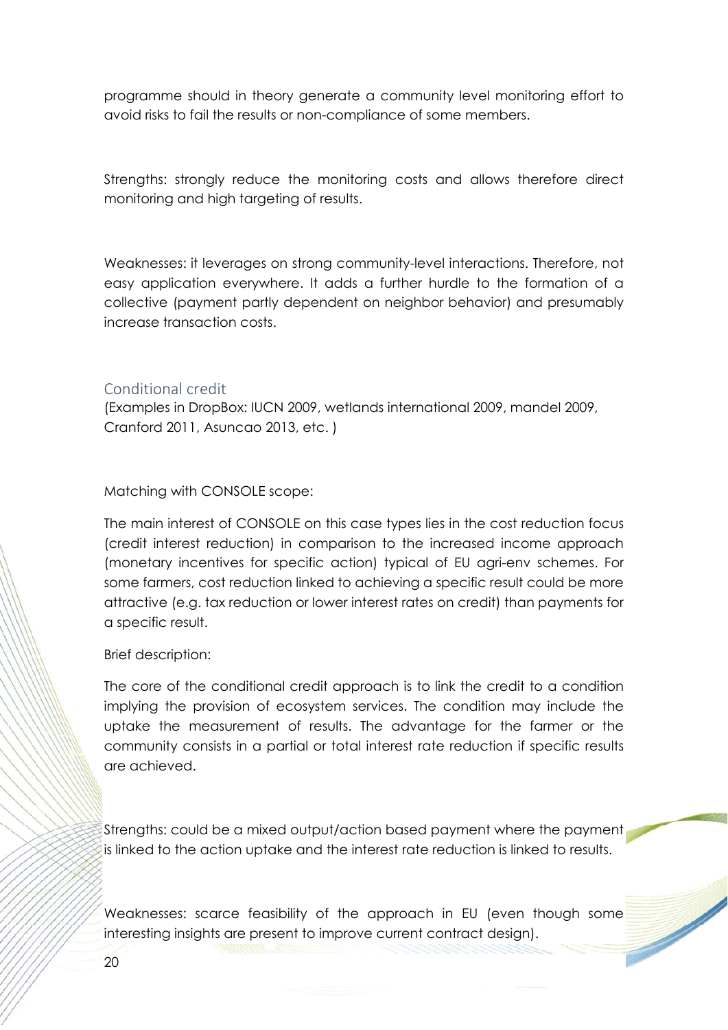programme should in theory generate a community level monitoring effort to avoid risks to fail the results or non-compliance of some members.

Strengths: strongly reduce the monitoring costs and allows therefore direct monitoring and high targeting of results.

Weaknesses: it leverages on strong community-level interactions. Therefore, not easy application everywhere. It adds a further hurdle to the formation of a collective (payment partly dependent on neighbor behavior) and presumably increase transaction costs.

### Conditional credit

(Examples in DropBox: IUCN 2009, wetlands international 2009, mandel 2009, Cranford 2011, Asuncao 2013, etc. )

Matching with CONSOLE scope:

The main interest of CONSOLE on this case types lies in the cost reduction focus (credit interest reduction) in comparison to the increased income approach (monetary incentives for specific action) typical of EU agri-env schemes. For some farmers, cost reduction linked to achieving a specific result could be more attractive (e.g. tax reduction or lower interest rates on credit) than payments for a specific result.

Brief description:

The core of the conditional credit approach is to link the credit to a condition implying the provision of ecosystem services. The condition may include the uptake the measurement of results. The advantage for the farmer or the community consists in a partial or total interest rate reduction if specific results are achieved.

Strengths: could be a mixed output/action based payment where the payment is linked to the action uptake and the interest rate reduction is linked to results.

Weaknesses: scarce feasibility of the approach in EU (even though some interesting insights are present to improve current contract design).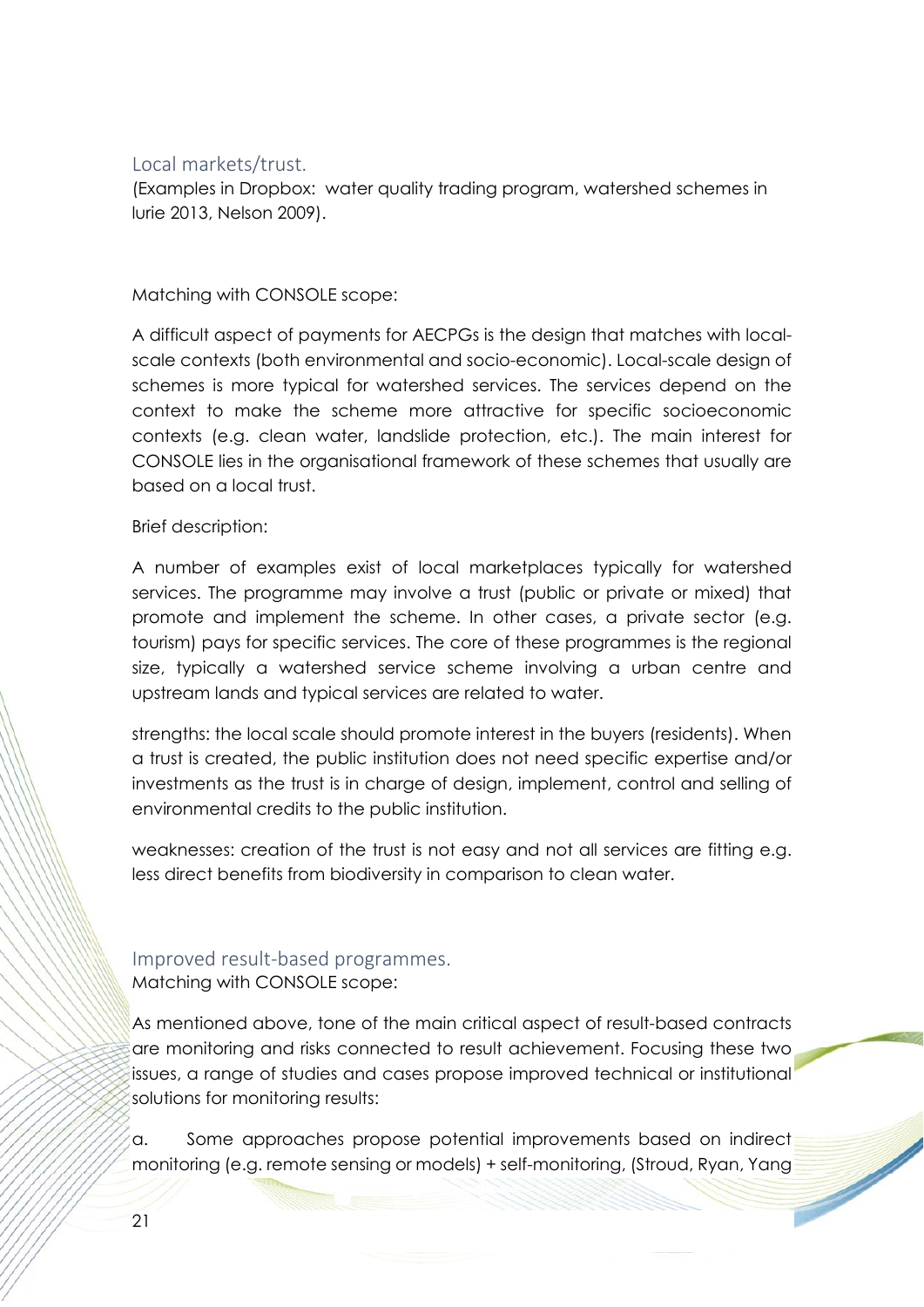### Local markets/trust.

(Examples in Dropbox: water quality trading program, watershed schemes in lurie 2013, Nelson 2009).

Matching with CONSOLE scope:

A difficult aspect of payments for AECPGs is the design that matches with local-scale contexts (both environmental and socio-economic). Local-scale design of schemes is more typical for watershed services. The services depend on the context to make the scheme more attractive for specific socioeconomic contexts (e.g. clean water, landslide protection, etc.). The main interest for CONSOLE lies in the organisational framework of these schemes that usually are based on a local trust.

Brief description:

A number of examples exist of local marketplaces typically for watershed services. The programme may involve a trust (public or private or mixed) that promote and implement the scheme. In other cases, a private sector (e.g. tourism) pays for specific services. The core of these programmes is the regional size, typically a watershed service scheme involving a urban centre and upstream lands and typical services are related to water.

strengths: the local scale should promote interest in the buyers (residents). When a trust is created, the public institution does not need specific expertise and/or investments as the trust is in charge of design, implement, control and selling of environmental credits to the public institution.

weaknesses: creation of the trust is not easy and not all services are fitting e.g. less direct benefits from biodiversity in comparison to clean water.

### Improved result-based programmes.

Matching with CONSOLE scope:

As mentioned above, tone of the main critical aspect of result-based contracts are monitoring and risks connected to result achievement. Focusing these two issues, a range of studies and cases propose improved technical or institutional solutions for monitoring results:

a. Some approaches propose potential improvements based on indirect monitoring (e.g. remote sensing or models) + self-monitoring, (Stroud, Ryan, Yang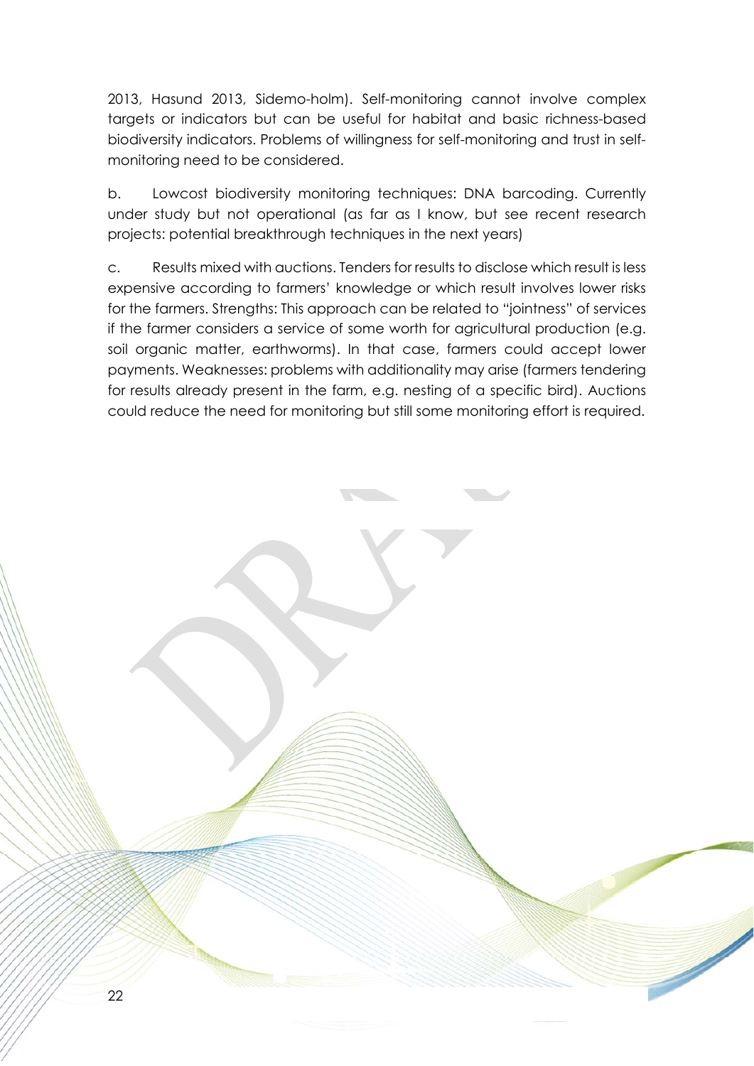2013, Hasund 2013, Sidemo-holm). Self-monitoring cannot involve complex targets or indicators but can be useful for habitat and basic richness-based biodiversity indicators. Problems of willingness for self-monitoring and trust in self-monitoring need to be considered.

b. Lowcost biodiversity monitoring techniques: DNA barcoding. Currently under study but not operational (as far as I know, but see recent research projects: potential breakthrough techniques in the next years)

c. Results mixed with auctions. Tenders for results to disclose which result is less expensive according to farmers' knowledge or which result involves lower risks for the farmers. Strengths: This approach can be related to "jointness" of services if the farmer considers a service of some worth for agricultural production (e.g. soil organic matter, earthworms). In that case, farmers could accept lower payments. Weaknesses: problems with additionality may arise (farmers tendering for results already present in the farm, e.g. nesting of a specific bird). Auctions could reduce the need for monitoring but still some monitoring effort is required.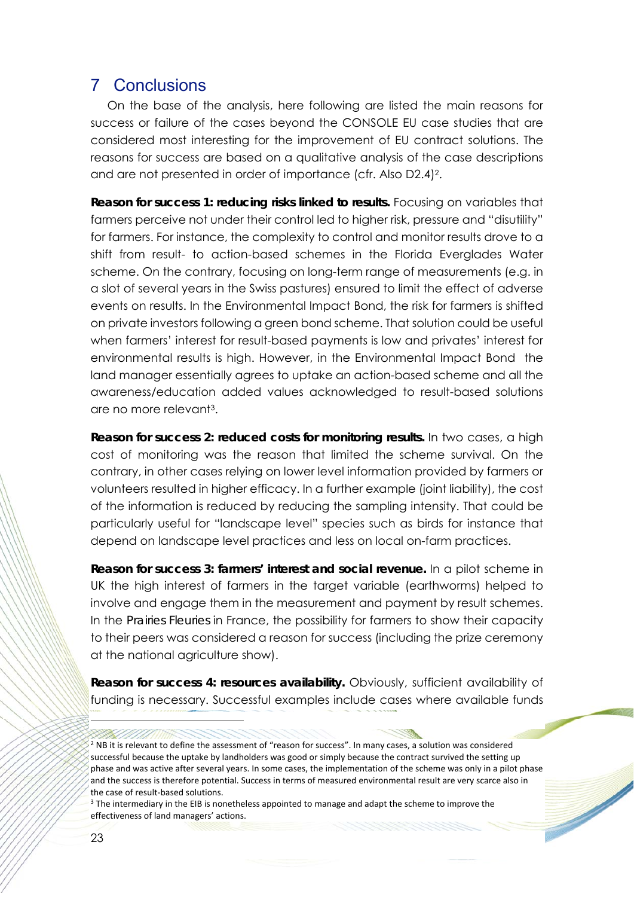# 7 Conclusions

On the base of the analysis, here following are listed the main reasons for success or failure of the cases beyond the CONSOLE EU case studies that are considered most interesting for the improvement of EU contract solutions. The reasons for success are based on a qualitative analysis of the case descriptions and are not presented in order of importance (cfr. Also D2.4)[2].

**Reason for success 1: reducing risks linked to results.** Focusing on variables that farmers perceive not under their control led to higher risk, pressure and "disutility" for farmers. For instance, the complexity to control and monitor results drove to a shift from result- to action-based schemes in the Florida Everglades Water scheme. On the contrary, focusing on long-term range of measurements (e.g. in a slot of several years in the Swiss pastures) ensured to limit the effect of adverse events on results. In the Environmental Impact Bond, the risk for farmers is shifted on private investors following a green bond scheme. That solution could be useful when farmers' interest for result-based payments is low and privates' interest for environmental results is high. However, in the Environmental Impact Bond the land manager essentially agrees to uptake an action-based scheme and all the awareness/education added values acknowledged to result-based solutions are no more relevant[3].

**Reason for success 2: reduced costs for monitoring results.** In two cases, a high cost of monitoring was the reason that limited the scheme survival. On the contrary, in other cases relying on lower level information provided by farmers or volunteers resulted in higher efficacy. In a further example (joint liability), the cost of the information is reduced by reducing the sampling intensity. That could be particularly useful for "landscape level" species such as birds for instance that depend on landscape level practices and less on local on-farm practices.

**Reason for success 3: farmers' interest and social revenue.** In a pilot scheme in UK the high interest of farmers in the target variable (earthworms) helped to involve and engage them in the measurement and payment by result schemes. In the *Prairies Fleuries* in France, the possibility for farmers to show their capacity to their peers was considered a reason for success (including the prize ceremony at the national agriculture show).

**Reason for success 4: resources availability.** Obviously, sufficient availability of funding is necessary. Successful examples include cases where available funds

---

[2] NB it is relevant to define the assessment of "reason for success". In many cases, a solution was considered successful because the uptake by landholders was good or simply because the contract survived the setting up phase and was active after several years. In some cases, the implementation of the scheme was only in a pilot phase and the success is therefore potential. Success in terms of measured environmental result are very scarce also in the case of result-based solutions.

[3] The intermediary in the EIB is nonetheless appointed to manage and adapt the scheme to improve the effectiveness of land managers' actions.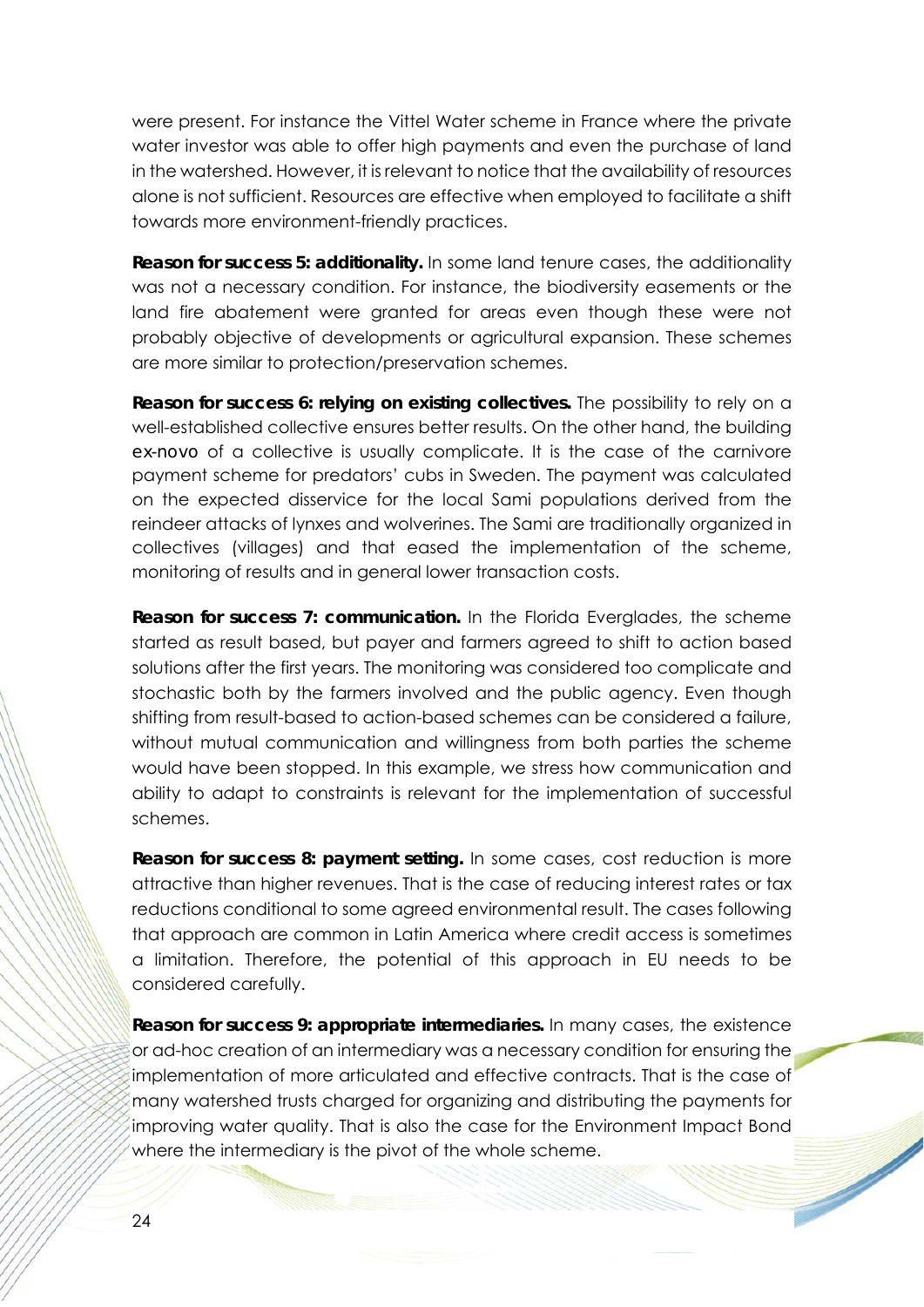were present. For instance the Vittel Water scheme in France where the private water investor was able to offer high payments and even the purchase of land in the watershed. However, it is relevant to notice that the availability of resources alone is not sufficient. Resources are effective when employed to facilitate a shift towards more environment-friendly practices.

**Reason for success 5: additionality.** In some land tenure cases, the additionality was not a necessary condition. For instance, the biodiversity easements or the land fire abatement were granted for areas even though these were not probably objective of developments or agricultural expansion. These schemes are more similar to protection/preservation schemes.

**Reason for success 6: relying on existing collectives.** The possibility to rely on a well-established collective ensures better results. On the other hand, the building ex-novo of a collective is usually complicate. It is the case of the carnivore payment scheme for predators' cubs in Sweden. The payment was calculated on the expected disservice for the local Sami populations derived from the reindeer attacks of lynxes and wolverines. The Sami are traditionally organized in collectives (villages) and that eased the implementation of the scheme, monitoring of results and in general lower transaction costs.

**Reason for success 7: communication.** In the Florida Everglades, the scheme started as result based, but payer and farmers agreed to shift to action based solutions after the first years. The monitoring was considered too complicate and stochastic both by the farmers involved and the public agency. Even though shifting from result-based to action-based schemes can be considered a failure, without mutual communication and willingness from both parties the scheme would have been stopped. In this example, we stress how communication and ability to adapt to constraints is relevant for the implementation of successful schemes.

**Reason for success 8: payment setting.** In some cases, cost reduction is more attractive than higher revenues. That is the case of reducing interest rates or tax reductions conditional to some agreed environmental result. The cases following that approach are common in Latin America where credit access is sometimes a limitation. Therefore, the potential of this approach in EU needs to be considered carefully.

**Reason for success 9: appropriate intermediaries.** In many cases, the existence or ad-hoc creation of an intermediary was a necessary condition for ensuring the implementation of more articulated and effective contracts. That is the case of many watershed trusts charged for organizing and distributing the payments for improving water quality. That is also the case for the Environment Impact Bond where the intermediary is the pivot of the whole scheme.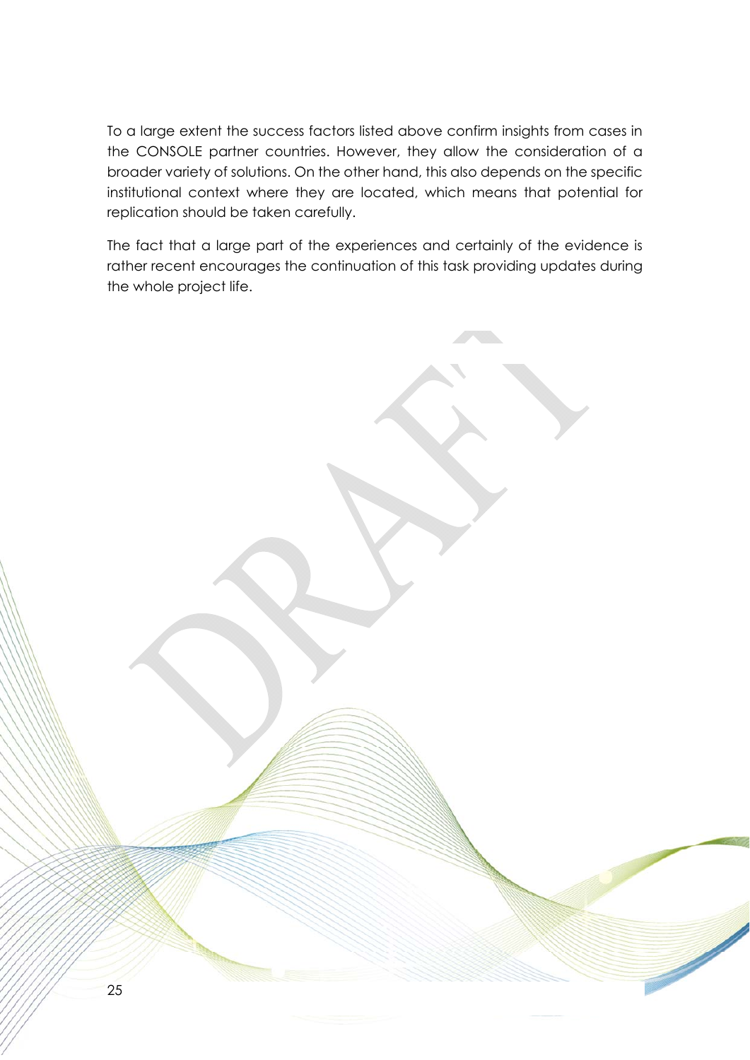To a large extent the success factors listed above confirm insights from cases in the CONSOLE partner countries. However, they allow the consideration of a broader variety of solutions. On the other hand, this also depends on the specific institutional context where they are located, which means that potential for replication should be taken carefully.

The fact that a large part of the experiences and certainly of the evidence is rather recent encourages the continuation of this task providing updates during the whole project life.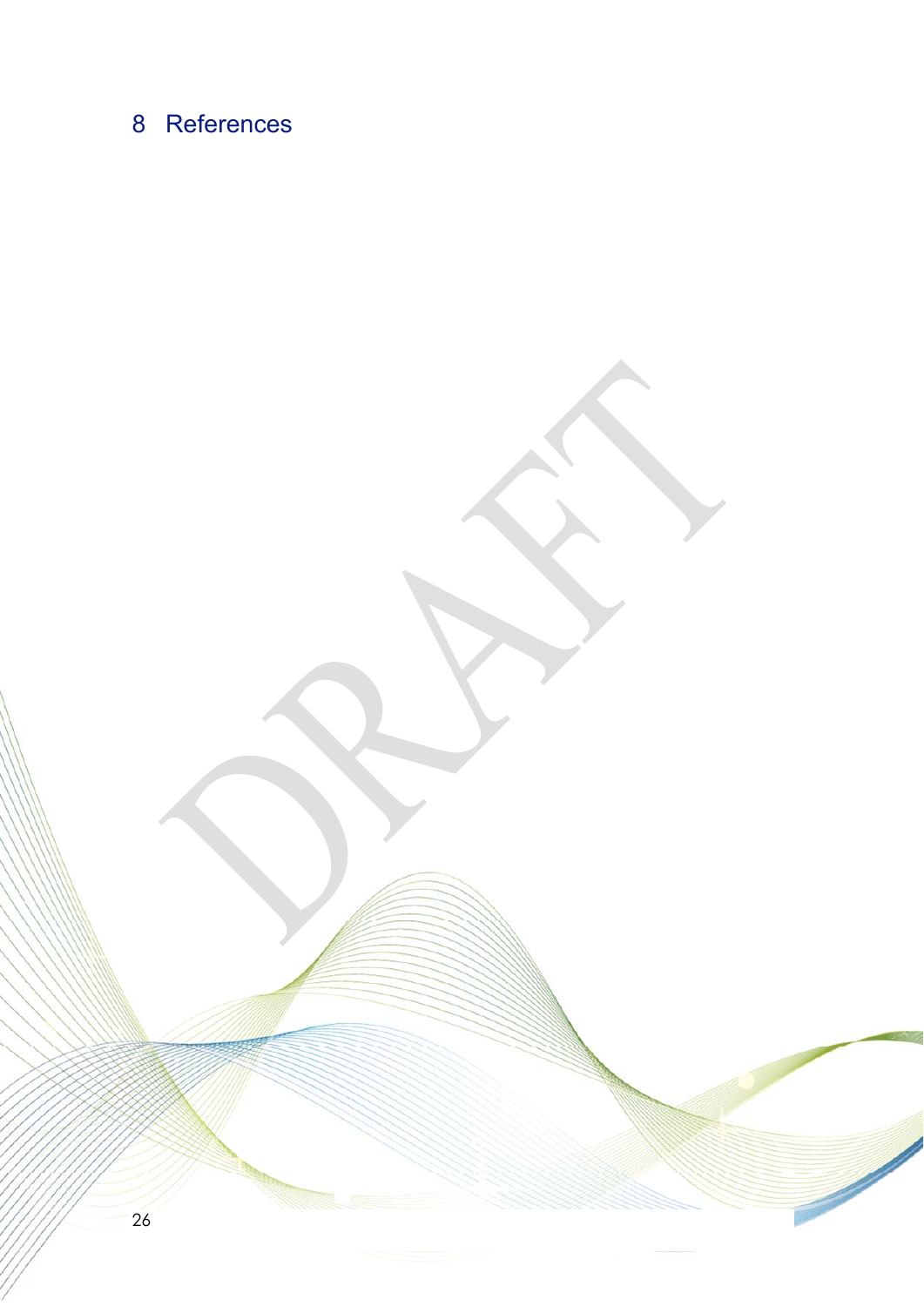# 8 References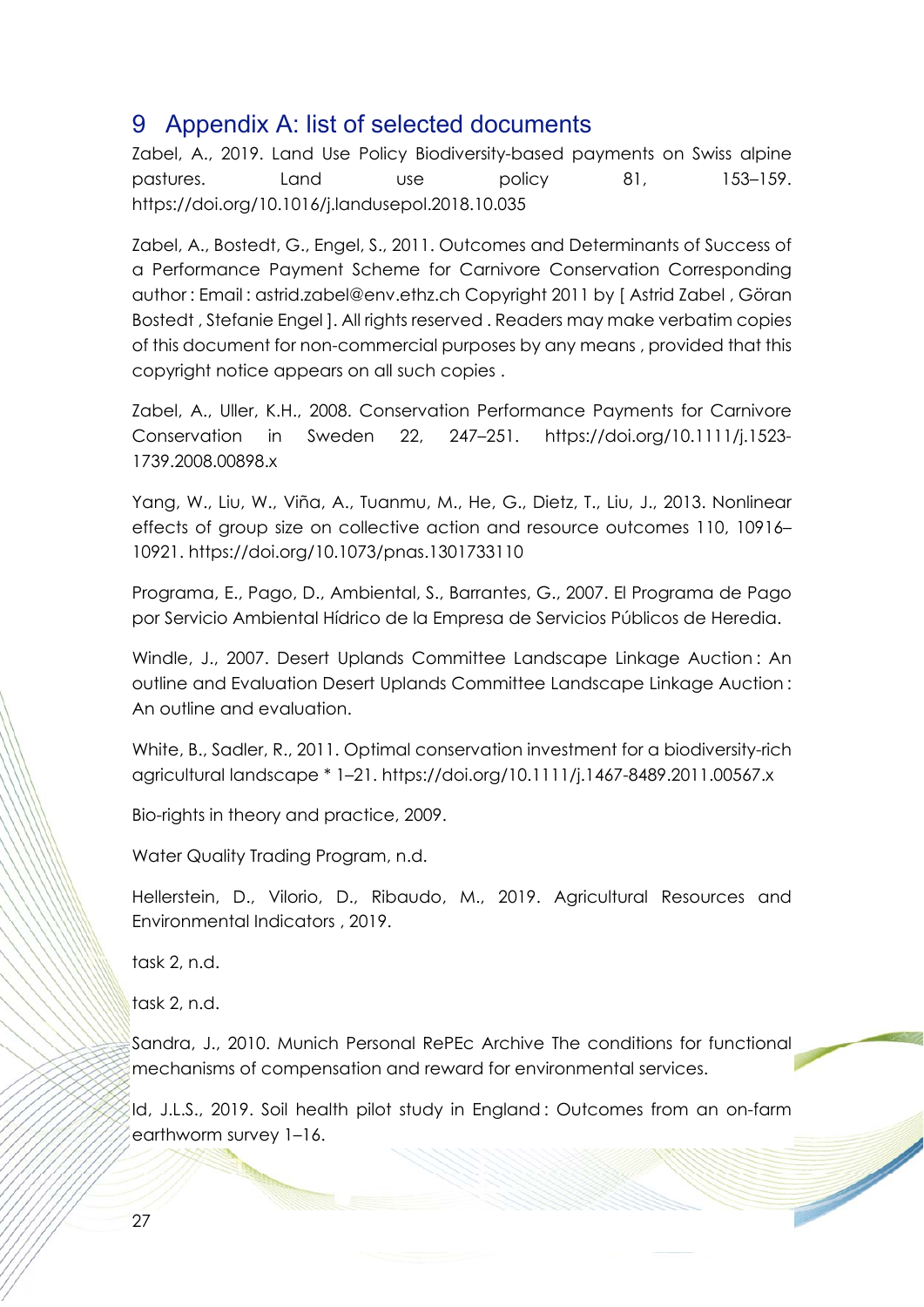# 9 Appendix A: list of selected documents

Zabel, A., 2019. Land Use Policy Biodiversity-based payments on Swiss alpine pastures. Land use policy 81, 153–159. https://doi.org/10.1016/j.landusepol.2018.10.035

Zabel, A., Bostedt, G., Engel, S., 2011. Outcomes and Determinants of Success of a Performance Payment Scheme for Carnivore Conservation Corresponding author : Email : astrid.zabel@env.ethz.ch Copyright 2011 by [ Astrid Zabel , Göran Bostedt , Stefanie Engel ]. All rights reserved . Readers may make verbatim copies of this document for non-commercial purposes by any means , provided that this copyright notice appears on all such copies .

Zabel, A., Uller, K.H., 2008. Conservation Performance Payments for Carnivore Conservation in Sweden 22, 247–251. https://doi.org/10.1111/j.1523-1739.2008.00898.x

Yang, W., Liu, W., Viña, A., Tuanmu, M., He, G., Dietz, T., Liu, J., 2013. Nonlinear effects of group size on collective action and resource outcomes 110, 10916–10921. https://doi.org/10.1073/pnas.1301733110

Programa, E., Pago, D., Ambiental, S., Barrantes, G., 2007. El Programa de Pago por Servicio Ambiental Hídrico de la Empresa de Servicios Públicos de Heredia.

Windle, J., 2007. Desert Uplands Committee Landscape Linkage Auction : An outline and Evaluation Desert Uplands Committee Landscape Linkage Auction : An outline and evaluation.

White, B., Sadler, R., 2011. Optimal conservation investment for a biodiversity-rich agricultural landscape * 1–21. https://doi.org/10.1111/j.1467-8489.2011.00567.x

Bio-rights in theory and practice, 2009.

Water Quality Trading Program, n.d.

Hellerstein, D., Vilorio, D., Ribaudo, M., 2019. Agricultural Resources and Environmental Indicators , 2019.

task 2, n.d.

task 2, n.d.

Sandra, J., 2010. Munich Personal RePEc Archive The conditions for functional mechanisms of compensation and reward for environmental services.

Id, J.L.S., 2019. Soil health pilot study in England : Outcomes from an on-farm earthworm survey 1–16.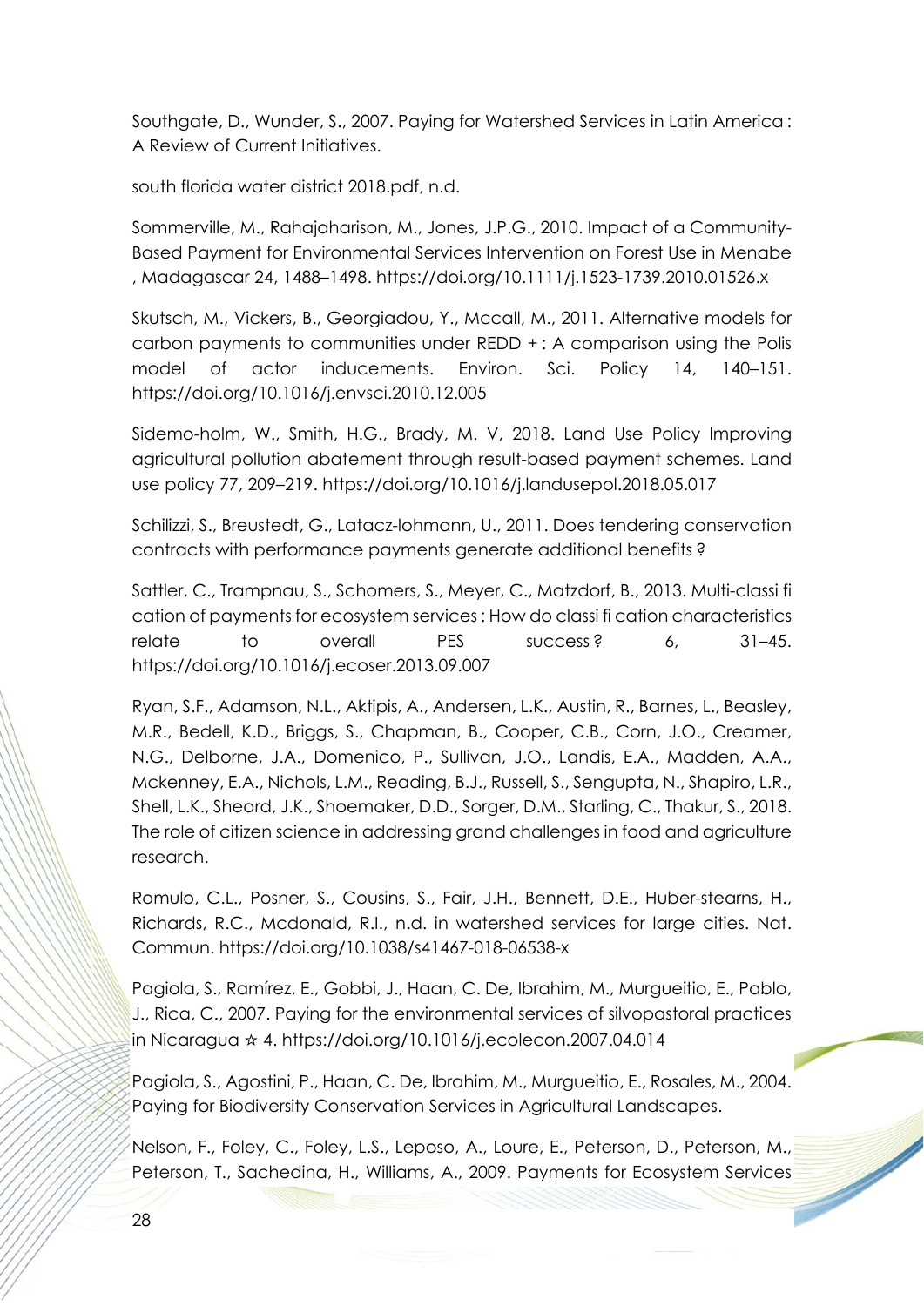Southgate, D., Wunder, S., 2007. Paying for Watershed Services in Latin America : A Review of Current Initiatives.

south florida water district 2018.pdf, n.d.

Sommerville, M., Rahajaharison, M., Jones, J.P.G., 2010. Impact of a Community-Based Payment for Environmental Services Intervention on Forest Use in Menabe , Madagascar 24, 1488–1498. https://doi.org/10.1111/j.1523-1739.2010.01526.x

Skutsch, M., Vickers, B., Georgiadou, Y., Mccall, M., 2011. Alternative models for carbon payments to communities under REDD + : A comparison using the Polis model of actor inducements. Environ. Sci. Policy 14, 140–151. https://doi.org/10.1016/j.envsci.2010.12.005

Sidemo-holm, W., Smith, H.G., Brady, M. V, 2018. Land Use Policy Improving agricultural pollution abatement through result-based payment schemes. Land use policy 77, 209–219. https://doi.org/10.1016/j.landusepol.2018.05.017

Schilizzi, S., Breustedt, G., Latacz-lohmann, U., 2011. Does tendering conservation contracts with performance payments generate additional benefits ?

Sattler, C., Trampnau, S., Schomers, S., Meyer, C., Matzdorf, B., 2013. Multi-classi fi cation of payments for ecosystem services : How do classi fi cation characteristics relate to overall PES success ? 6, 31–45. https://doi.org/10.1016/j.ecoser.2013.09.007

Ryan, S.F., Adamson, N.L., Aktipis, A., Andersen, L.K., Austin, R., Barnes, L., Beasley, M.R., Bedell, K.D., Briggs, S., Chapman, B., Cooper, C.B., Corn, J.O., Creamer, N.G., Delborne, J.A., Domenico, P., Sullivan, J.O., Landis, E.A., Madden, A.A., Mckenney, E.A., Nichols, L.M., Reading, B.J., Russell, S., Sengupta, N., Shapiro, L.R., Shell, L.K., Sheard, J.K., Shoemaker, D.D., Sorger, D.M., Starling, C., Thakur, S., 2018. The role of citizen science in addressing grand challenges in food and agriculture research.

Romulo, C.L., Posner, S., Cousins, S., Fair, J.H., Bennett, D.E., Huber-stearns, H., Richards, R.C., Mcdonald, R.I., n.d. in watershed services for large cities. Nat. Commun. https://doi.org/10.1038/s41467-018-06538-x

Pagiola, S., Ramírez, E., Gobbi, J., Haan, C. De, Ibrahim, M., Murgueitio, E., Pablo, J., Rica, C., 2007. Paying for the environmental services of silvopastoral practices in Nicaragua ☆ 4. https://doi.org/10.1016/j.ecolecon.2007.04.014

Pagiola, S., Agostini, P., Haan, C. De, Ibrahim, M., Murgueitio, E., Rosales, M., 2004. Paying for Biodiversity Conservation Services in Agricultural Landscapes.

Nelson, F., Foley, C., Foley, L.S., Leposo, A., Loure, E., Peterson, D., Peterson, M., Peterson, T., Sachedina, H., Williams, A., 2009. Payments for Ecosystem Services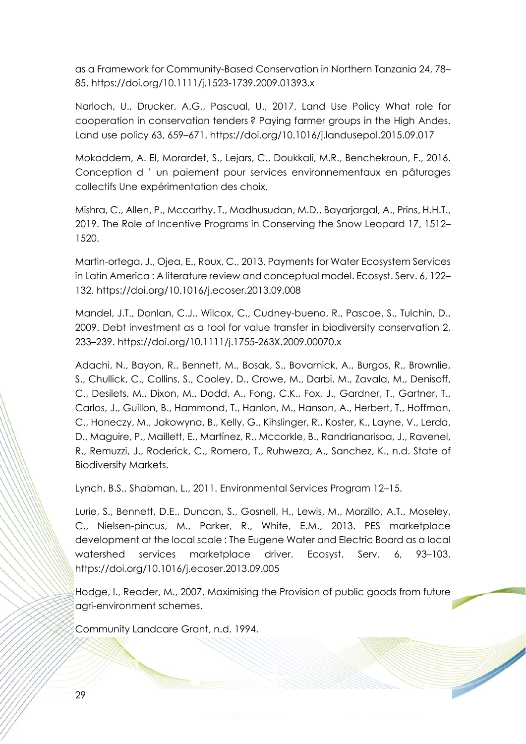as a Framework for Community-Based Conservation in Northern Tanzania 24, 78–85. https://doi.org/10.1111/j.1523-1739.2009.01393.x

Narloch, U., Drucker, A.G., Pascual, U., 2017. Land Use Policy What role for cooperation in conservation tenders ? Paying farmer groups in the High Andes. Land use policy 63, 659–671. https://doi.org/10.1016/j.landusepol.2015.09.017

Mokaddem, A. El, Morardet, S., Lejars, C., Doukkali, M.R., Benchekroun, F., 2016. Conception d ' un paiement pour services environnementaux en pâturages collectifs Une expérimentation des choix.

Mishra, C., Allen, P., Mccarthy, T., Madhusudan, M.D., Bayarjargal, A., Prins, H.H.T., 2019. The Role of Incentive Programs in Conserving the Snow Leopard 17, 1512–1520.

Martin-ortega, J., Ojea, E., Roux, C., 2013. Payments for Water Ecosystem Services in Latin America : A literature review and conceptual model. Ecosyst. Serv. 6, 122–132. https://doi.org/10.1016/j.ecoser.2013.09.008

Mandel, J.T., Donlan, C.J., Wilcox, C., Cudney-bueno, R., Pascoe, S., Tulchin, D., 2009. Debt investment as a tool for value transfer in biodiversity conservation 2, 233–239. https://doi.org/10.1111/j.1755-263X.2009.00070.x

Adachi, N., Bayon, R., Bennett, M., Bosak, S., Bovarnick, A., Burgos, R., Brownlie, S., Chullick, C., Collins, S., Cooley, D., Crowe, M., Darbi, M., Zavala, M., Denisoff, C., Desilets, M., Dixon, M., Dodd, A., Fong, C.K., Fox, J., Gardner, T., Gartner, T., Carlos, J., Guillon, B., Hammond, T., Hanlon, M., Hanson, A., Herbert, T., Hoffman, C., Honeczy, M., Jakowyna, B., Kelly, G., Kihslinger, R., Koster, K., Layne, V., Lerda, D., Maguire, P., Maillett, E., Martínez, R., Mccorkle, B., Randrianarisoa, J., Ravenel, R., Remuzzi, J., Roderick, C., Romero, T., Ruhweza, A., Sanchez, K., n.d. State of Biodiversity Markets.

Lynch, B.S., Shabman, L., 2011. Environmental Services Program 12–15.

Lurie, S., Bennett, D.E., Duncan, S., Gosnell, H., Lewis, M., Morzillo, A.T., Moseley, C., Nielsen-pincus, M., Parker, R., White, E.M., 2013. PES marketplace development at the local scale : The Eugene Water and Electric Board as a local watershed services marketplace driver. Ecosyst. Serv. 6, 93–103. https://doi.org/10.1016/j.ecoser.2013.09.005

Hodge, I., Reader, M., 2007. Maximising the Provision of public goods from future agri-environment schemes.

Community Landcare Grant, n.d. 1994.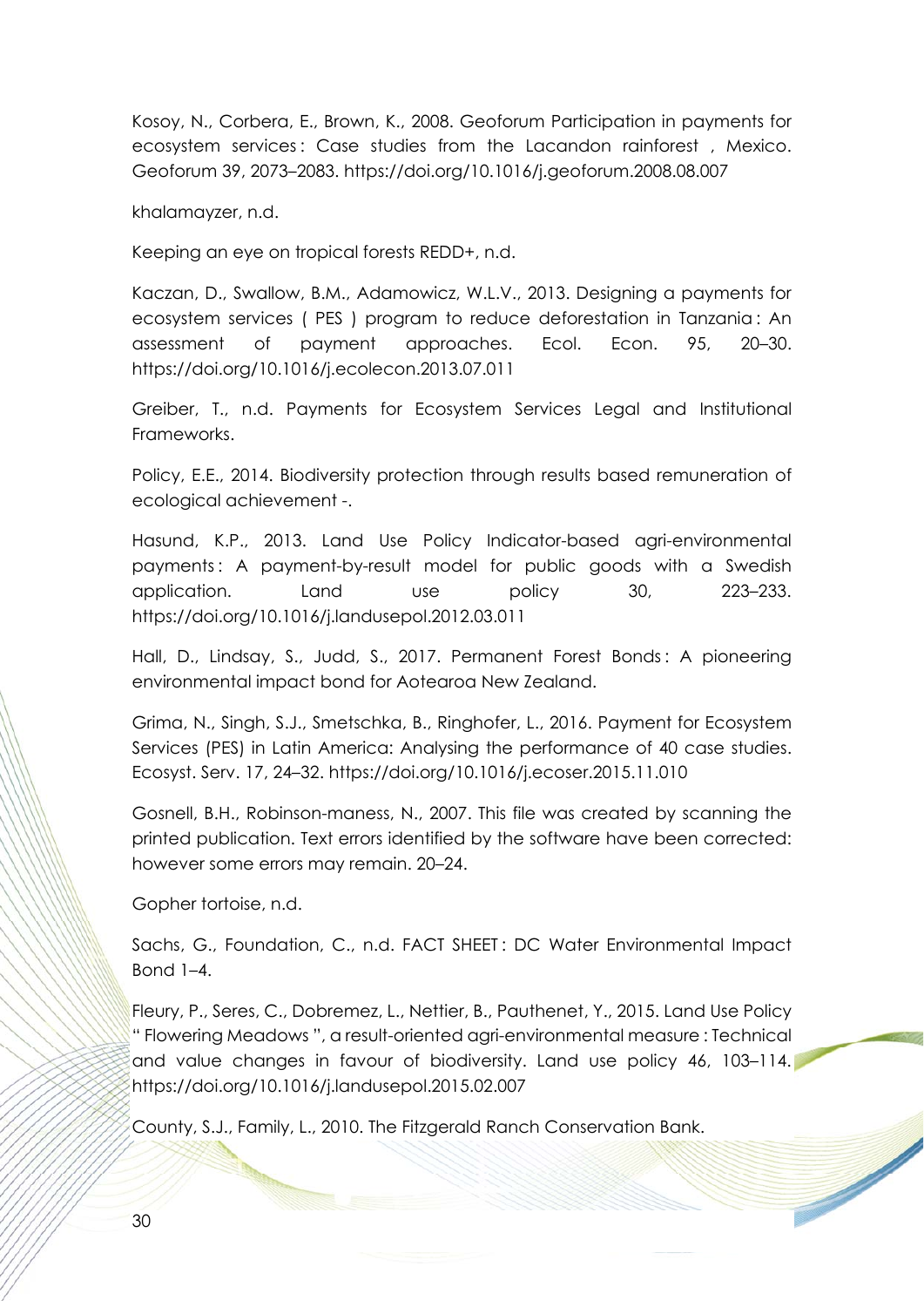Kosoy, N., Corbera, E., Brown, K., 2008. Geoforum Participation in payments for ecosystem services : Case studies from the Lacandon rainforest , Mexico. Geoforum 39, 2073–2083. https://doi.org/10.1016/j.geoforum.2008.08.007

khalamayzer, n.d.

Keeping an eye on tropical forests REDD+, n.d.

Kaczan, D., Swallow, B.M., Adamowicz, W.L.V., 2013. Designing a payments for ecosystem services ( PES ) program to reduce deforestation in Tanzania : An assessment of payment approaches. Ecol. Econ. 95, 20–30. https://doi.org/10.1016/j.ecolecon.2013.07.011

Greiber, T., n.d. Payments for Ecosystem Services Legal and Institutional Frameworks.

Policy, E.E., 2014. Biodiversity protection through results based remuneration of ecological achievement -.

Hasund, K.P., 2013. Land Use Policy Indicator-based agri-environmental payments : A payment-by-result model for public goods with a Swedish application. Land use policy 30, 223–233. https://doi.org/10.1016/j.landusepol.2012.03.011

Hall, D., Lindsay, S., Judd, S., 2017. Permanent Forest Bonds : A pioneering environmental impact bond for Aotearoa New Zealand.

Grima, N., Singh, S.J., Smetschka, B., Ringhofer, L., 2016. Payment for Ecosystem Services (PES) in Latin America: Analysing the performance of 40 case studies. Ecosyst. Serv. 17, 24–32. https://doi.org/10.1016/j.ecoser.2015.11.010

Gosnell, B.H., Robinson-maness, N., 2007. This file was created by scanning the printed publication. Text errors identified by the software have been corrected: however some errors may remain. 20–24.

Gopher tortoise, n.d.

Sachs, G., Foundation, C., n.d. FACT SHEET : DC Water Environmental Impact Bond 1–4.

Fleury, P., Seres, C., Dobremez, L., Nettier, B., Pauthenet, Y., 2015. Land Use Policy " Flowering Meadows ", a result-oriented agri-environmental measure : Technical and value changes in favour of biodiversity. Land use policy 46, 103–114. https://doi.org/10.1016/j.landusepol.2015.02.007

County, S.J., Family, L., 2010. The Fitzgerald Ranch Conservation Bank.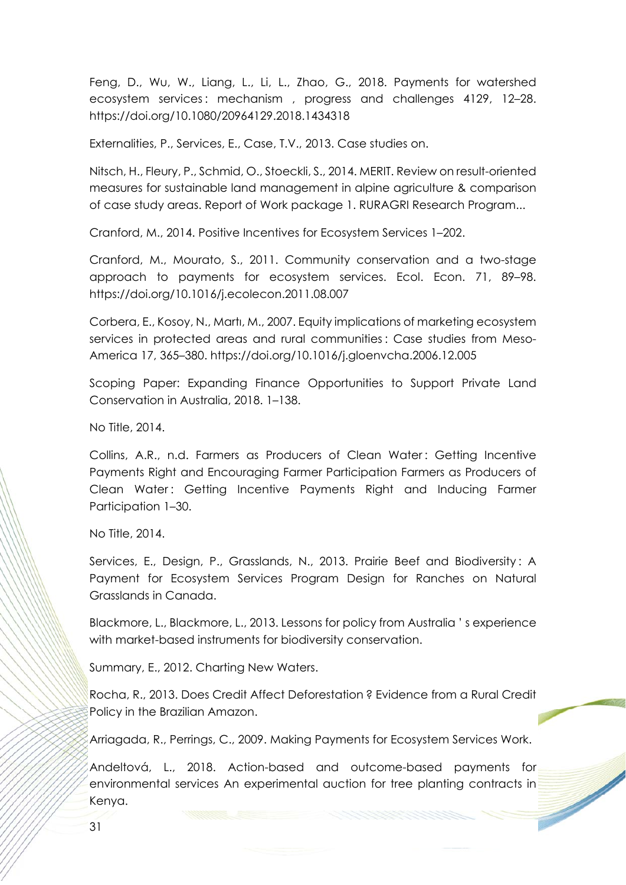Feng, D., Wu, W., Liang, L., Li, L., Zhao, G., 2018. Payments for watershed ecosystem services : mechanism , progress and challenges 4129, 12–28. https://doi.org/10.1080/20964129.2018.1434318

Externalities, P., Services, E., Case, T.V., 2013. Case studies on.

Nitsch, H., Fleury, P., Schmid, O., Stoeckli, S., 2014. MERIT. Review on result-oriented measures for sustainable land management in alpine agriculture & comparison of case study areas. Report of Work package 1. RURAGRI Research Program...

Cranford, M., 2014. Positive Incentives for Ecosystem Services 1–202.

Cranford, M., Mourato, S., 2011. Community conservation and a two-stage approach to payments for ecosystem services. Ecol. Econ. 71, 89–98. https://doi.org/10.1016/j.ecolecon.2011.08.007

Corbera, E., Kosoy, N., Martı, M., 2007. Equity implications of marketing ecosystem services in protected areas and rural communities : Case studies from Meso-America 17, 365–380. https://doi.org/10.1016/j.gloenvcha.2006.12.005

Scoping Paper: Expanding Finance Opportunities to Support Private Land Conservation in Australia, 2018. 1–138.

No Title, 2014.

Collins, A.R., n.d. Farmers as Producers of Clean Water : Getting Incentive Payments Right and Encouraging Farmer Participation Farmers as Producers of Clean Water : Getting Incentive Payments Right and Inducing Farmer Participation 1–30.

No Title, 2014.

Services, E., Design, P., Grasslands, N., 2013. Prairie Beef and Biodiversity : A Payment for Ecosystem Services Program Design for Ranches on Natural Grasslands in Canada.

Blackmore, L., Blackmore, L., 2013. Lessons for policy from Australia ' s experience with market-based instruments for biodiversity conservation.

Summary, E., 2012. Charting New Waters.

Rocha, R., 2013. Does Credit Affect Deforestation ? Evidence from a Rural Credit Policy in the Brazilian Amazon.

Arriagada, R., Perrings, C., 2009. Making Payments for Ecosystem Services Work.

Andeltová, L., 2018. Action-based and outcome-based payments for environmental services An experimental auction for tree planting contracts in Kenya.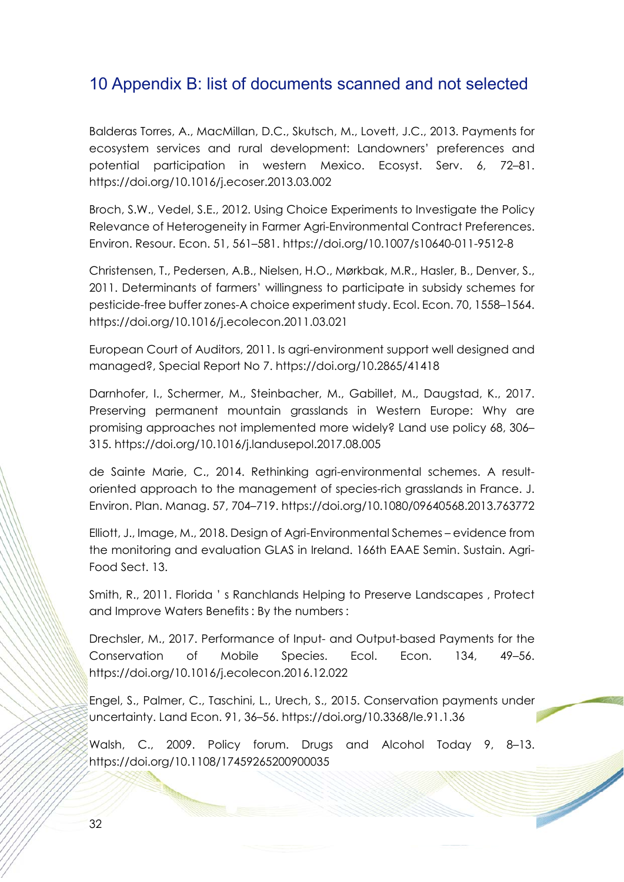# 10 Appendix B: list of documents scanned and not selected

Balderas Torres, A., MacMillan, D.C., Skutsch, M., Lovett, J.C., 2013. Payments for ecosystem services and rural development: Landowners' preferences and potential participation in western Mexico. Ecosyst. Serv. 6, 72–81. https://doi.org/10.1016/j.ecoser.2013.03.002

Broch, S.W., Vedel, S.E., 2012. Using Choice Experiments to Investigate the Policy Relevance of Heterogeneity in Farmer Agri-Environmental Contract Preferences. Environ. Resour. Econ. 51, 561–581. https://doi.org/10.1007/s10640-011-9512-8

Christensen, T., Pedersen, A.B., Nielsen, H.O., Mørkbak, M.R., Hasler, B., Denver, S., 2011. Determinants of farmers' willingness to participate in subsidy schemes for pesticide-free buffer zones-A choice experiment study. Ecol. Econ. 70, 1558–1564. https://doi.org/10.1016/j.ecolecon.2011.03.021

European Court of Auditors, 2011. Is agri-environment support well designed and managed?, Special Report No 7. https://doi.org/10.2865/41418

Darnhofer, I., Schermer, M., Steinbacher, M., Gabillet, M., Daugstad, K., 2017. Preserving permanent mountain grasslands in Western Europe: Why are promising approaches not implemented more widely? Land use policy 68, 306–315. https://doi.org/10.1016/j.landusepol.2017.08.005

de Sainte Marie, C., 2014. Rethinking agri-environmental schemes. A result-oriented approach to the management of species-rich grasslands in France. J. Environ. Plan. Manag. 57, 704–719. https://doi.org/10.1080/09640568.2013.763772

Elliott, J., Image, M., 2018. Design of Agri-Environmental Schemes – evidence from the monitoring and evaluation GLAS in Ireland. 166th EAAE Semin. Sustain. Agri-Food Sect. 13.

Smith, R., 2011. Florida ' s Ranchlands Helping to Preserve Landscapes , Protect and Improve Waters Benefits : By the numbers :

Drechsler, M., 2017. Performance of Input- and Output-based Payments for the Conservation of Mobile Species. Ecol. Econ. 134, 49–56. https://doi.org/10.1016/j.ecolecon.2016.12.022

Engel, S., Palmer, C., Taschini, L., Urech, S., 2015. Conservation payments under uncertainty. Land Econ. 91, 36–56. https://doi.org/10.3368/le.91.1.36

Walsh, C., 2009. Policy forum. Drugs and Alcohol Today 9, 8–13. https://doi.org/10.1108/17459265200900035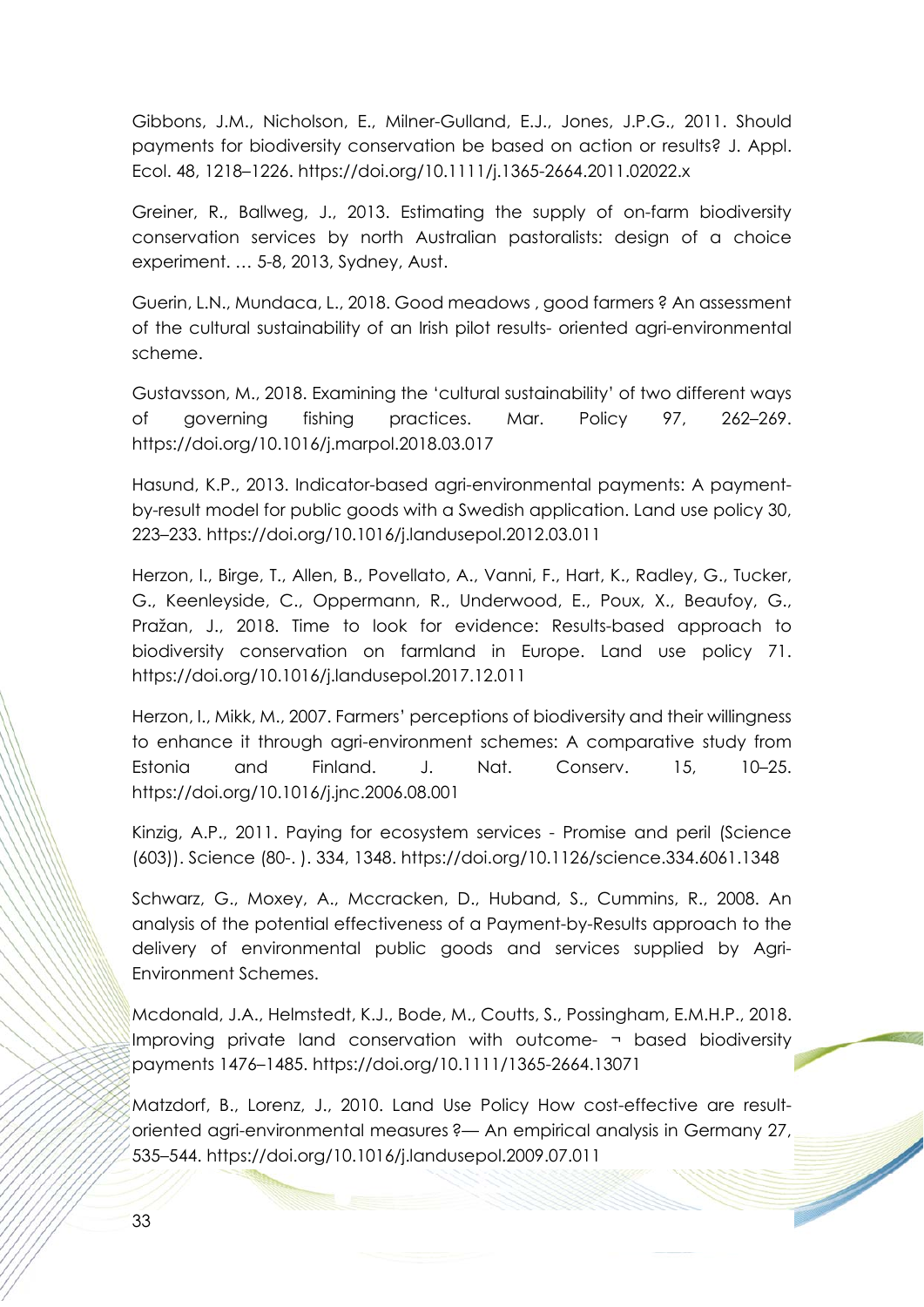Gibbons, J.M., Nicholson, E., Milner-Gulland, E.J., Jones, J.P.G., 2011. Should payments for biodiversity conservation be based on action or results? J. Appl. Ecol. 48, 1218–1226. https://doi.org/10.1111/j.1365-2664.2011.02022.x

Greiner, R., Ballweg, J., 2013. Estimating the supply of on-farm biodiversity conservation services by north Australian pastoralists: design of a choice experiment. … 5-8, 2013, Sydney, Aust.

Guerin, L.N., Mundaca, L., 2018. Good meadows , good farmers ? An assessment of the cultural sustainability of an Irish pilot results- oriented agri-environmental scheme.

Gustavsson, M., 2018. Examining the 'cultural sustainability' of two different ways of governing fishing practices. Mar. Policy 97, 262–269. https://doi.org/10.1016/j.marpol.2018.03.017

Hasund, K.P., 2013. Indicator-based agri-environmental payments: A payment-by-result model for public goods with a Swedish application. Land use policy 30, 223–233. https://doi.org/10.1016/j.landusepol.2012.03.011

Herzon, I., Birge, T., Allen, B., Povellato, A., Vanni, F., Hart, K., Radley, G., Tucker, G., Keenleyside, C., Oppermann, R., Underwood, E., Poux, X., Beaufoy, G., Pražan, J., 2018. Time to look for evidence: Results-based approach to biodiversity conservation on farmland in Europe. Land use policy 71. https://doi.org/10.1016/j.landusepol.2017.12.011

Herzon, I., Mikk, M., 2007. Farmers' perceptions of biodiversity and their willingness to enhance it through agri-environment schemes: A comparative study from Estonia and Finland. J. Nat. Conserv. 15, 10–25. https://doi.org/10.1016/j.jnc.2006.08.001

Kinzig, A.P., 2011. Paying for ecosystem services - Promise and peril (Science (603)). Science (80-. ). 334, 1348. https://doi.org/10.1126/science.334.6061.1348

Schwarz, G., Moxey, A., Mccracken, D., Huband, S., Cummins, R., 2008. An analysis of the potential effectiveness of a Payment-by-Results approach to the delivery of environmental public goods and services supplied by Agri-Environment Schemes.

Mcdonald, J.A., Helmstedt, K.J., Bode, M., Coutts, S., Possingham, E.M.H.P., 2018. Improving private land conservation with outcome- ¬ based biodiversity payments 1476–1485. https://doi.org/10.1111/1365-2664.13071

Matzdorf, B., Lorenz, J., 2010. Land Use Policy How cost-effective are result-oriented agri-environmental measures ?— An empirical analysis in Germany 27, 535–544. https://doi.org/10.1016/j.landusepol.2009.07.011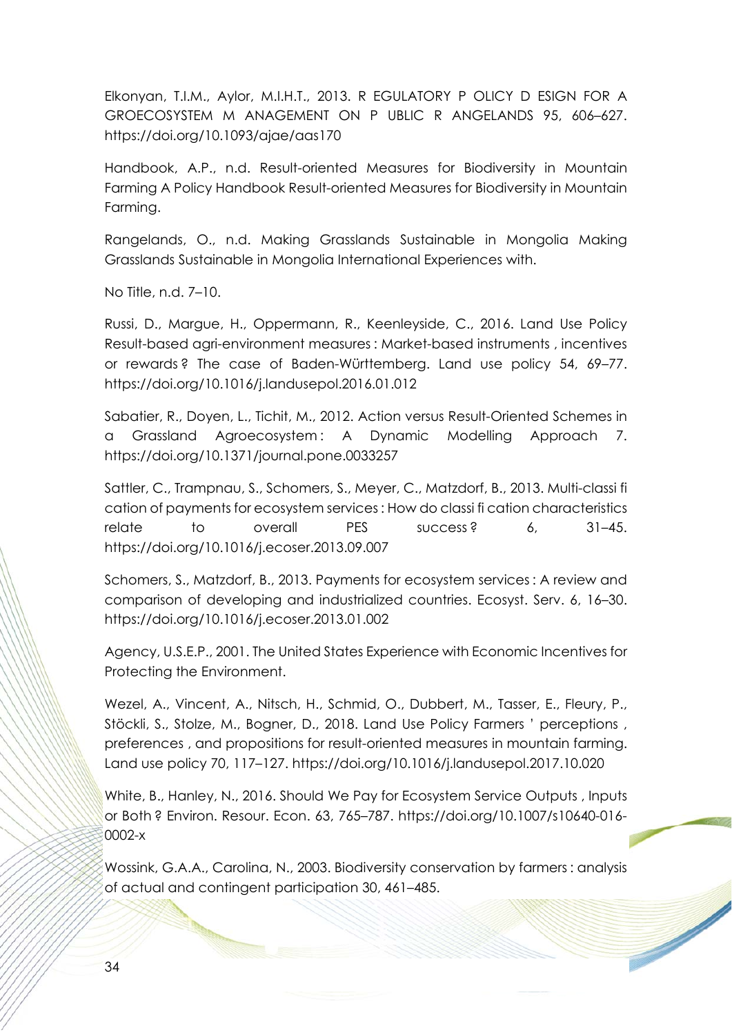Elkonyan, T.I.M., Aylor, M.I.H.T., 2013. R EGULATORY P OLICY D ESIGN FOR A GROECOSYSTEM M ANAGEMENT ON P UBLIC R ANGELANDS 95, 606–627. https://doi.org/10.1093/ajae/aas170

Handbook, A.P., n.d. Result-oriented Measures for Biodiversity in Mountain Farming A Policy Handbook Result-oriented Measures for Biodiversity in Mountain Farming.

Rangelands, O., n.d. Making Grasslands Sustainable in Mongolia Making Grasslands Sustainable in Mongolia International Experiences with.

No Title, n.d. 7–10.

Russi, D., Margue, H., Oppermann, R., Keenleyside, C., 2016. Land Use Policy Result-based agri-environment measures : Market-based instruments , incentives or rewards ? The case of Baden-Württemberg. Land use policy 54, 69–77. https://doi.org/10.1016/j.landusepol.2016.01.012

Sabatier, R., Doyen, L., Tichit, M., 2012. Action versus Result-Oriented Schemes in a Grassland Agroecosystem : A Dynamic Modelling Approach 7. https://doi.org/10.1371/journal.pone.0033257

Sattler, C., Trampnau, S., Schomers, S., Meyer, C., Matzdorf, B., 2013. Multi-classi fi cation of payments for ecosystem services : How do classi fi cation characteristics relate to overall PES success ? 6, 31–45. https://doi.org/10.1016/j.ecoser.2013.09.007

Schomers, S., Matzdorf, B., 2013. Payments for ecosystem services : A review and comparison of developing and industrialized countries. Ecosyst. Serv. 6, 16–30. https://doi.org/10.1016/j.ecoser.2013.01.002

Agency, U.S.E.P., 2001. The United States Experience with Economic Incentives for Protecting the Environment.

Wezel, A., Vincent, A., Nitsch, H., Schmid, O., Dubbert, M., Tasser, E., Fleury, P., Stöckli, S., Stolze, M., Bogner, D., 2018. Land Use Policy Farmers ' perceptions , preferences , and propositions for result-oriented measures in mountain farming. Land use policy 70, 117–127. https://doi.org/10.1016/j.landusepol.2017.10.020

White, B., Hanley, N., 2016. Should We Pay for Ecosystem Service Outputs , Inputs or Both ? Environ. Resour. Econ. 63, 765–787. https://doi.org/10.1007/s10640-016-0002-x

Wossink, G.A.A., Carolina, N., 2003. Biodiversity conservation by farmers : analysis of actual and contingent participation 30, 461–485.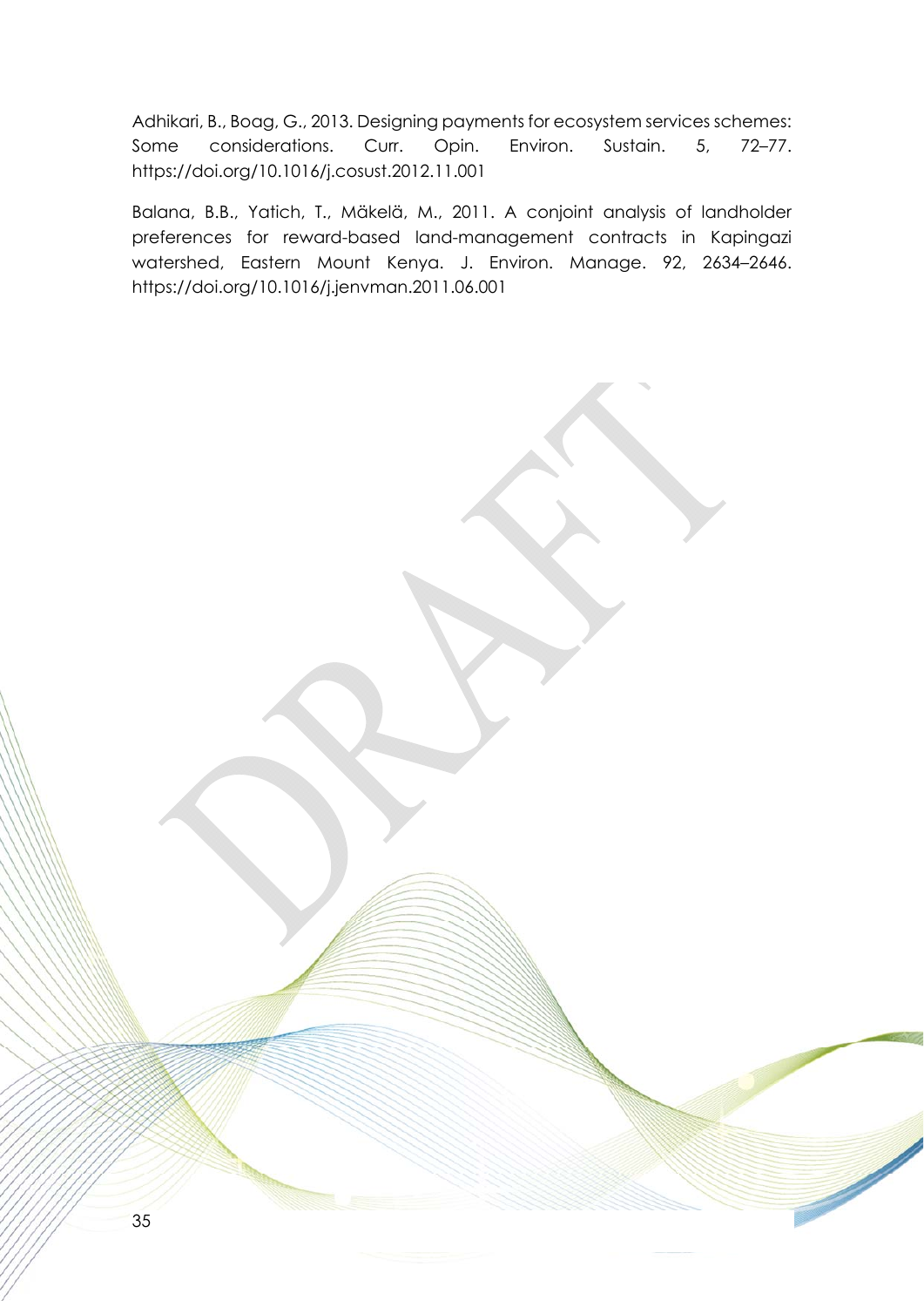Adhikari, B., Boag, G., 2013. Designing payments for ecosystem services schemes: Some considerations. Curr. Opin. Environ. Sustain. 5, 72–77. https://doi.org/10.1016/j.cosust.2012.11.001

Balana, B.B., Yatich, T., Mäkelä, M., 2011. A conjoint analysis of landholder preferences for reward-based land-management contracts in Kapingazi watershed, Eastern Mount Kenya. J. Environ. Manage. 92, 2634–2646. https://doi.org/10.1016/j.jenvman.2011.06.001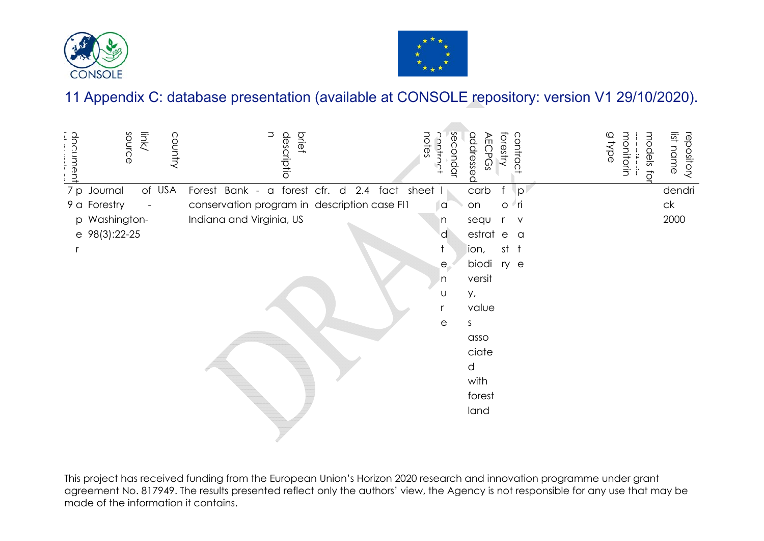# 11 Appendix C: database presentation (available at CONSOLE repository: version V1 29/10/2020).

| document | link/ source | country | brief description | notes | contract secondary | AECPGs addressed | forestry | contract | monitoring type | models for | repository list name |
|---|---|---|---|---|---|---|---|---|---|---|---|
| 7 paper | Journal of Forestry - Washington- 98(3):22-25 | USA | Forest Bank - a forest conservation program in Indiana and Virginia, US | cfr. description case FI1 d 2.4 fact sheet | land tenure | carbon sequestration, biodiversity, values associated with forest land | forestry | private | | | dendrick 2000 |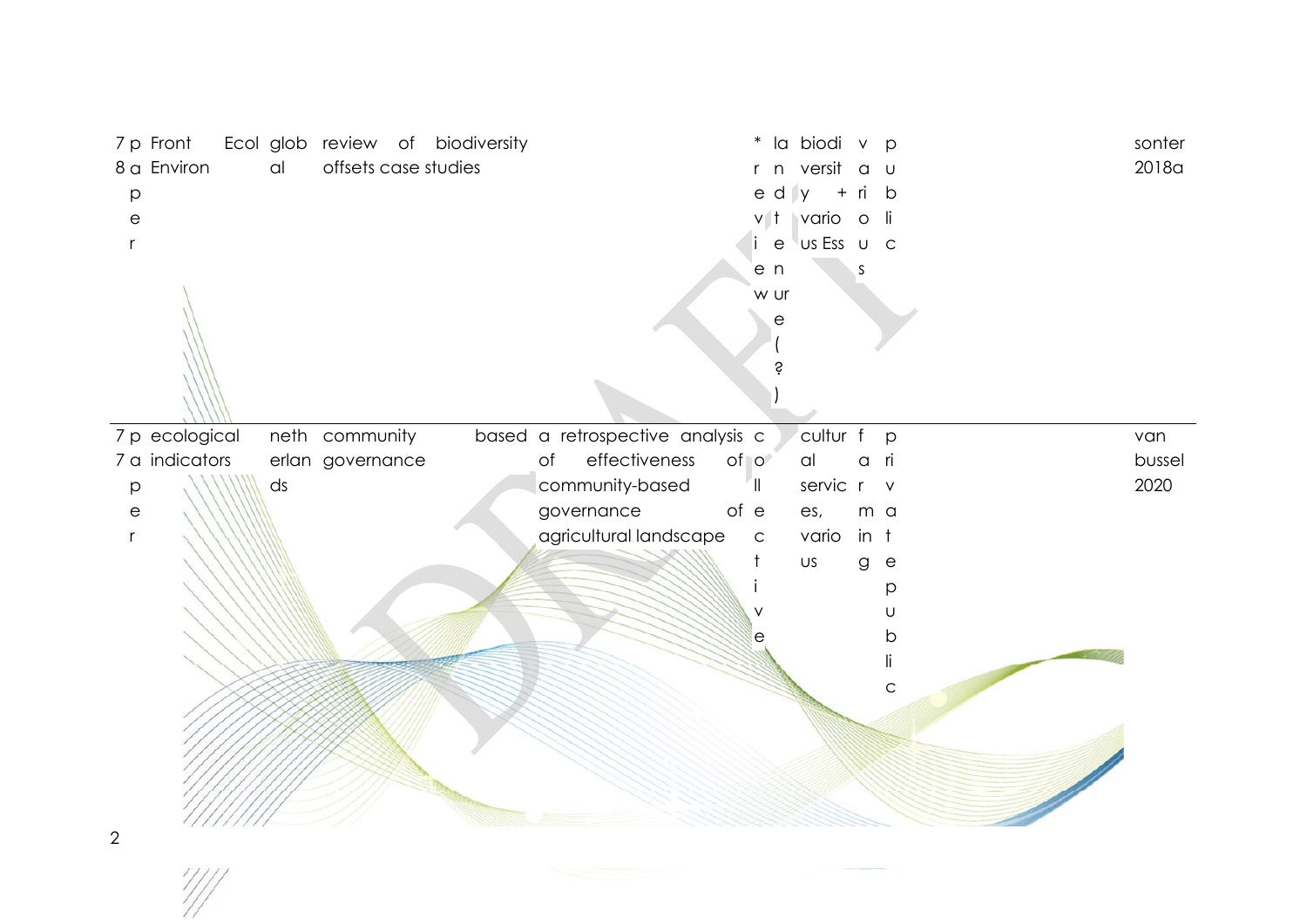| | | | | | | | | | | | |
|---|---|---|---|---|---|---|---|---|---|---|---|
| 78 | paper | Front Environ | Ecol | global | review of biodiversity offsets case studies | | *review | landtenure (?) | biodiversity + various Ess | various | public | sonter 2018a |
| 77 | paper | ecological indicators | | netherlands | community based governance | a retrospective analysis of effectiveness of community-based governance of agricultural landscape | collective | | cultural services, various | farming | private public | van bussel 2020 |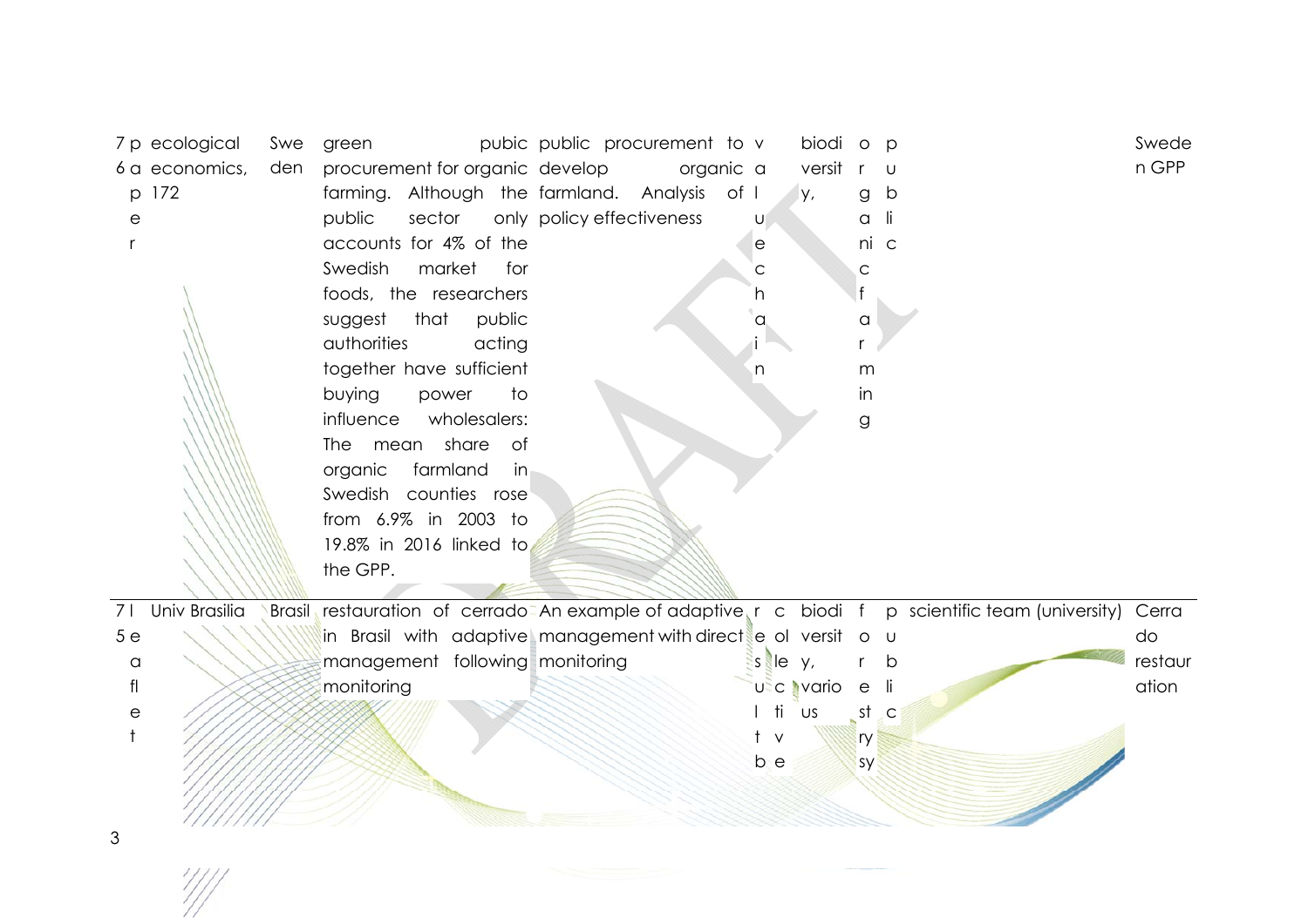| | | | | | | | | | |
|---|---|---|---|---|---|---|---|---|---|
| 76 paper | ecological economics, 172 | Sweden | green pubic procurement for organic farming. Although the public sector only accounts for 4% of the Swedish market for foods, the researchers suggest that public authorities acting together have sufficient buying power to influence wholesalers: The mean share of organic farmland in Swedish counties rose from 6.9% in 2003 to 19.8% in 2016 linked to the GPP. | public procurement to develop organic farmland. Analysis of policy effectiveness | value chain | biodiversity, | organic farming | public | | Sweden GPP |
| 75 leaflet | Univ Brasilia | Brasil | restauration of cerrado in Brasil with adaptive management following monitoring | An example of adaptive management with direct monitoring | result based | ecolle ctive | biodiversity, various | forestry sy | public | scientific team (university) | Cerrado restauration |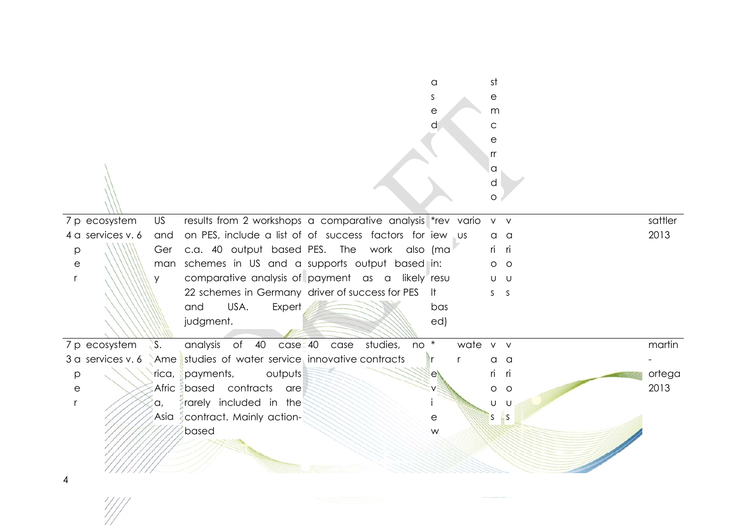| | | | | | | | | | | |
|---|---|---|---|---|---|---|---|---|---|---|
| | | | | | ased | | stemcerrado | | | |
| 74 | paper | ecosystem services v. 6 | US and Germany | results from 2 workshops on PES, include a list of c.a. 40 output based PES. schemes in US and a comparative analysis of 22 schemes in Germany and USA. Expert judgment. | a comparative analysis of success factors for PES. The work also supports output based payment as a likely driver of success for PES | *review (main: result based) | various | various | various | sattler 2013 |
| 73 | paper | ecosystem services v. 6 | S. America, Africa, Asia | analysis of 40 case studies of water service payments, outputs based contracts are rarely included in the contract. Mainly action-based | 40 case studies, no innovative contracts | *review | water | various | various | martin-ortega 2013 |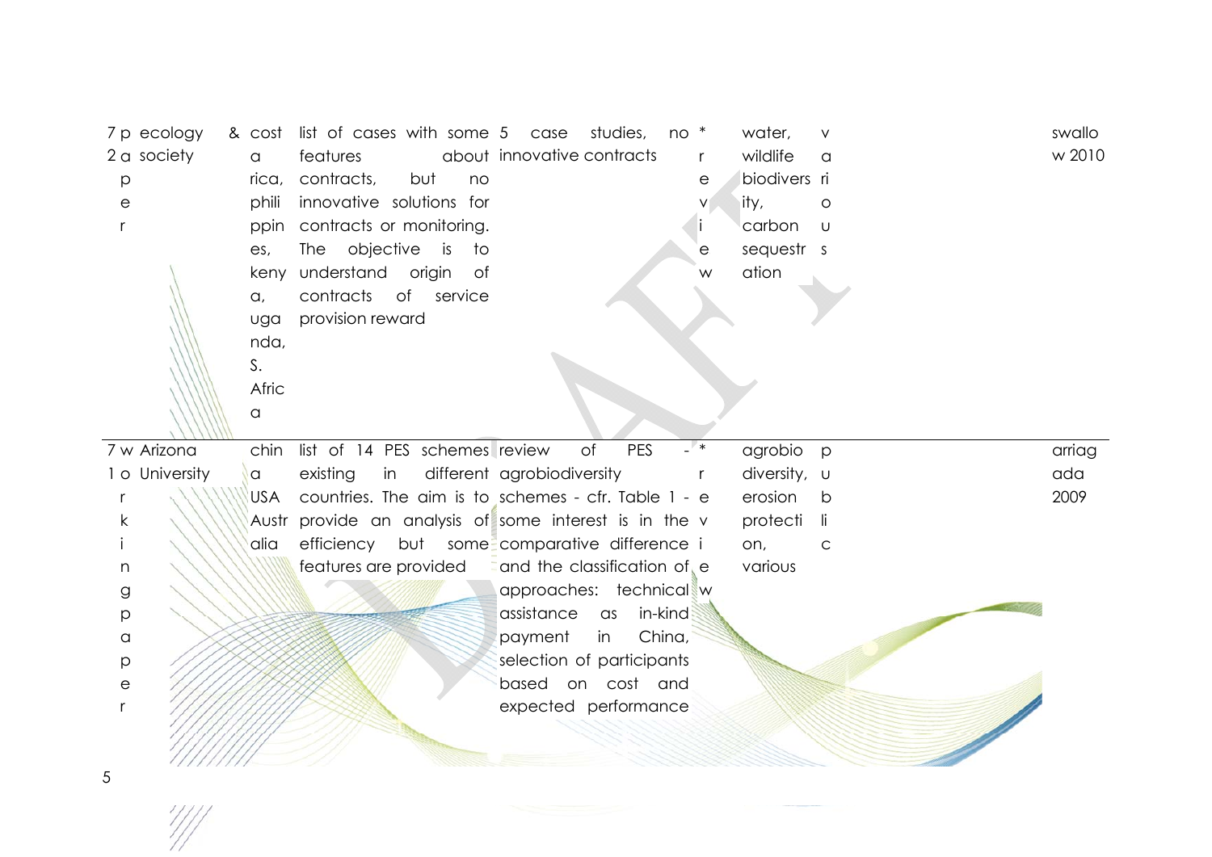| | | | | | | | | | |
|---|---|---|---|---|---|---|---|---|---|
| 72 | paper | ecology & society | costa rica, philippines, kenya, uganda, S. Africa | list of cases with some features about contracts, but no innovative solutions for contracts or monitoring. The objective is to understand origin of contracts of service provision reward | 5 case studies, no innovative contracts | * review | water, wildlife biodiversity, carbon sequestration | various | swallow 2010 |
| 71 | working paper | Arizona University | china USA Austr alia | list of 14 PES schemes existing in different countries. The aim is to provide an analysis of efficiency but some features are provided | review of PES - agrobiodiversity schemes - cfr. Table 1 - some interest is in the comparative difference and the classification of approaches: technical assistance as in-kind payment in China, selection of participants based on cost and expected performance | * review | agrobiodiversity, erosion protection, various | public | arriagada 2009 |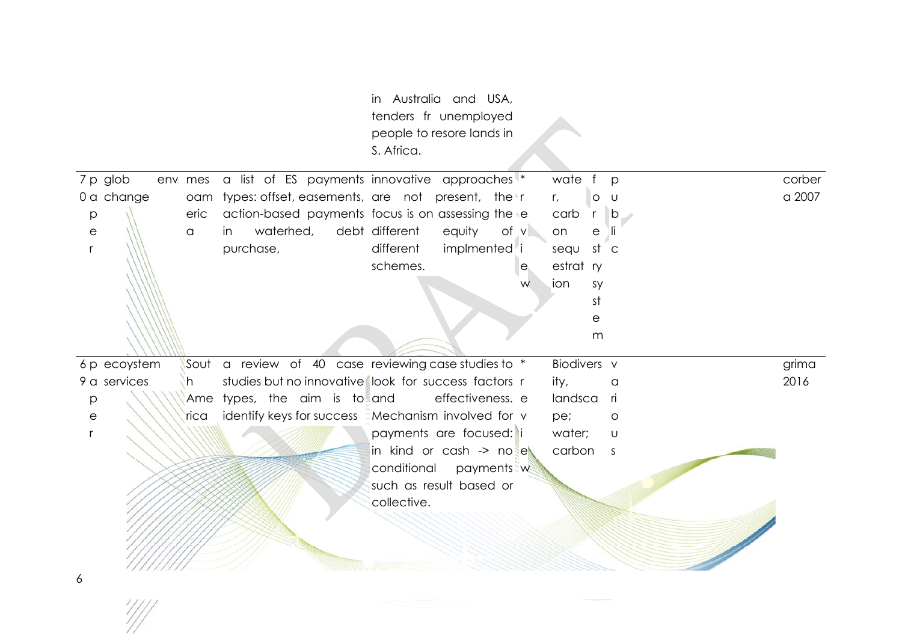| | | | | | | | | |
|---|---|---|---|---|---|---|---|---|
| | | | | in Australia and USA, tenders fr unemployed people to resore lands in S. Africa. | | | | |
| 70 paper | global change | env mesoamerica | a list of ES payments types: offset, easements, action-based payments in waterhed, debt purchase, | innovative approaches are not present, the focus is on assessing the different equity of different implmented schemes. | * review | water, carbon sequestration | forestry system | public | corbera 2007 |
| 69 paper | ecoystem services | South America | a review of 40 case studies but no innovative types, the aim is to identify keys for success | reviewing case studies to look for success factors and effectiveness. Mechanism involved for payments are focused: in kind or cash -> no conditional payments such as result based or collective. | * review | Biodiversity, landscape; water; carbon | various | | grima 2016 |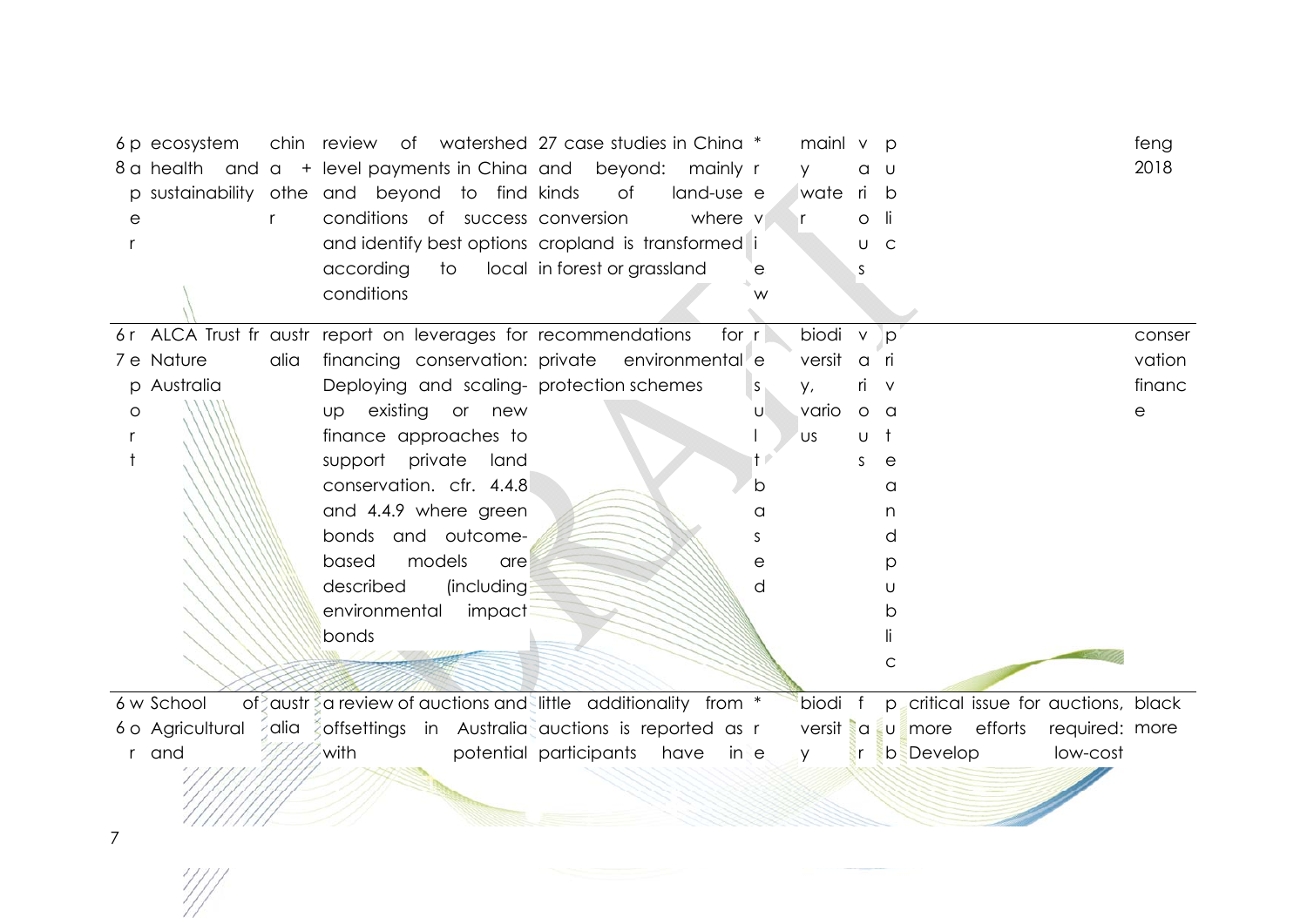| | | | | | | | | | | | | |
|---|---|---|---|---|---|---|---|---|---|---|---|---|
| 68 | paper | ecosystem health and sustainability | china + other | review of watershed level payments in China and beyond to find conditions of success and identify best options according to local conditions | 27 case studies in China and beyond: mainly kinds of land-use conversion where cropland is transformed in forest or grassland | * | review | mainly water | various | public | | feng 2018 |
| 67 | report | ALCA Trust for Nature Australia | australia | report on leverages for financing conservation: Deploying and scaling-up existing or new finance approaches to support private land conservation. cfr. 4.4.8 and 4.4.9 where green bonds and outcome-based models are described (including environmental impact bonds | recommendations for private environmental protection schemes | | results based | biodiversity, various | various | private and public | | conservation finance |
| 66 | work | School of Agricultural and | australia | a review of auctions and offsettings in Australia with | little additionality from auctions is reported as potential participants have in | * | review | biodiversity | far | pub | critical issue for auctions, more efforts required: Develop low-cost | black more |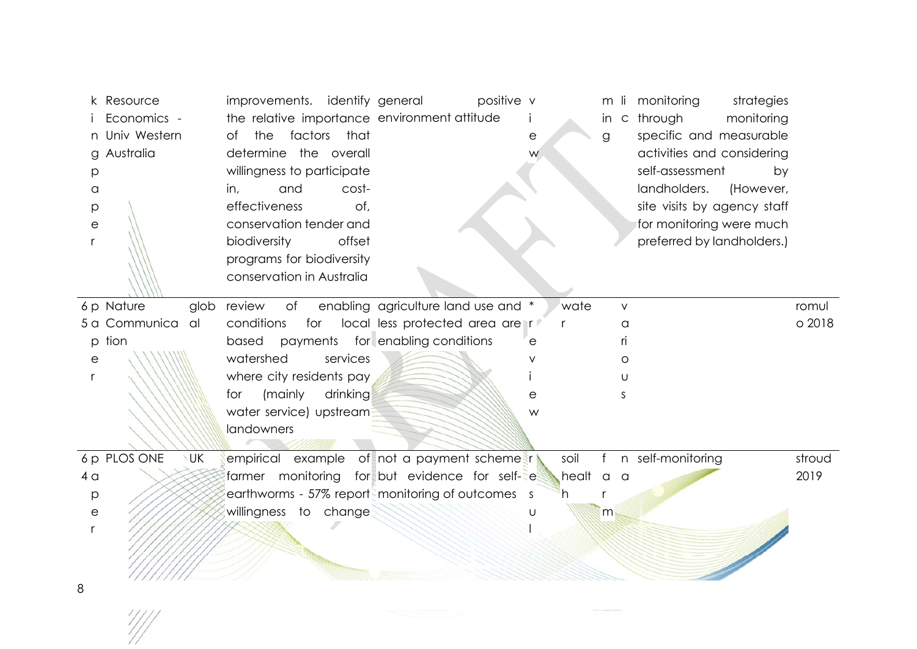| | | | | | | | | | |
|---|---|---|---|---|---|---|---|---|---|
| king paper | Resource Economics - Univ Western Australia | | improvements. identify the relative importance of the factors that determine the overall willingness to participate in, and cost-effectiveness of, conservation tender and biodiversity offset programs for biodiversity conservation in Australia | general positive environment attitude | view | | mining | licmonitoring strategies through monitoring specific and measurable activities and considering self-assessment by landholders. (However, site visits by agency staff for monitoring were much preferred by landholders.) | |
| 65 paper | Nature Communication | global | review of enabling conditions for local based payments for watershed services where city residents pay for (mainly drinking water service) upstream landowners | agriculture land use and less protected area are enabling conditions | * review | water | various | | romulo 2018 |
| 64 paper | PLOS ONE | UK | empirical example of farmer monitoring for earthworms - 57% report willingness to change | not a payment scheme but evidence for self-monitoring of outcomes | result | soil health | farm | na | self-monitoring | stroud 2019 |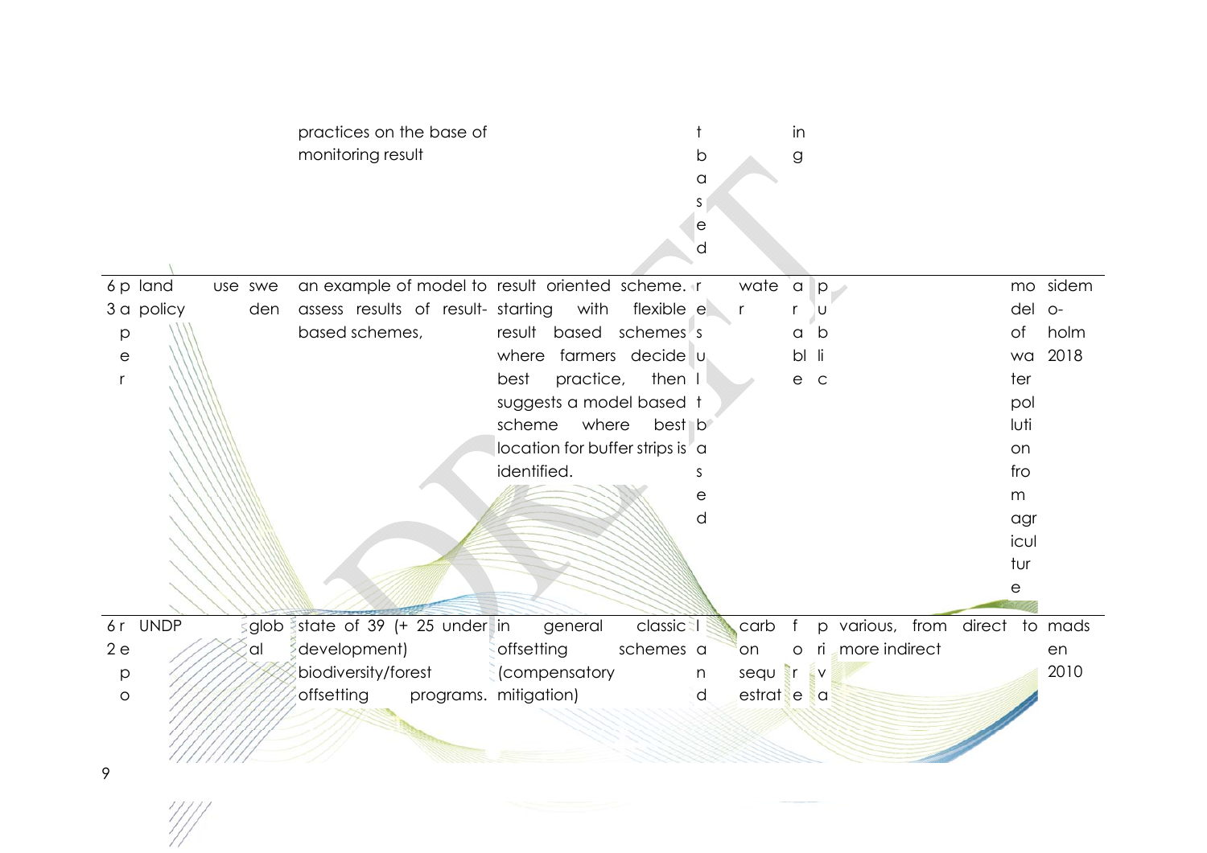| | | | | | | | | | | | |
|---|---|---|---|---|---|---|---|---|---|---|---|
| | | | practices on the base of monitoring result | | t based | | in g | | | | |
| 63 | paper | land use policy | sweden | an example of model to assess results of result-based schemes, | result oriented scheme. starting with flexible result based schemes where farmers decide best practice, then suggests a model based scheme where best location for buffer strips is identified. | result based | water | arable | public | | model of water pollution from agriculture | sidem-holm 2018 |
| 62 | report | UNDP | global | state of 39 (+ 25 under development) biodiversity/forest offsetting programs. | in general classic offsetting schemes (compensatory mitigation) | land | carbon sequestrat | forest | priva | various, from direct to more indirect | | madsen 2010 |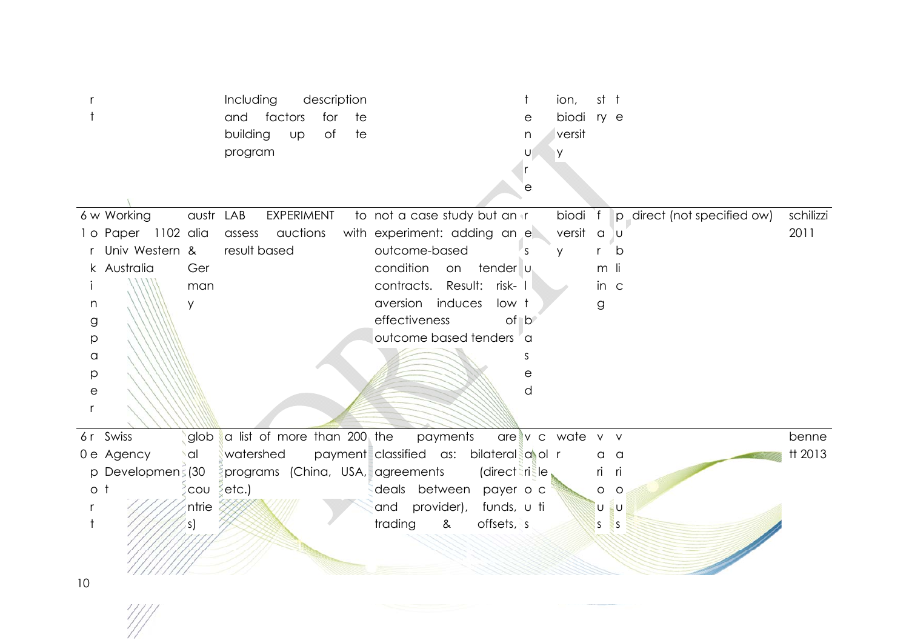| | | | | | | | | | |
|---|---|---|---|---|---|---|---|---|---|
| | r t | | | Including description and factors for te building up of te program | | tenure | ion, biodiversity | st ry | t e | | |
| 6 1 | working paper | Working Paper 1102 Univ Western Australia | australia & Germany | LAB EXPERIMENT to assess auctions with result based | not a case study but an experiment: adding an outcome-based condition on tender contracts. Result: risk-aversion induces low effectiveness of outcome based tenders | result based | biodiversity | farming | public | direct (not specified ow) | schilizzi 2011 |
| 6 0 | report | Swiss Agency Development | global (30 countries) | a list of more than 200 watershed payment programs (China, USA, etc.) | the payments are classified as: bilateral agreements (direct deals between payer and provider), funds, trading & offsets, | various | collective | water | various | various | | bennett 2013 |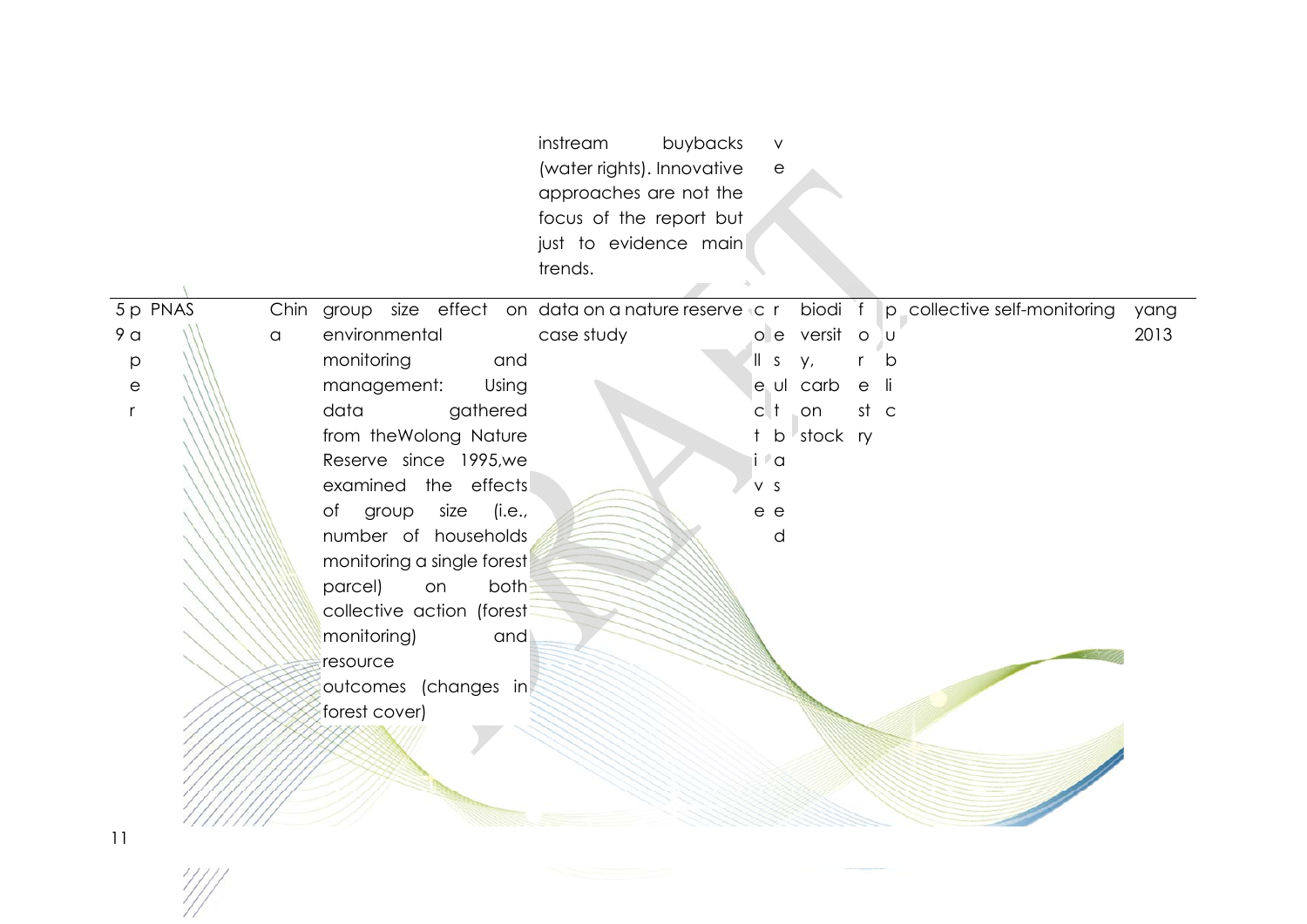| | | | | | | | | | | |
|---|---|---|---|---|---|---|---|---|---|---|
| | | | | instream buybacks (water rights). Innovative approaches are not the focus of the report but just to evidence main trends. | v e | | | | | |
| 59 | paper | PNAS | China | group size effect on environmental monitoring and management: Using data gathered from theWolong Nature Reserve since 1995,we examined the effects of group size (i.e., number of households monitoring a single forest parcel) on both collective action (forest monitoring) and resource outcomes (changes in forest cover) | data on a nature reserve case study | collective / resultbased | biodiversity, carbon stock | forestry | public | collective self-monitoring | yang 2013 |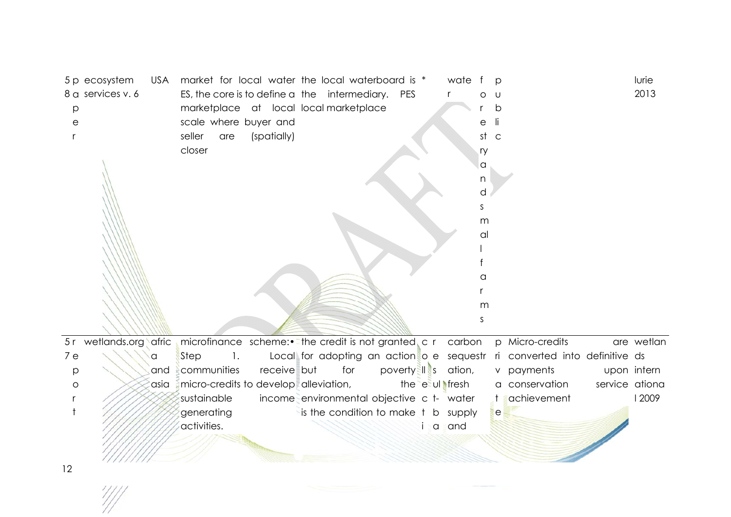| 58 | paper | ecosystem services v. 6 | USA | market for local water ES, the core is to define a marketplace at local scale where buyer and seller are (spatially) closer | the local waterboard is the intermediary. PES local marketplace | * | water | forestry and small farms | public | | lurie 2013 |
|---|---|---|---|---|---|---|---|---|---|---|---|
| 57 | report | wetlands.org | africa and asia | microfinance scheme:• Step 1. Local communities receive micro-credits to develop sustainable income generating activities. | the credit is not granted for adopting an action but for poverty alleviation, the environmental objective is the condition to make it | crossreference | carbon sequestration, fresh water supply and | private | Micro-credits are converted into definitive payments upon conservation service achievement | | wetlands international 2009 |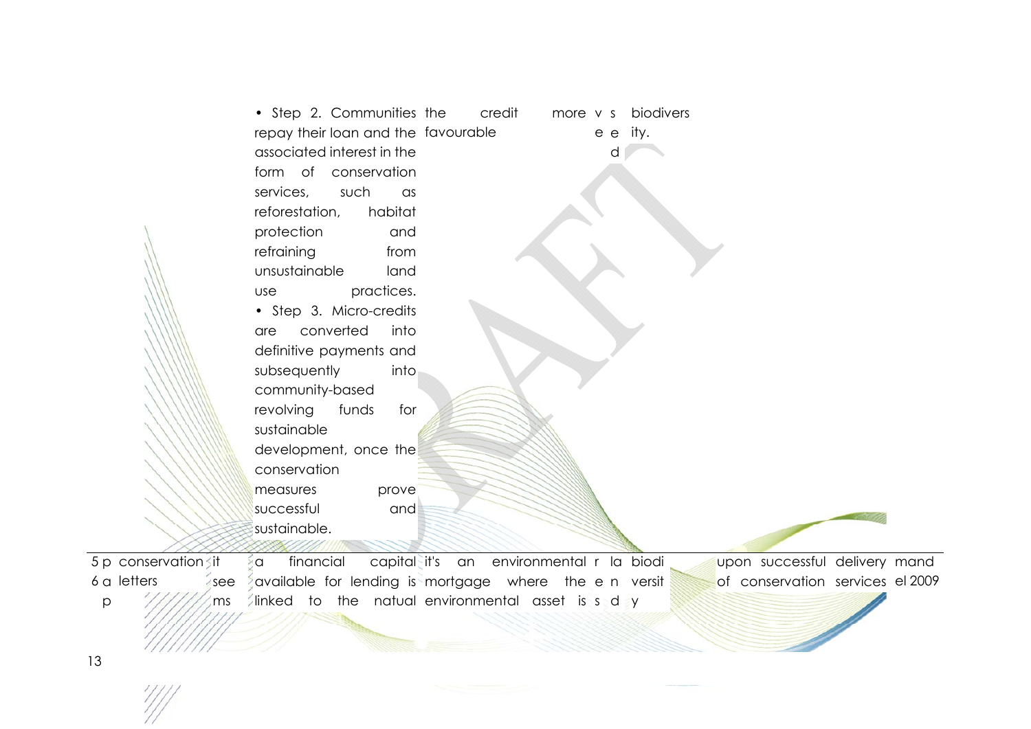- Step 2. Communities repay their loan and the associated interest in the form of conservation services, such as reforestation, habitat protection and refraining from unsustainable land use practices.
- Step 3. Micro-credits are converted into definitive payments and subsequently into community-based revolving funds for sustainable development, once the conservation measures prove successful and sustainable.

the credit favourable

more v s e e d

biodivers ity.

---

5 p conservation it see ms

6 a letters

p

a financial capital available for lending is linked to the natual

it's an environmental mortgage where the environmental asset is

r la e n s d

biodi versit y

upon successful delivery of conservation services

mand el 2009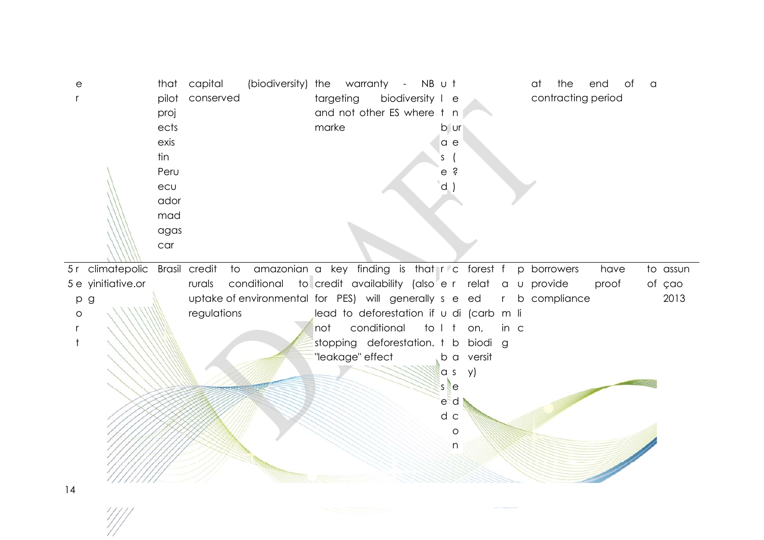| | | | | | | | | | | | |
|---|---|---|---|---|---|---|---|---|---|---|---|
| er | | that pilot projects exis tin Peru ecuador madagascar | capital conserved | (biodiversity) | the warranty - NB targeting biodiversity and not other ES where marke | ultbased | tenure(?) | | | at the end of a contracting period | a |
| 5 5 report | climatepolicyinitiative.org | Brasil | credit to rurals conditional to uptake of environmental regulations | amazonian | a key finding is that credit availability (also for PES) will generally lead to deforestation if not conditional to stopping deforestation. "leakage" effect | result based | credit based con | forest related (carbon, biodiversity) | farming | public | borrowers have to provide proof of compliance | assunçao 2013 |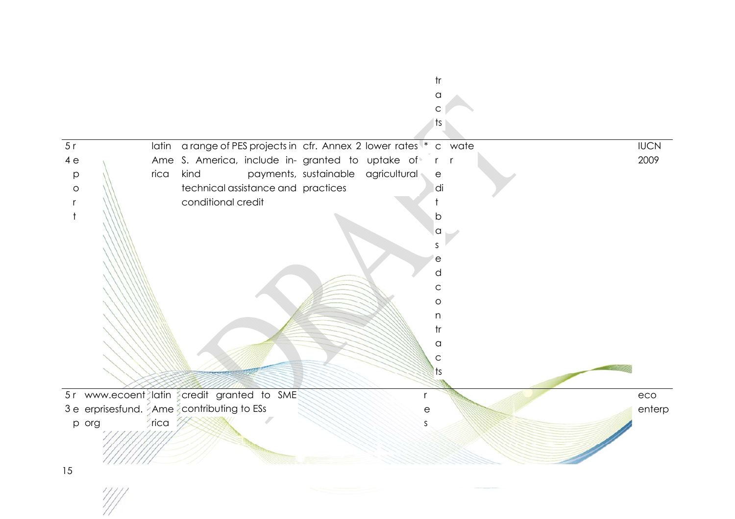|  |  |  |  |  |  |  |  |  |
|---|---|---|---|---|---|---|---|---|
|  |  |  |  |  |  | tracts |  |  |
| 54 | report |  | latin America | a range of PES projects in S. America, include in-kind payments, technical assistance and conditional credit | cfr. Annex 2 lower rates granted to uptake of sustainable agricultural practices | * | credit based contracts | water | IUCN 2009 |
| 53 | rep | www.ecoenterprisesfund.org | latin America | credit granted to SME contributing to ESs |  | res |  |  | eco enterp |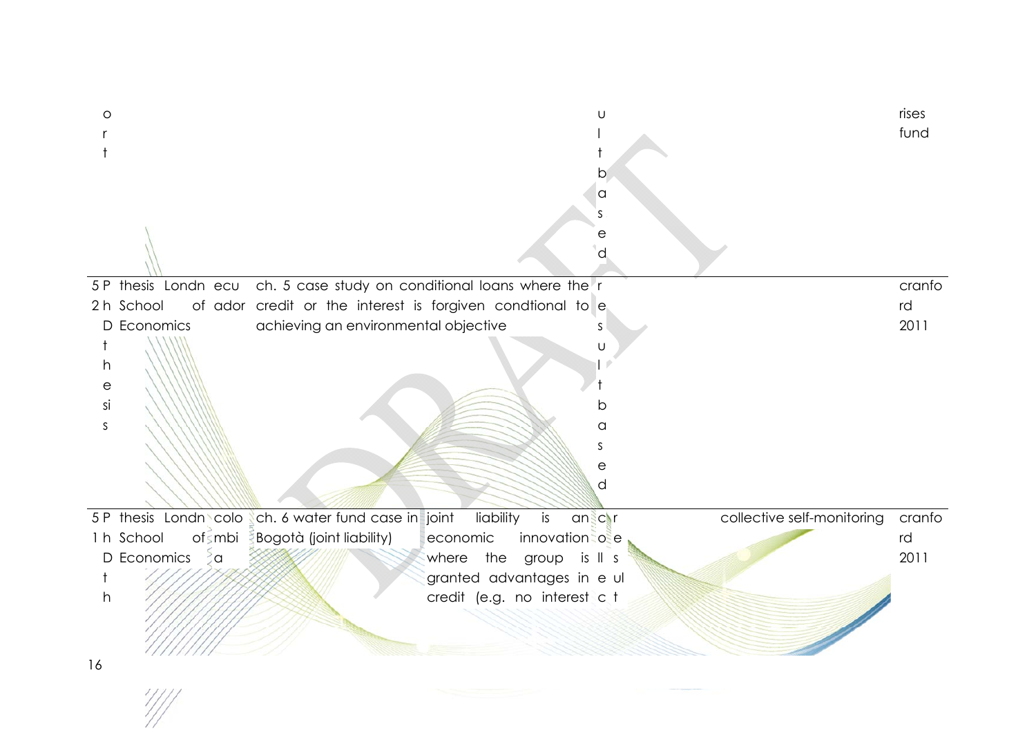| | | | | | | | | |
|---|---|---|---|---|---|---|---|---|
| ort | | | | | ultbased | | | rises fund |
| 52 | PhD thesis | London School of Economics | Ecuador | ch. 5 case study on conditional loans where the credit or the interest is forgiven condtional to achieving an environmental objective | | resultbased | | cranford 2011 |
| 51 | PhD thesis | London School of Economics | Colombia | ch. 6 water fund case in Bogotà (joint liability) | joint liability is an economic innovation where the group is granted advantages in credit (e.g. no interest | collective resultbased | collective self-monitoring | cranford 2011 |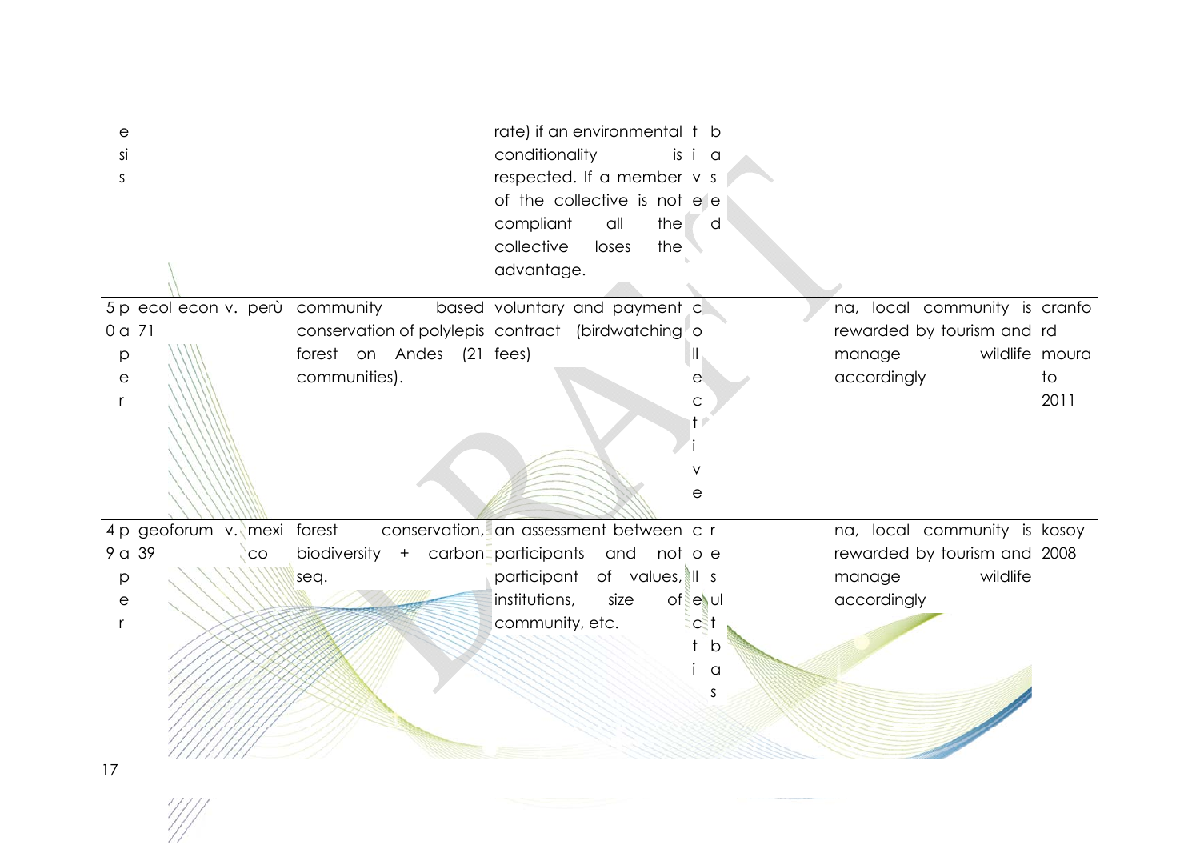| | | | | | | | |
|---|---|---|---|---|---|---|---|
| esis | | | | rate) if an environmental conditionality is respected. If a member of the collective is not compliant all the collective loses the advantage. | tive | based | | |
| 50 paper | ecol econ 71 | v. perù | community based conservation of polylepis forest on Andes (21 communities). | voluntary and payment contract (birdwatching fees) | collective | | na, local community is rewarded by tourism and manage wildlife accordingly | cranford moura to 2011 |
| 49 paper | geoforum 39 | v. mexico | forest conservation, biodiversity + carbon seq. | an assessment between participants and not participant of values, institutions, size of community, etc. | collective | result bas | na, local community is rewarded by tourism and manage wildlife accordingly | kosoy 2008 |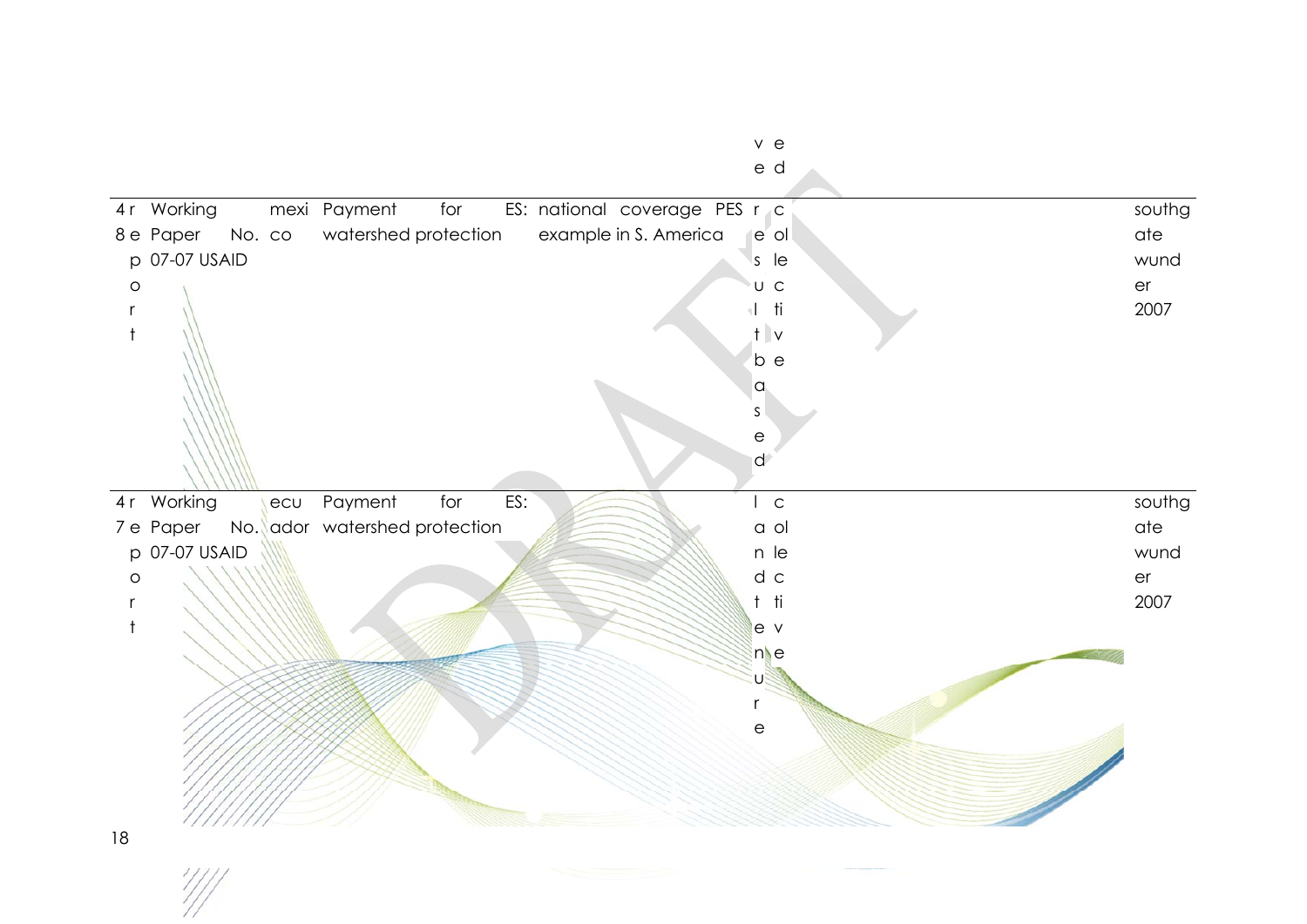| | | | | | | |
|---|---|---|---|---|---|---|
| | | | | | ved | |
| 48 | report | Working Paper No. 07-07 USAID | mexico | Payment for ES: watershed protection | national coverage PES example in S. America | result based | collective | southgate wunder 2007 |
| 47 | report | Working Paper No. 07-07 USAID | ecuador | Payment for ES: watershed protection | | land tenure | collective | southgate wunder 2007 |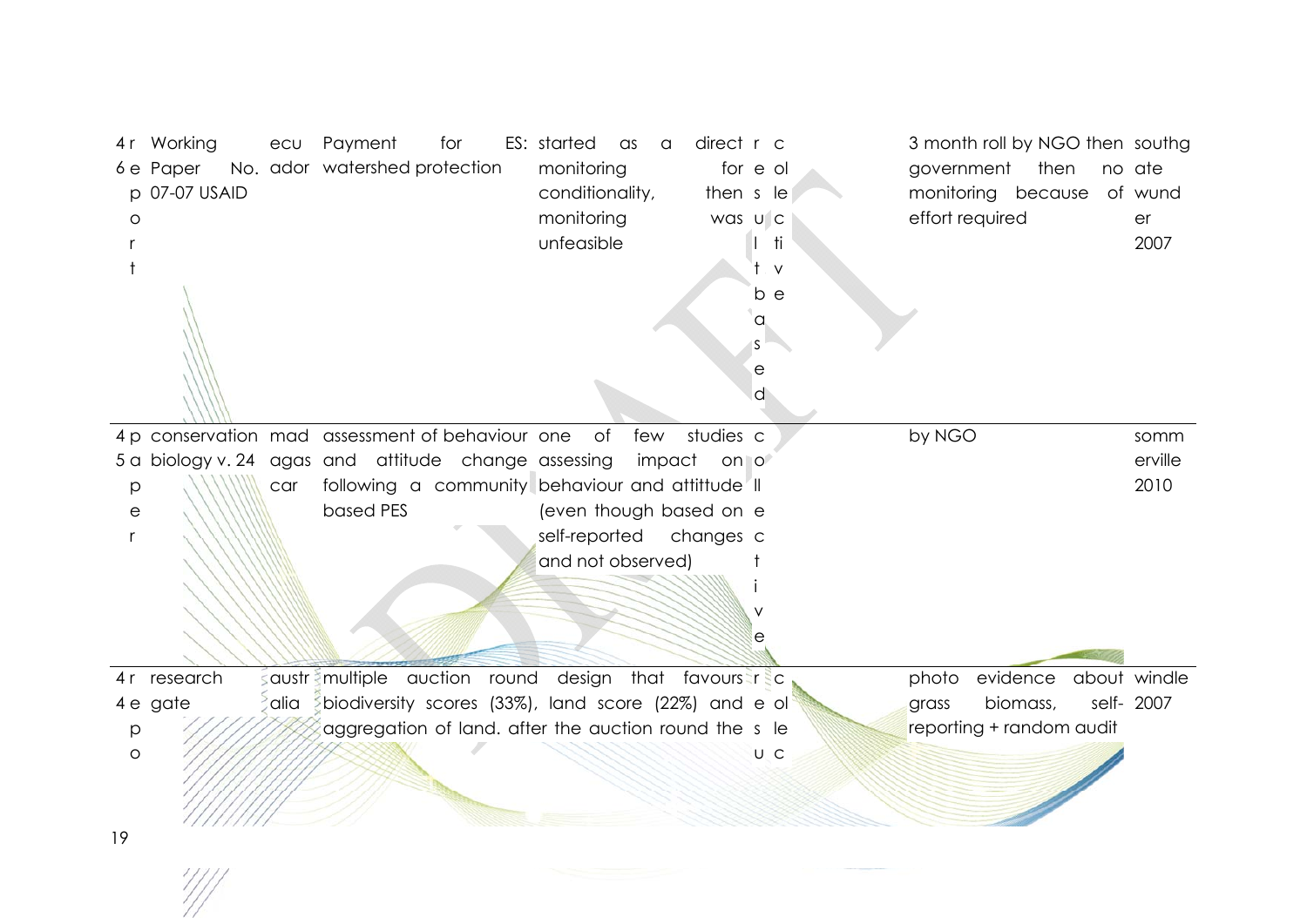| | | | | | | | | |
|---|---|---|---|---|---|---|---|---|
| 46 | report | Working Paper No. 07-07 USAID | ecuador | Payment for ES: watershed protection | started as a direct monitoring for conditionality, then monitoring was unfeasible | result based | collective | 3 month roll by NGO then government then no monitoring because of effort required | southgate wunder 2007 |
| 45 | paper | conservation biology v. 24 | madagascar | assessment of behaviour and attitude change following a community based PES | one of few studies assessing impact on behaviour and attitude (even though based on self-reported changes and not observed) | | collective | by NGO | sommerville 2010 |
| 44 | report | research gate | australia | multiple auction round design that favours biodiversity scores (33%), land score (22%) and aggregation of land. after the auction round the | | result | collec | photo evidence about grass biomass, self-reporting + random audit | windle 2007 |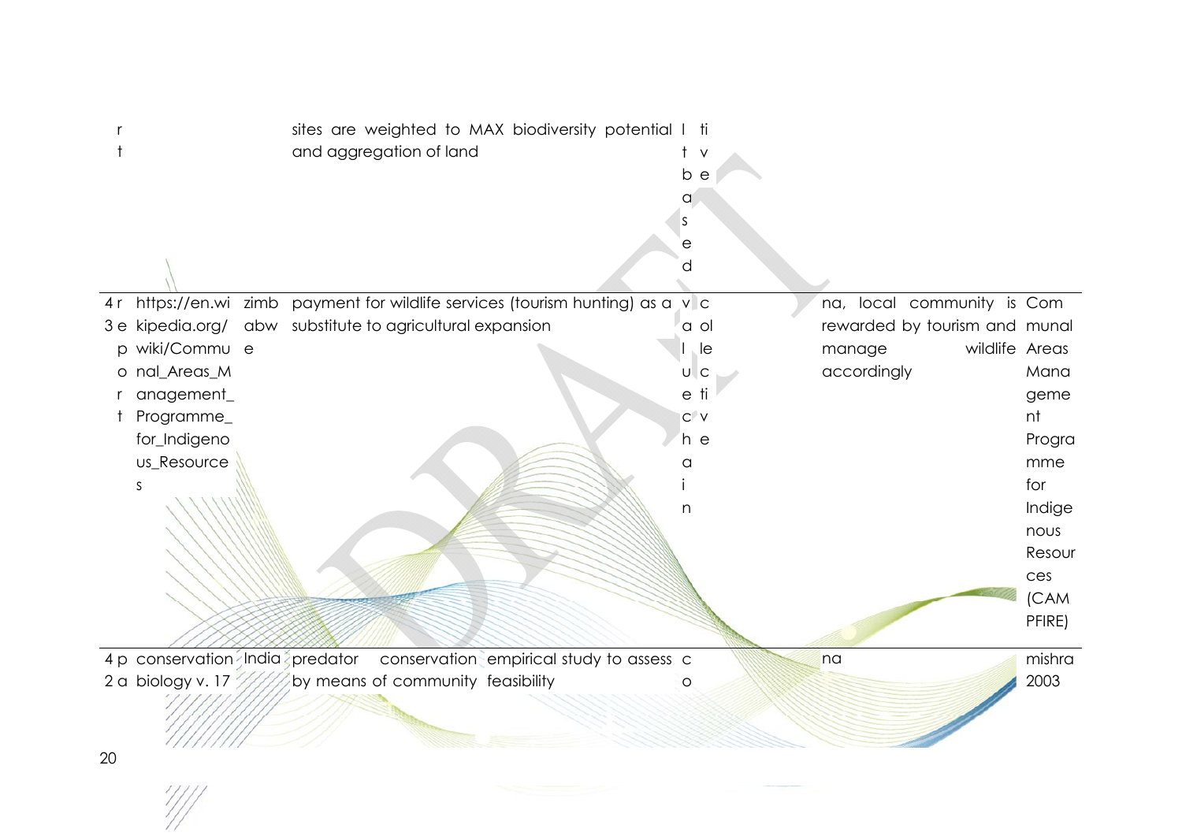| | | | | | | | |
|---|---|---|---|---|---|---|---|
| rt | | | sites are weighted to MAX biodiversity potential and aggregation of land | lt based | tive | | |
| 43 report | https://en.wikipedia.org/wiki/Communal_Areas_Management_Programme_for_Indigenous_Resources | zimbabwe | payment for wildlife services (tourism hunting) as a substitute to agricultural expansion | value chain | collective | na, local community is rewarded by tourism and manage wildlife accordingly | Communal Areas Management Programme for Indigenous Resources (CAMPFIRE) |
| 42 pa | conservation biology v. 17 | India | predator conservation by means of community | empirical study to assess feasibility | co | na | mishra 2003 |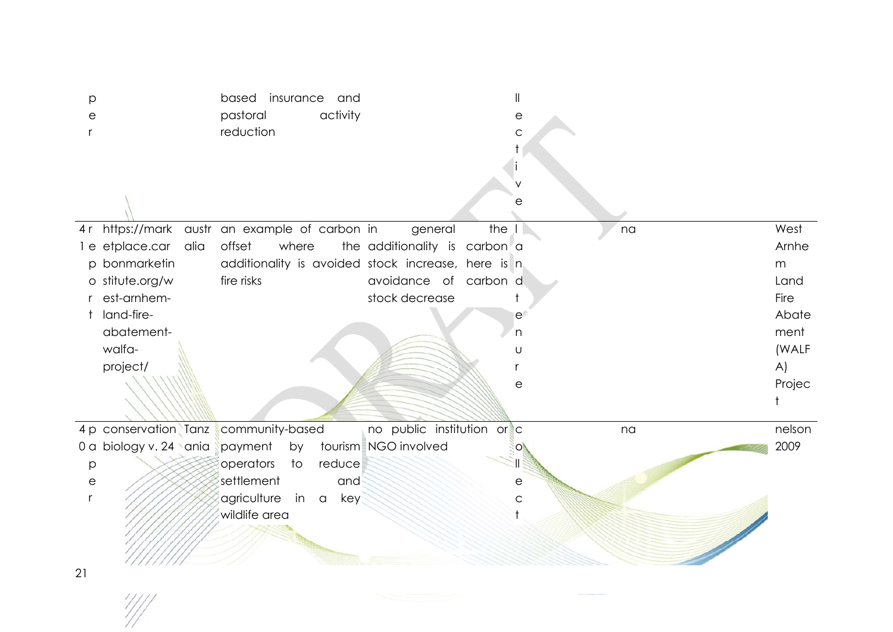| | | | | | | | | |
|---|---|---|---|---|---|---|---|---|
| per | | | based insurance and pastoral activity reduction | | llective | | | |
| 41 | report | https://marketplace.carbonmarketinstitute.org/west-arnhem-land-fire-abatement-walfa-project/ | australia | an example of carbon offset where the additionality is avoided fire risks | in general the additionality is carbon stock increase, here is avoidance of carbon stock decrease | land tenure | na | West Arnhem Land Fire Abatement (WALFA) Project |
| 40 | paper | conservation biology v. 24 | Tanzania | community-based payment by tourism operators to reduce settlement and agriculture in a key wildlife area | no public institution or NGO involved | collect | na | nelson 2009 |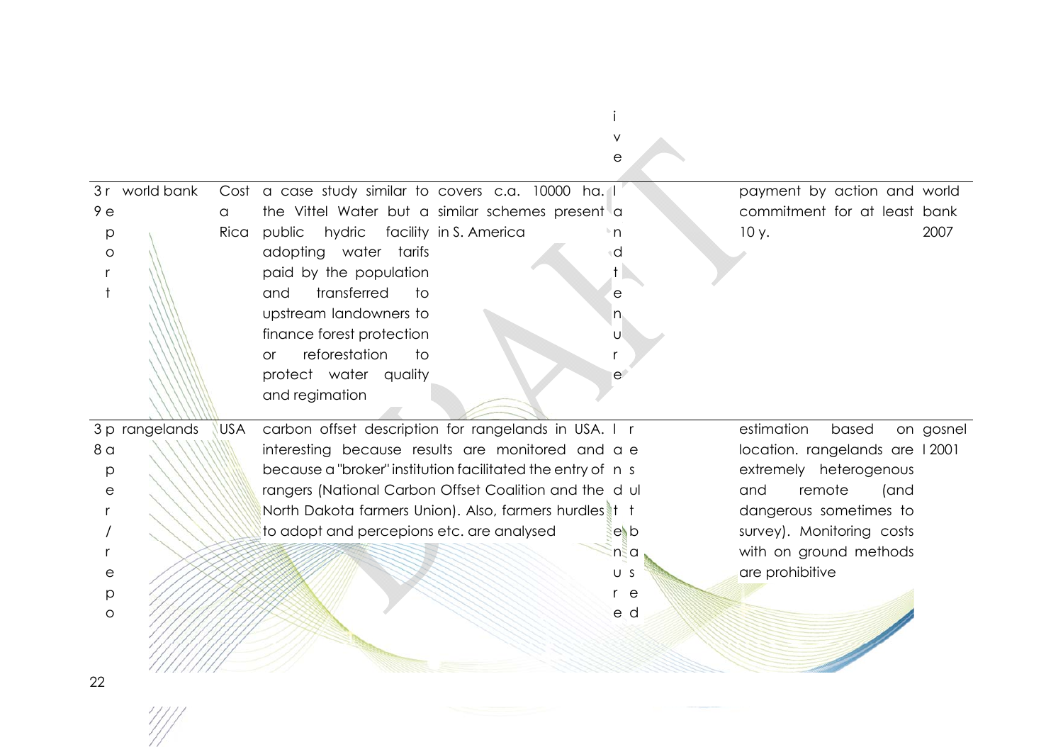| | | | | | | | |
|---|---|---|---|---|---|---|---|
| | | | | ive | | | |
| 39 | report | world bank | Costa Rica | a case study similar to the Vittel Water but a public hydric facility adopting water tarifs paid by the population and transferred to upstream landowners to finance forest protection or reforestation to protect water quality and regimation | covers c.a. 10000 ha. similar schemes present in S. America | landtenure | payment by action and commitment for at least 10 y. | world bank 2007 |
| 38 | paper/repo | rangelands | USA | carbon offset description for rangelands in USA. interesting because results are monitored and because a "broker" institution facilitated the entry of rangers (National Carbon Offset Coalition and the North Dakota farmers Union). Also, farmers hurdles to adopt and percepions etc. are analysed | | landtenure / results based | estimation based on location. rangelands are extremely heterogenous and remote (and dangerous sometimes to survey). Monitoring costs with on ground methods are prohibitive | gosnell 2001 |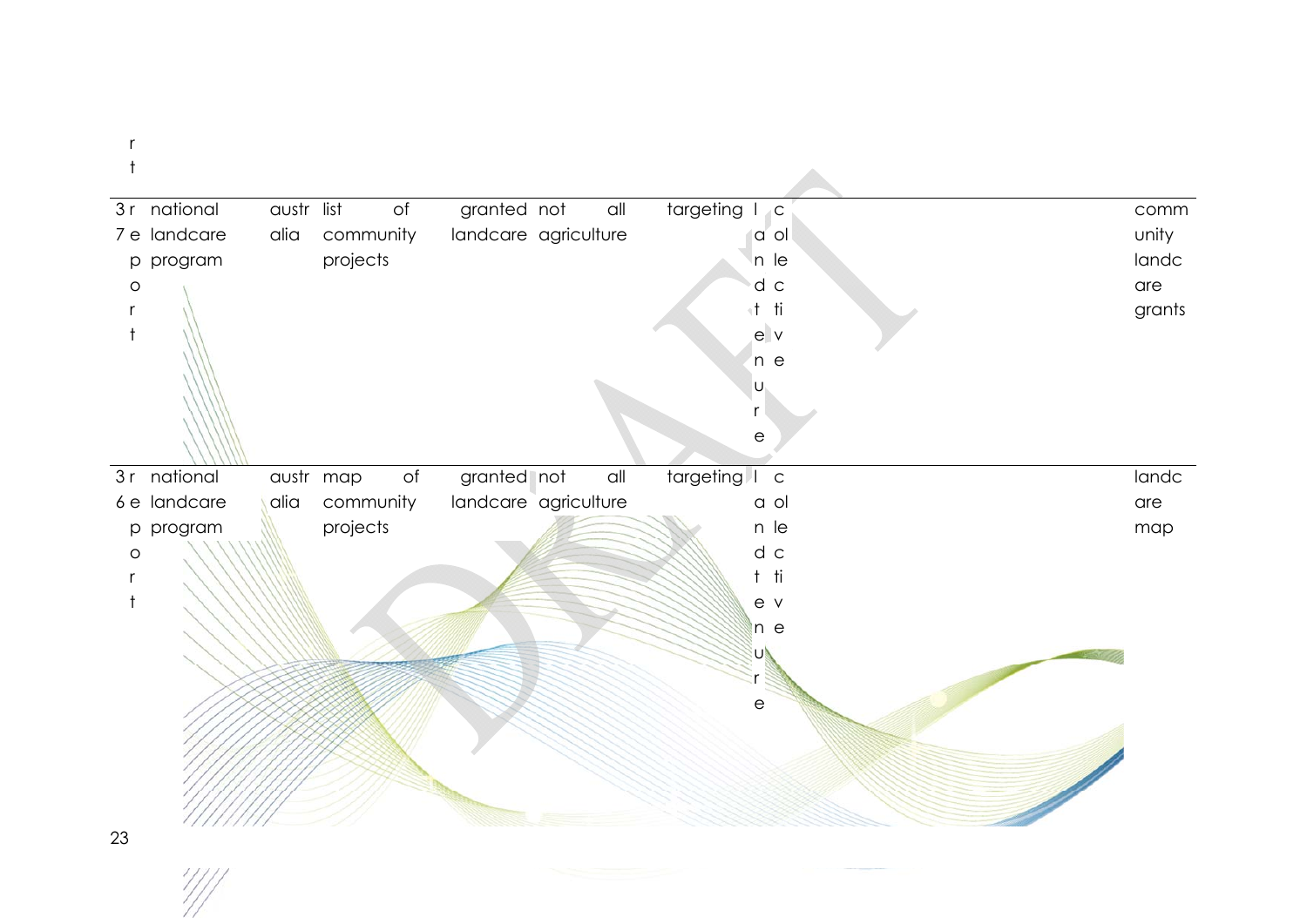r
t

| 37 | report | national landcare program | australia | list of community projects | granted landcare | not all agriculture | targeting | landtenure | collective | | community landcare grants |
|---|---|---|---|---|---|---|---|---|---|---|---|
| 36 | report | national landcare program | australia | map of community projects | granted landcare | not all agriculture | targeting | landtenure | collective | | landcare map |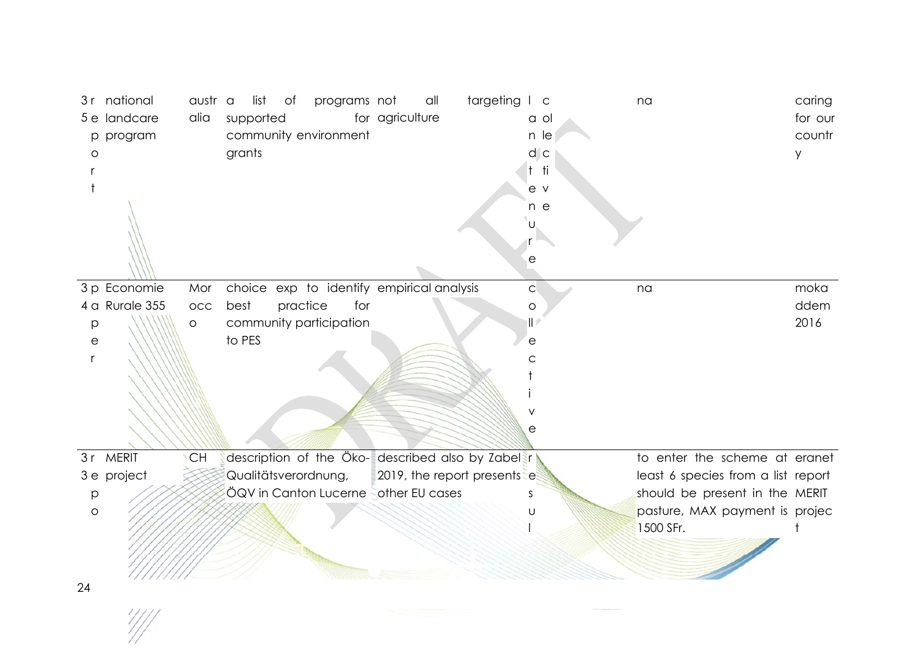| 35 | report | national landcare program | australia | a list of programs supported for community environment grants | not all targeting agriculture | land tenure | collective | na | caring for our country |
|---|---|---|---|---|---|---|---|---|---|
| 34 | paper | Economie Rurale 355 | Morocco | choice exp to identify best practice for community participation to PES | empirical analysis | collective | | na | mokaddem 2016 |
| 33 | repo | MERIT project | CH | description of the Öko-Qualitätsverordnung, ÖQV in Canton Lucerne | described also by Zabel 2019, the report presents other EU cases | result | | to enter the scheme at least 6 species from a list should be present in the pasture, MAX payment is 1500 SFr. | eranet report MERIT project |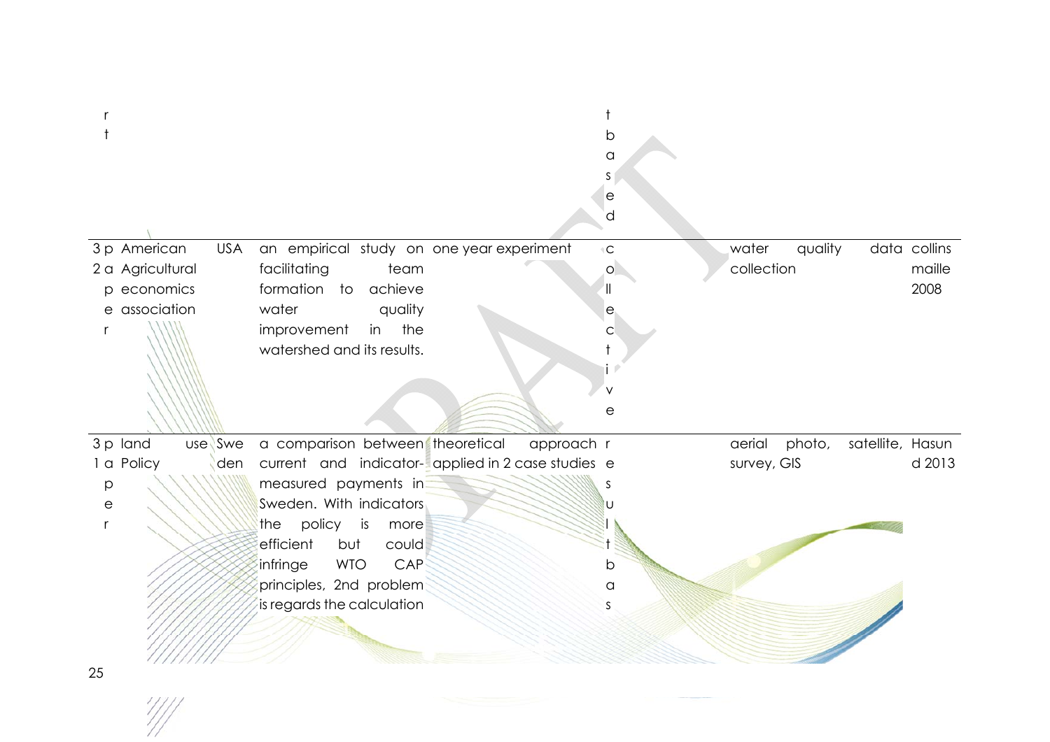| | | | | | | | |
|---|---|---|---|---|---|---|---|
| rt | | | | | tbased | | |
| 32 paper | American Agricultural economics association | USA | an empirical study on facilitating team formation to achieve water quality improvement in the watershed and its results. | one year experiment | collective | water quality data collection | collins maille 2008 |
| 31 paper | land use Policy | Sweden | a comparison between current and indicator-measured payments in Sweden. With indicators the policy is more efficient but could infringe WTO CAP principles, 2nd problem is regards the calculation | theoretical approach applied in 2 case studies | resultbas | aerial photo, satellite, survey, GIS | Hasund 2013 |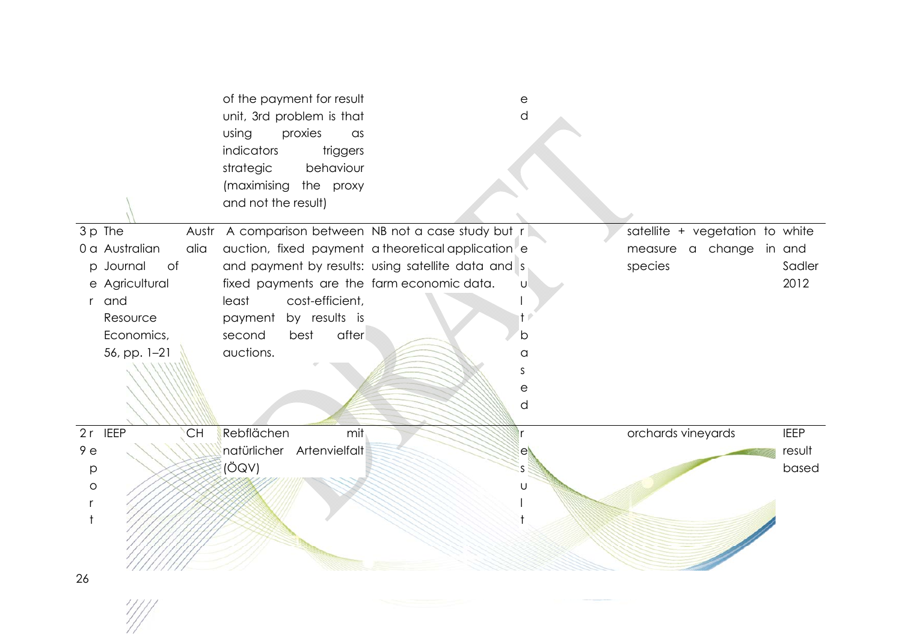| | | | | | | | | |
|---|---|---|---|---|---|---|---|---|
| | | | of the payment for result unit, 3rd problem is that using proxies as indicators triggers strategic behaviour (maximising the proxy and not the result) | | ed | | | |
| 30 | paper | The Australian Journal of Agricultural and Resource Economics, 56, pp. 1–21 | Australia | A comparison between auction, fixed payment and payment by results: fixed payments are the least cost-efficient, payment by results is second best after auctions. | NB not a case study but a theoretical application using satellite data and farm economic data. | result based | | satellite + vegetation to measure a change in species | white and Sadler 2012 |
| 29 | report | IEEP | CH | Rebflächen mit natürlicher Artenvielfalt (ÖQV) | | result | | orchards vineyards | IEEP result based |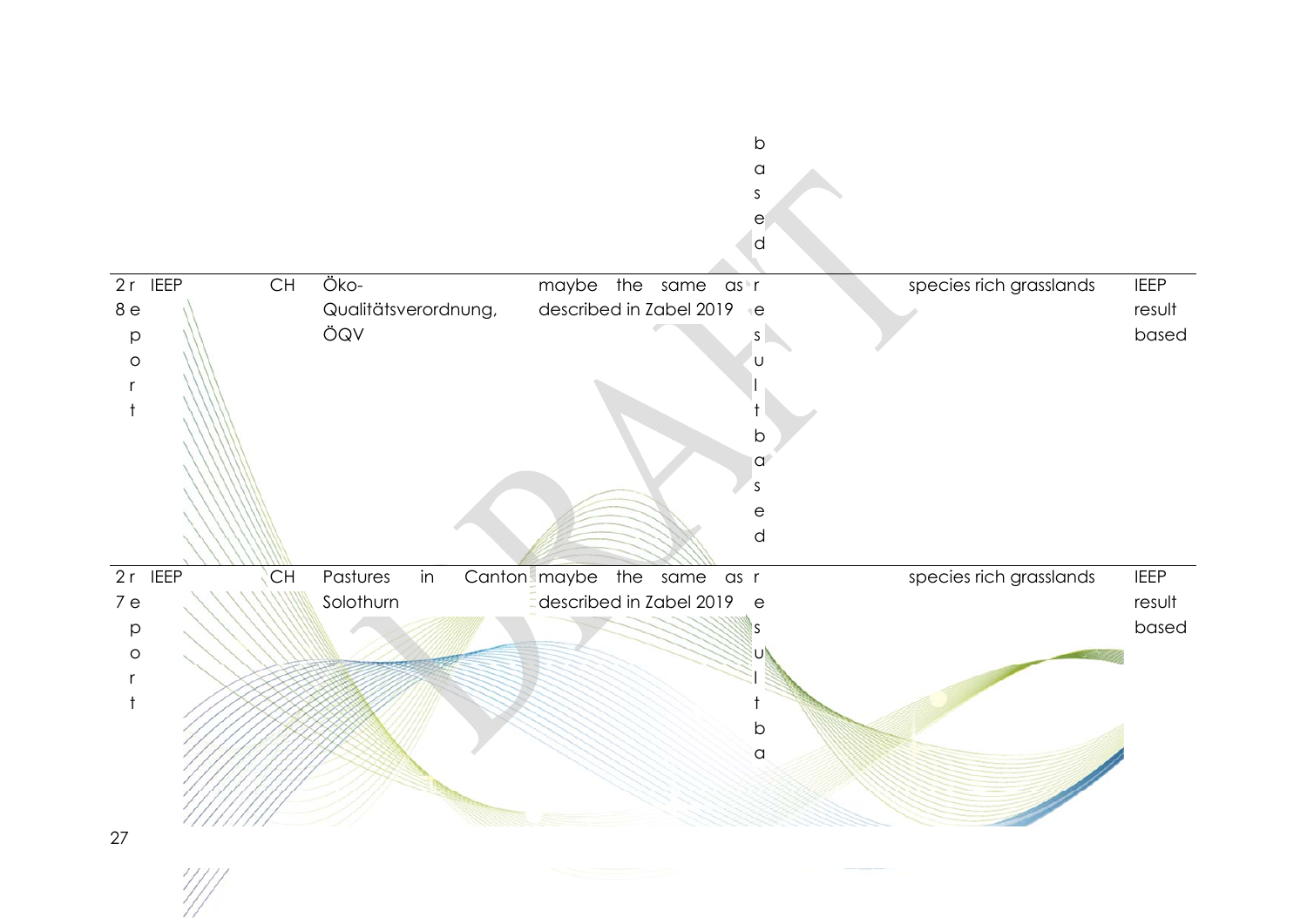| | | | | | | | | |
|---|---|---|---|---|---|---|---|---|
| | | | | | based | | | |
| 28 | report | IEEP | CH | Öko-Qualitätsverordnung, ÖQV | maybe the same as described in Zabel 2019 | result based | species rich grasslands | IEEP result based |
| 27 | report | IEEP | CH | Pastures in Canton Solothurn | maybe the same as described in Zabel 2019 | result ba | species rich grasslands | IEEP result based |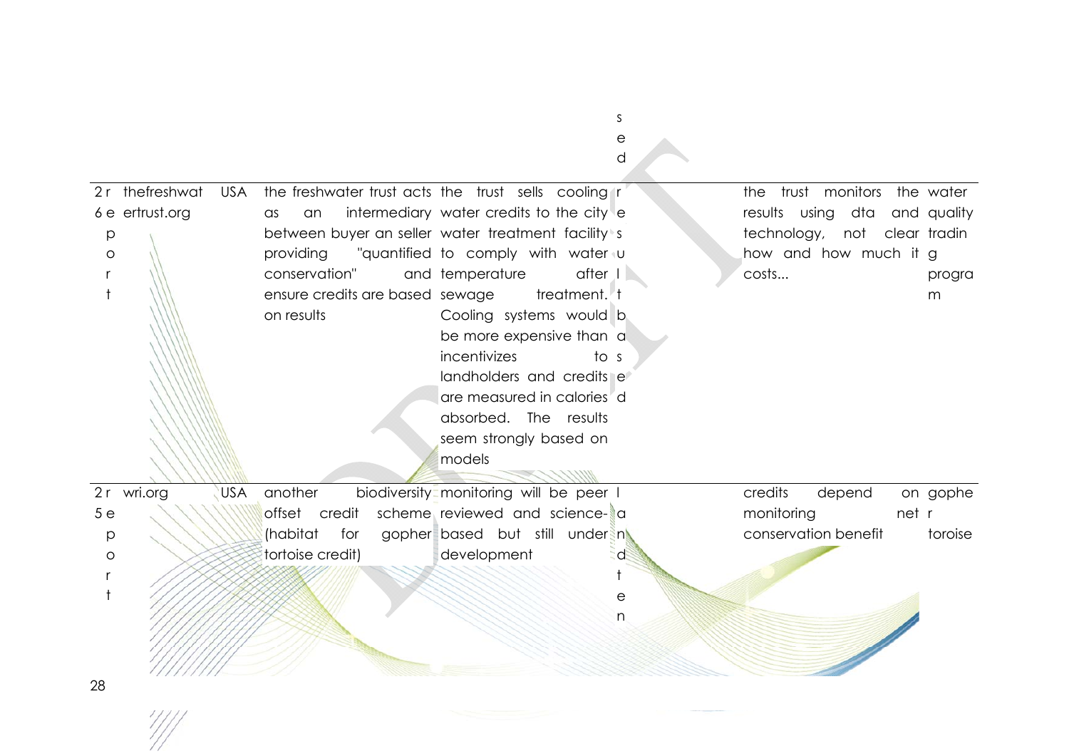| | | | | | | | |
|---|---|---|---|---|---|---|---|
| | | | | | sed | | |
| 26 | report | thefreshwatertrust.org | USA | the freshwater trust acts as an intermediary between buyer an seller providing "quantified conservation" and ensure credits are based on results | the trust sells cooling water credits to the city water treatment facility to comply with water temperature after sewage treatment. Cooling systems would be more expensive than incentivizes to landholders and credits are measured in calories absorbed. The results seem strongly based on models | result based | the trust monitors the water results using dta and quality technology, not clear how and how much it costs... | trading program |
| 25 | report | wri.org | USA | another biodiversity offset credit scheme (habitat for gopher tortoise credit) | monitoring will be peer reviewed and science-based but still under development | land tenure | credits depend on monitoring net conservation benefit | gopher toroise |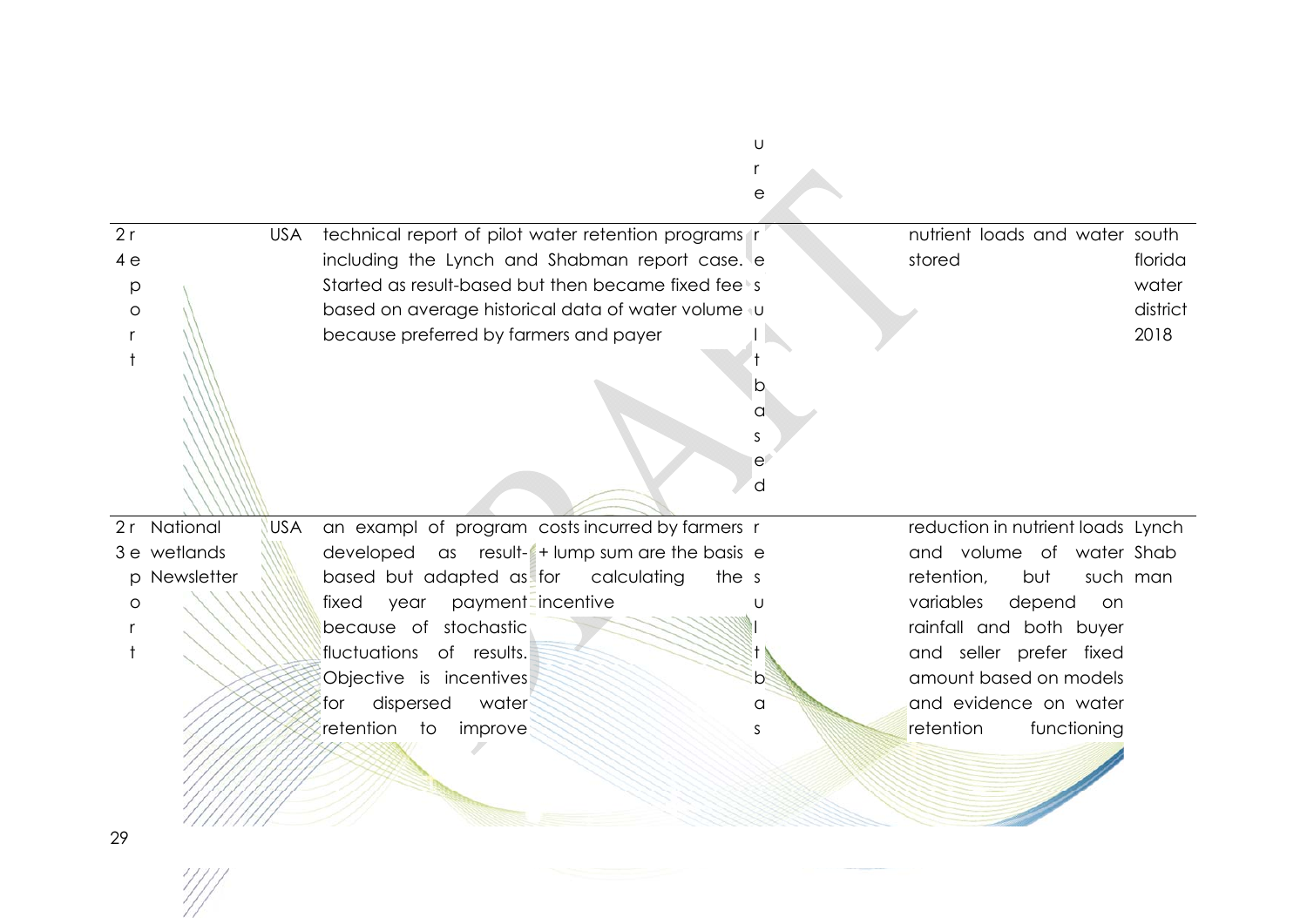| | | | | | | |
|---|---|---|---|---|---|---|
| | | | | ure | | |
| 24 report | | USA | technical report of pilot water retention programs including the Lynch and Shabman report case. Started as result-based but then became fixed fee based on average historical data of water volume because preferred by farmers and payer | result based | nutrient loads and water stored | south florida water district 2018 |
| 23 report | National wetlands Newsletter | USA | an exampl of program developed as result-based but adapted as fixed year payment because of stochastic fluctuations of results. Objective is incentives for dispersed water retention to improve | costs incurred by farmers + lump sum are the basis for calculating the incentive | result bas | reduction in nutrient loads and volume of water retention, but such variables depend on rainfall and both buyer and seller prefer fixed amount based on models and evidence on water retention functioning | Lynch Shabman |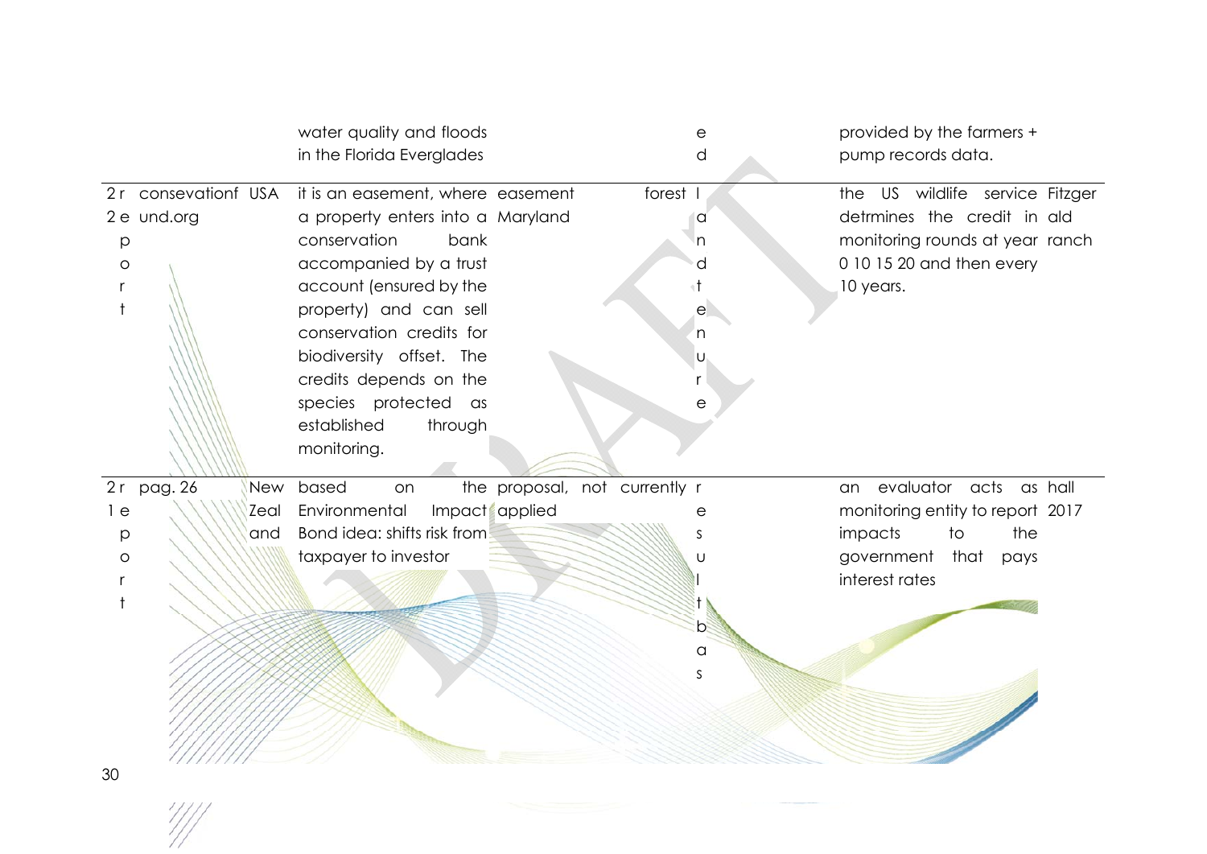| | | | | | | | |
|---|---|---|---|---|---|---|---|
| | | | water quality and floods in the Florida Everglades | | ed | provided by the farmers + pump records data. | |
| 2 report | consevationfund.org | USA | it is an easement, where a property enters into a conservation bank accompanied by a trust account (ensured by the property) and can sell conservation credits for biodiversity offset. The credits depends on the species protected as established through monitoring. | easement Maryland | forest land tenure | the US wildlife service detrmines the credit in monitoring rounds at year 0 10 15 20 and then every 10 years. | Fitzgerald ranch |
| 21 report | pag. 26 | New Zealand | based on Environmental Impact Bond idea: shifts risk from taxpayer to investor | the proposal, not currently applied | result bas | an evaluator acts as monitoring entity to report impacts to the government that pays interest rates | hall 2017 |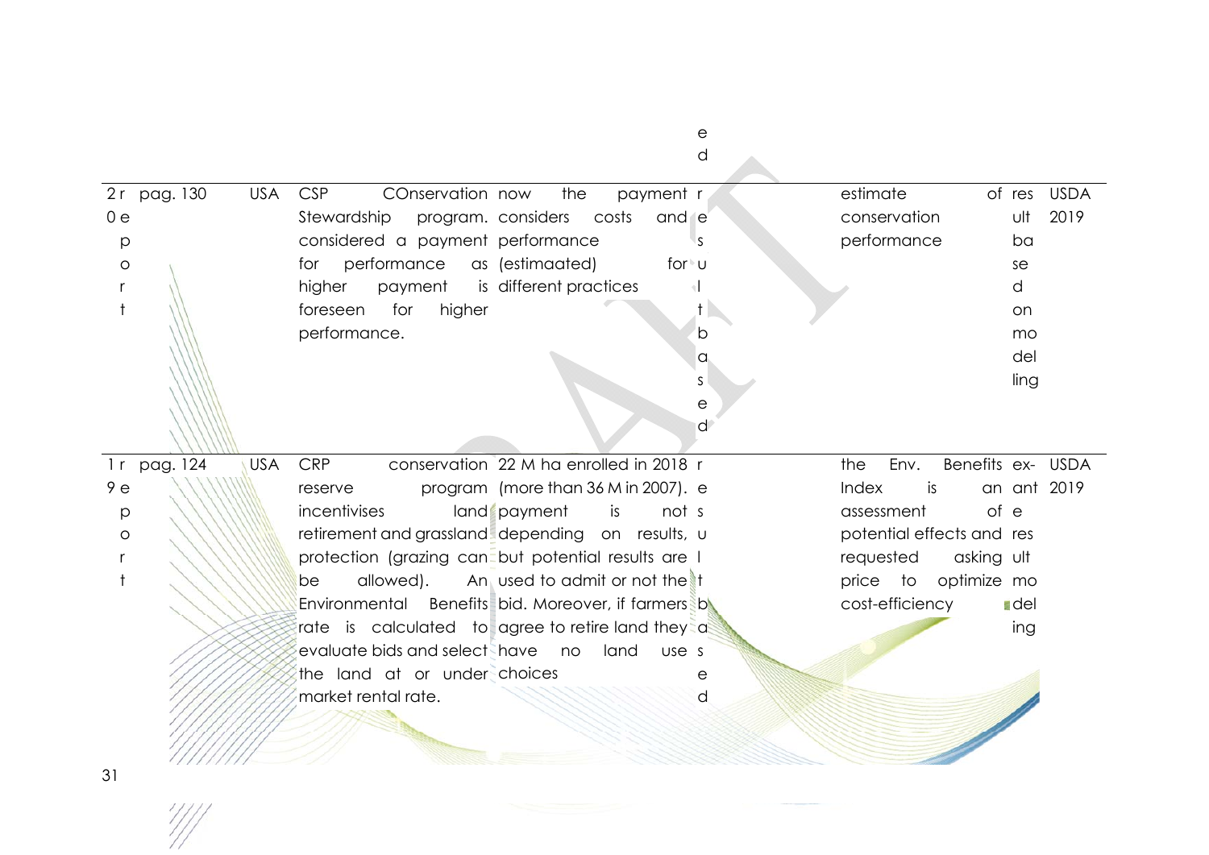| | | | | | | | | |
|---|---|---|---|---|---|---|---|---|
| 2020 report | pag. 130 | USA | CSP COnservation Stewardship program. considered a payment for performance as higher payment is foreseen for higher performance. | now the payment considers costs and performance (estimaated) for different practices | result based | estimate of conservation performance | result based on modelling | USDA 2019 |
| 19 report | pag. 124 | USA | CRP conservation reserve program incentivises land retirement and grassland protection (grazing can be allowed). An Environmental Benefits rate is calculated to evaluate bids and select the land at or under market rental rate. | 22 M ha enrolled in 2018 (more than 36 M in 2007). payment is not depending on results, but potential results are used to admit or not the bid. Moreover, if farmers agree to retire land they have no land use choices | result based | the Env. Benefits Index is an assessment of potential effects and requested asking price to optimize cost-efficiency | ex-ante result modeling | USDA 2019 |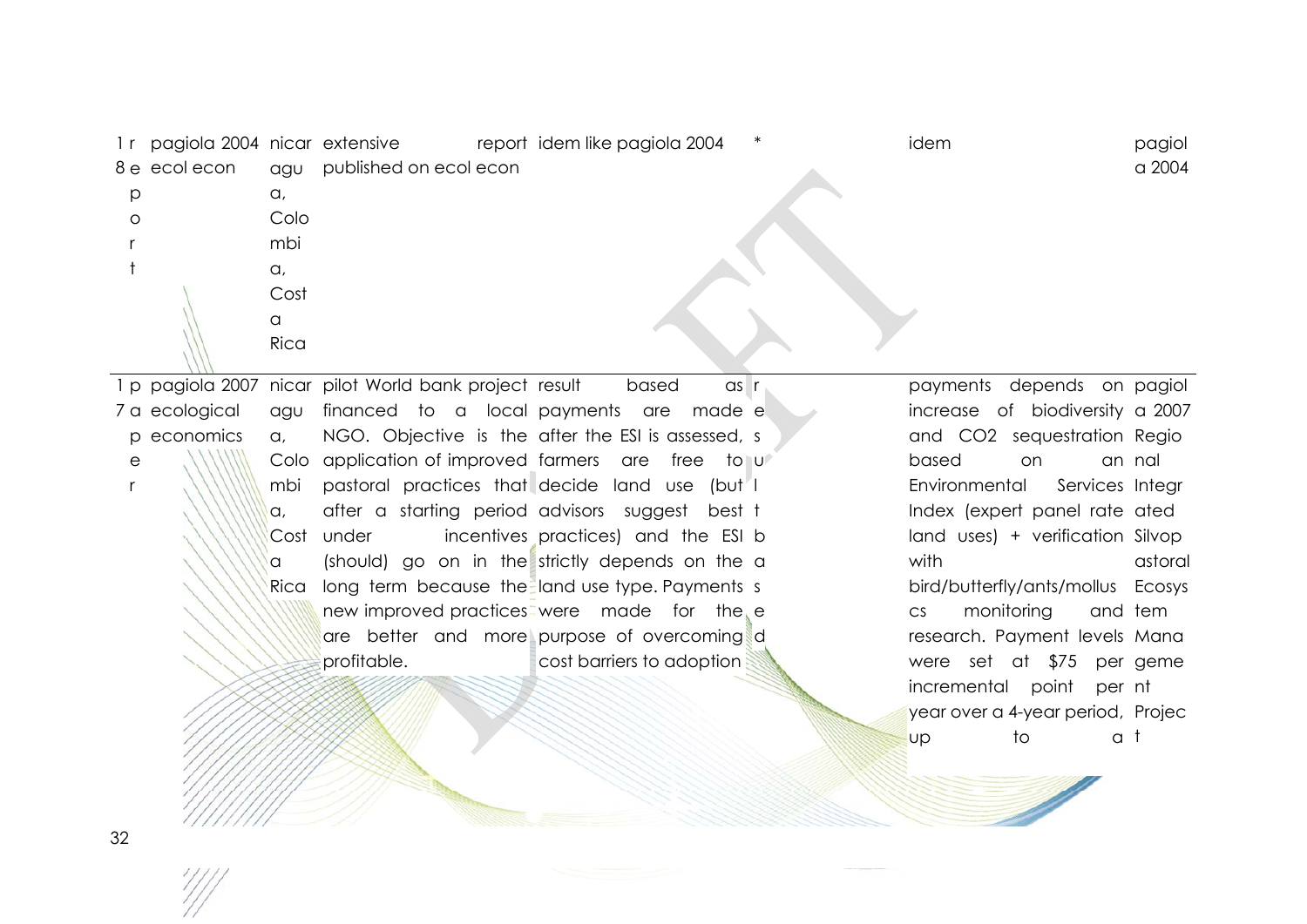| | | | | | | | |
|---|---|---|---|---|---|---|---|
| 18 | report | pagiola 2004 ecol econ | nicaragua, Colombia, Costa Rica | extensive report published on ecol econ | idem like pagiola 2004 | * | idem | pagiola 2004 |
| 17 | paper | pagiola 2007 ecological economics | nicaragua, Colombia, Costa Rica | pilot World bank project financed to a local NGO. Objective is the application of improved pastoral practices that after a starting period under incentives (should) go on in the long term because the new improved practices are better and more profitable. | result based as payments are made after the ESI is assessed, farmers are free to decide land use (but advisors suggest best practices) and the ESI strictly depends on the land use type. Payments were made for the purpose of overcoming cost barriers to adoption | result based | payments depends on increase of biodiversity and CO2 sequestration based on an Environmental Services Index (expert panel rate land uses) + verification with bird/butterfly/ants/mollucs monitoring and research. Payment levels were set at $75 per incremental point per year over a 4-year period, up to a | pagiola 2007 Regional Integrated Silvopastoral Ecosystem Management Project |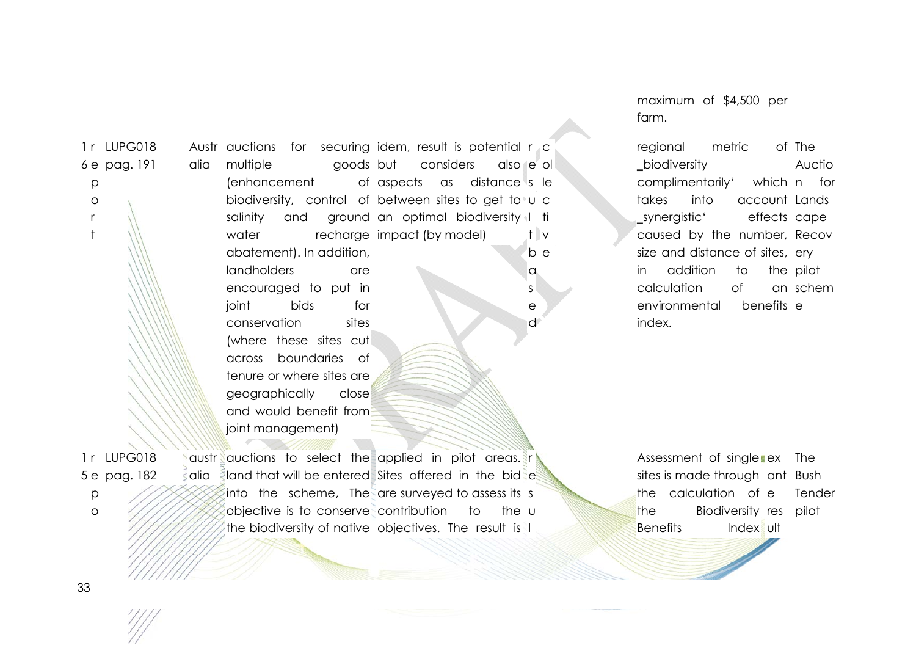| | | | | | | | |
|---|---|---|---|---|---|---|---|
| | | | | | | maximum of $4,500 per farm. | |
| 1 6 | LUPG0186 pag. 191 report | Australia | auctions for securing multiple goods (enhancement of biodiversity, control of salinity and ground water recharge abatement). In addition, landholders are encouraged to put in joint bids for conservation sites (where these sites cut across boundaries of tenure or where sites are geographically close and would benefit from joint management) | idem, result is potential but considers also aspects as distance between sites to get to an optimal biodiversity impact (by model) | results be based | col le c ti v e | regional metric of _biodiversity complimentarily' which takes into account _synergistic' effects caused by the number, size and distance of sites, in addition to the calculation of an environmental benefits index. | The Auction for Landscape Recovery pilot scheme |
| 1 5 | LUPG0185 pag. 182 repo | australia | auctions to select the land that will be entered into the scheme, The objective is to conserve the biodiversity of native | applied in pilot areas. Sites offered in the bid are surveyed to assess its contribution to the objectives. The result is | result | | Assessment of single sites is made through the calculation of the Biodiversity Benefits Index | index ante result | The Bush Tender pilot |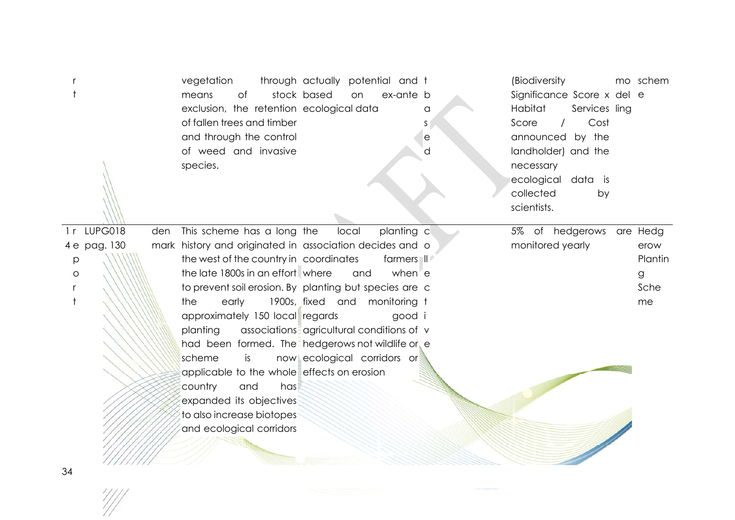| | | | | | | | | |
|---|---|---|---|---|---|---|---|---|
| r t | | | vegetation through means of stock exclusion, the retention of fallen trees and timber and through the control of weed and invasive species. | actually potential and based on ex-ante ecological data | t b a s e d | | (Biodiversity Significance Score x Habitat Services Score / Cost announced by the landholder) and the necessary ecological data is collected by scientists. | mo del ling | schem e |
| 1 4 | r e p o r t | LUPG018 pag. 130 | den mark | This scheme has a long history and originated in the west of the country in the late 1800s in an effort to prevent soil erosion. By the early 1900s, approximately 150 local planting associations had been formed. The scheme is now applicable to the whole country and has expanded its objectives to also increase biotopes and ecological corridors | the local planting association decides and coordinates farmers where and when planting but species are fixed and monitoring regards good agricultural conditions of hedgerows not wildlife or ecological corridors or effects on erosion | c o l l e c t i v e | | 5% of hedgerows are monitored yearly | Hedgerow Planting Scheme |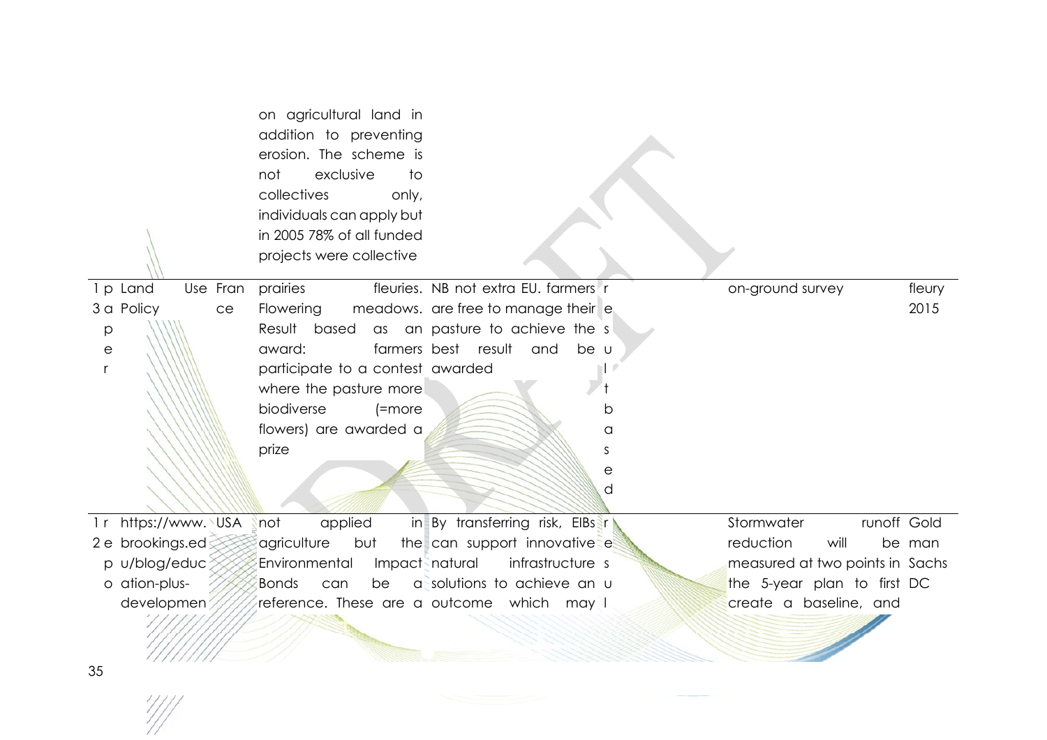| | | | | | | | |
|---|---|---|---|---|---|---|---|
| | | | on agricultural land in addition to preventing erosion. The scheme is not exclusive to collectives only, individuals can apply but in 2005 78% of all funded projects were collective | | | | |
| 13 | paper | Land Use Policy | France | prairies fleuries. Flowering meadows. Result based as an award: farmers participate to a contest where the pasture more biodiverse (=more flowers) are awarded a prize | NB not extra EU. farmers are free to manage their pasture to achieve the best result and be awarded | result based | on-ground survey | fleury 2015 |
| 12 | report | https://www.brookings.edu/blog/education-plus-developmen | USA | not applied in agriculture but the Environmental Impact Bonds can be a reference. These are a | By transferring risk, EIBs can support innovative natural infrastructure solutions to achieve an outcome which may | resul | Stormwater runoff reduction will be measured at two points in the 5-year plan to first create a baseline, and | Goldman Sachs DC |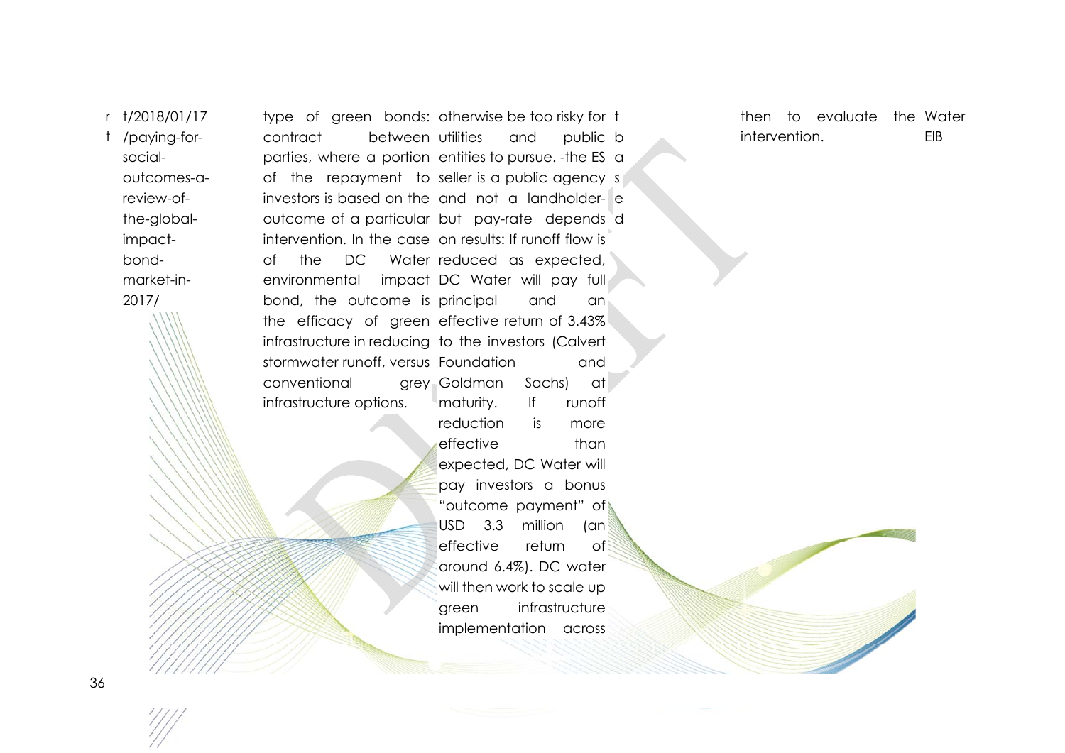t/2018/01/17/paying-for-social-outcomes-a-review-of-the-global-impact-bond-market-in-2017/

type of green bonds: contract between parties, where a portion of the repayment to investors is based on the outcome of a particular intervention. In the case of the DC Water environmental impact bond, the outcome is the efficacy of green infrastructure in reducing stormwater runoff, versus conventional grey infrastructure options.

otherwise be too risky for utilities and public entities to pursue. -the ES seller is a public agency and not a landholder- but pay-rate depends on results: If runoff flow is reduced as expected, DC Water will pay full principal and an effective return of 3.43% to the investors (Calvert Foundation and Goldman Sachs) at maturity. If runoff reduction is more effective than expected, DC Water will pay investors a bonus "outcome payment" of USD 3.3 million (an effective return of around 6.4%). DC water will then work to scale up green infrastructure implementation across

then to evaluate the intervention.

Water

EIB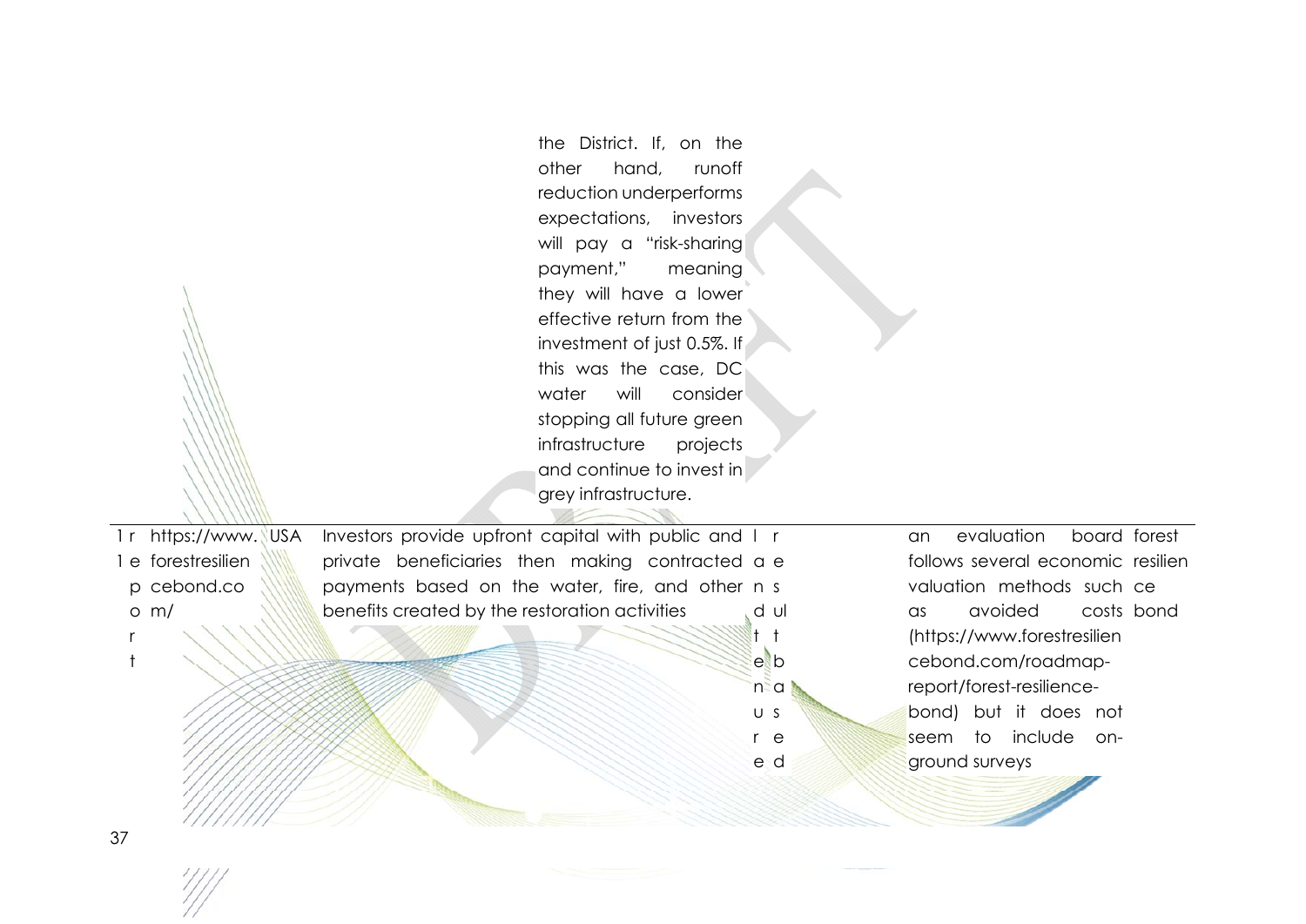| | | | | | | | | |
|---|---|---|---|---|---|---|---|---|
| | | | | the District. If, on the other hand, runoff reduction underperforms expectations, investors will pay a "risk-sharing payment," meaning they will have a lower effective return from the investment of just 0.5%. If this was the case, DC water will consider stopping all future green infrastructure projects and continue to invest in grey infrastructure. | | | | |
| 11 | report | https://www.forestresiliencebond.com/ | USA | Investors provide upfront capital with public and private beneficiaries then making contracted payments based on the water, fire, and other benefits created by the restoration activities | land tenure | result based | an evaluation board follows several economic valuation methods such as avoided costs (https://www.forestresiliencebond.com/roadmap-report/forest-resilience-bond) but it does not seem to include on-ground surveys | forest resilience bond |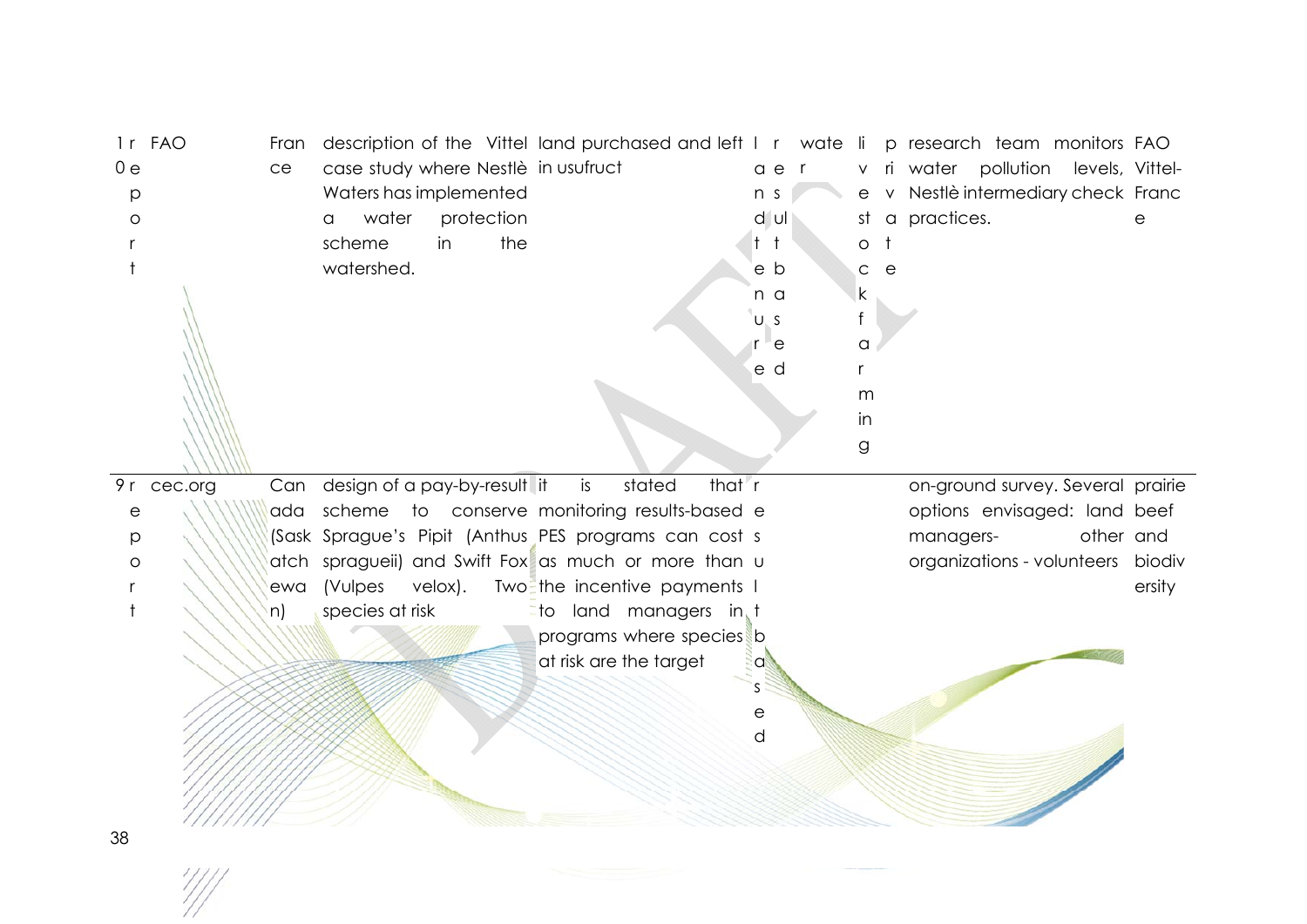| | | | | | | | | | | |
|---|---|---|---|---|---|---|---|---|---|---|
| 10 | report | FAO | France | description of the Vittel case study where Nestlè Waters has implemented a water protection scheme in the watershed. | land purchased and left in usufruct | land tenure | results based | water | livestock farming | private | research team monitors water pollution levels, Nestlè intermediary check practices. | FAO Vittel-France |
| 9 | report | cec.org | Canada (Saskatchewan) | design of a pay-by-result scheme to conserve Sprague's Pipit (Anthus spragueii) and Swift Fox (Vulpes velox). Two species at risk | it is stated that monitoring results-based PES programs can cost as much or more than the incentive payments to land managers in programs where species at risk are the target | results based | | | | | on-ground survey. Several options envisaged: land managers- other organizations - volunteers | prairie beef and biodiversity |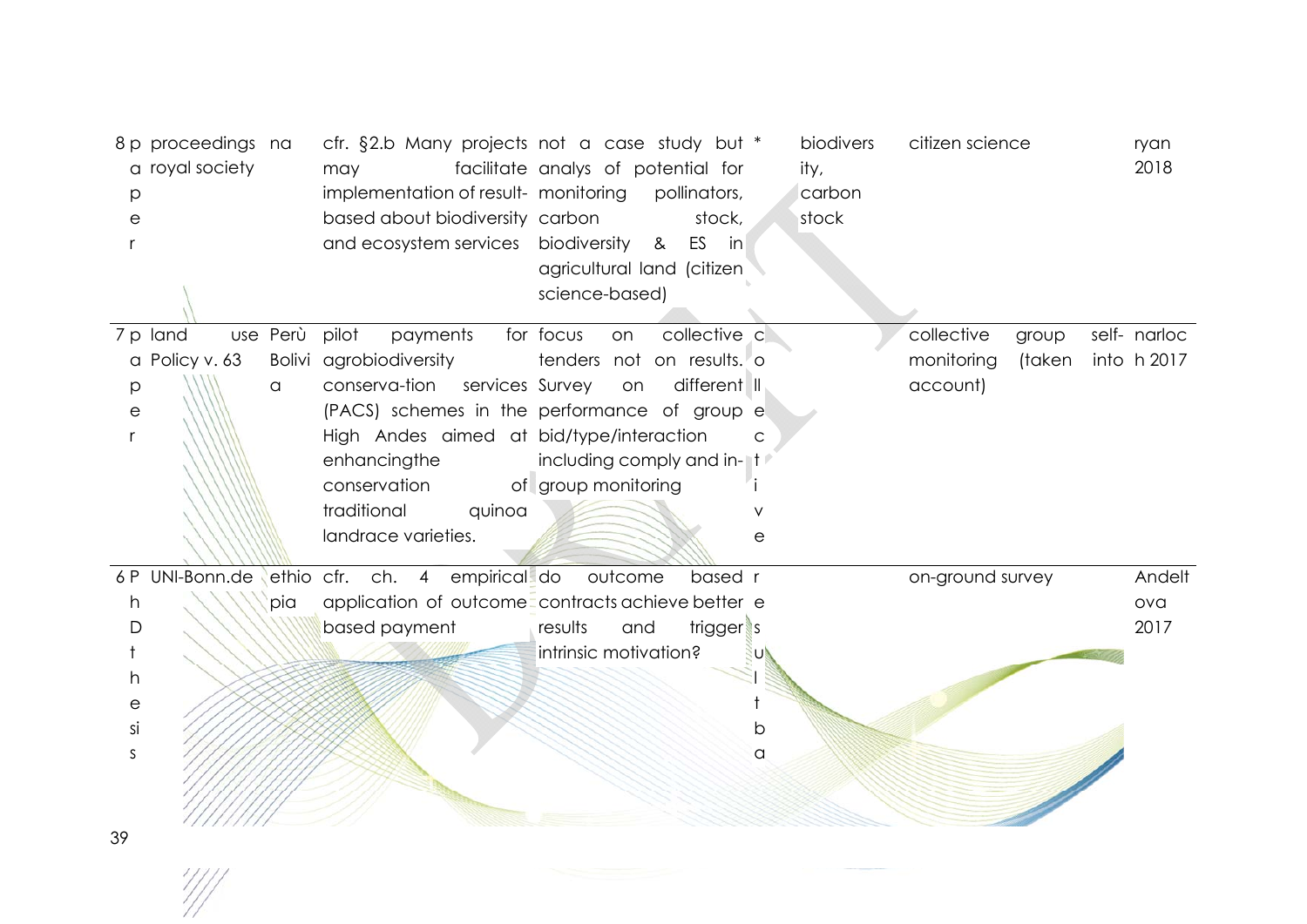| 8 | paper | proceedings royal society | na | cfr. §2.b Many projects may facilitate implementation of result-based about biodiversity and ecosystem services | not a case study but analys of potential for monitoring pollinators, carbon stock, biodiversity & ES in agricultural land (citizen science-based) | * | biodiversity, carbon stock | citizen science | ryan 2018 |
|---|---|---|---|---|---|---|---|---|---|
| 7 | paper | land use Policy v. 63 | Perù Bolivia | pilot payments for agrobiodiversity conserva-tion services (PACS) schemes in the High Andes aimed at enhancingthe conservation of traditional quinoa landrace varieties. | focus on collective tenders not on results. Survey on different performance of group bid/type/interaction including comply and in-group monitoring | collective | | collective group self-monitoring (taken into account) | narloch 2017 |
| 6 | PhD thesis | UNI-Bonn.de | ethiopia | cfr. ch. 4 empirical application of outcome based payment | do outcome based contracts achieve better results and trigger intrinsic motivation? | resultbа | | on-ground survey | Andeltova 2017 |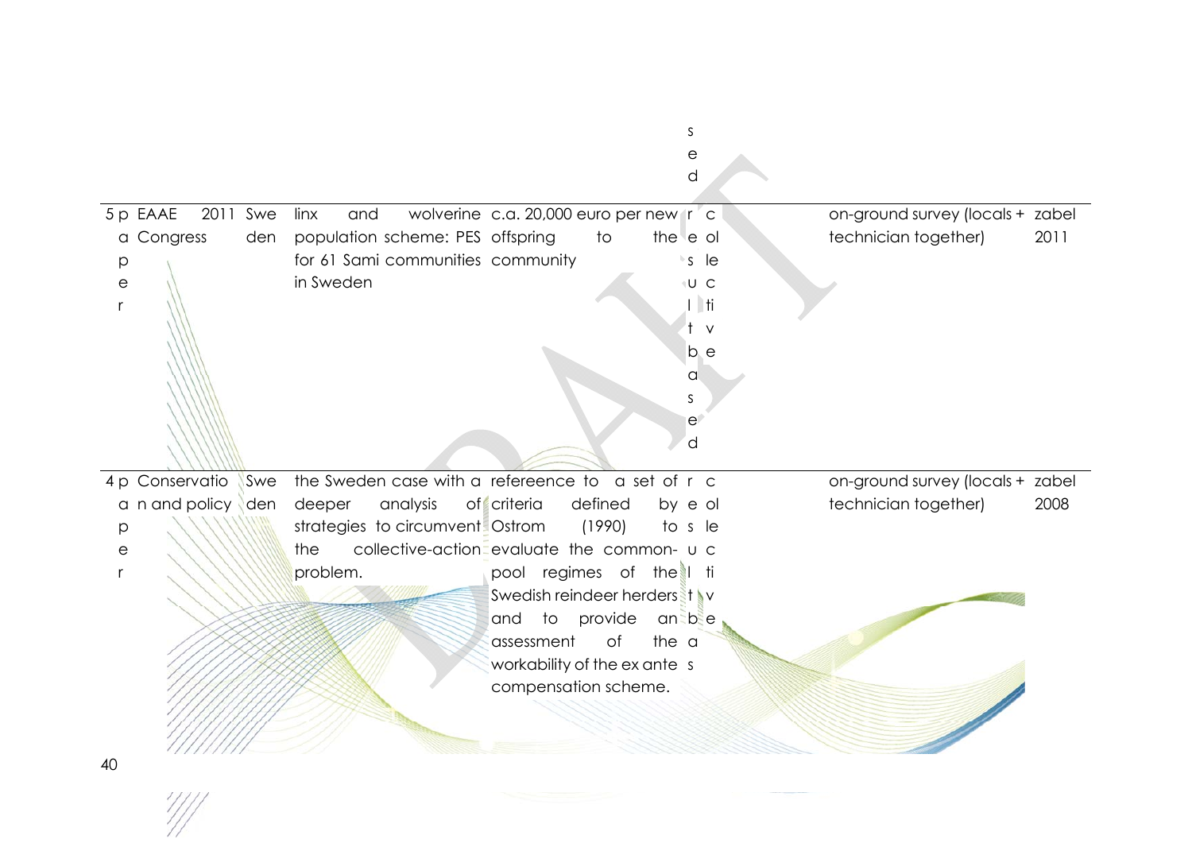| | | | | | | | | |
|---|---|---|---|---|---|---|---|---|
| | | | | | sed | | | |
| 5 | paper | EAAE Congress | 2011 | Sweden | linx and wolverine population scheme: PES for 61 Sami communities in Sweden | c.a. 20,000 euro per new offspring to the community | result based | collective | on-ground survey (locals + technician together) | zabel 2011 |
| 4 | paper | Conservation and policy | | Sweden | the Sweden case with a deeper analysis of strategies to circumvent the collective-action problem. | refereence to a set of criteria defined by Ostrom (1990) to evaluate the common-pool regimes of the Swedish reindeer herders and to provide an assessment of the workability of the ex ante compensation scheme. | result based | collective | on-ground survey (locals + technician together) | zabel 2008 |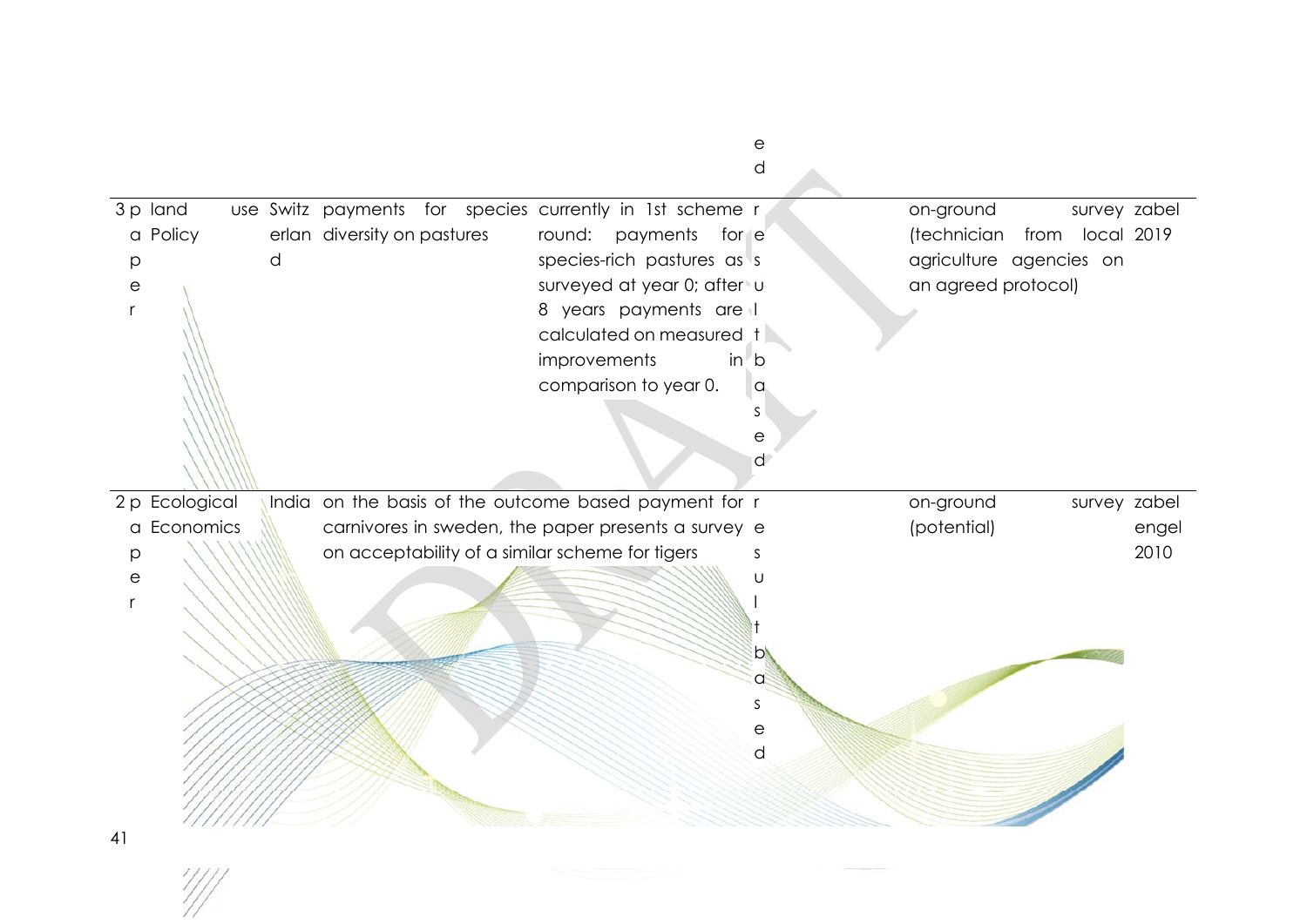| | | | | | | | | |
|---|---|---|---|---|---|---|---|---|
| | | | | | ed | | | |
| 3 | paper | land use Policy | Switzerland | payments for species diversity on pastures | currently in 1st scheme round: payments for species-rich pastures as surveyed at year 0; after 8 years payments are calculated on measured improvements in comparison to year 0. | result based | on-ground survey (technician from local agriculture agencies on an agreed protocol) | zabel 2019 |
| 2 | paper | Ecological Economics | India | on the basis of the outcome based payment for carnivores in sweden, the paper presents a survey on acceptability of a similar scheme for tigers | | result based | on-ground survey (potential) | zabel engel 2010 |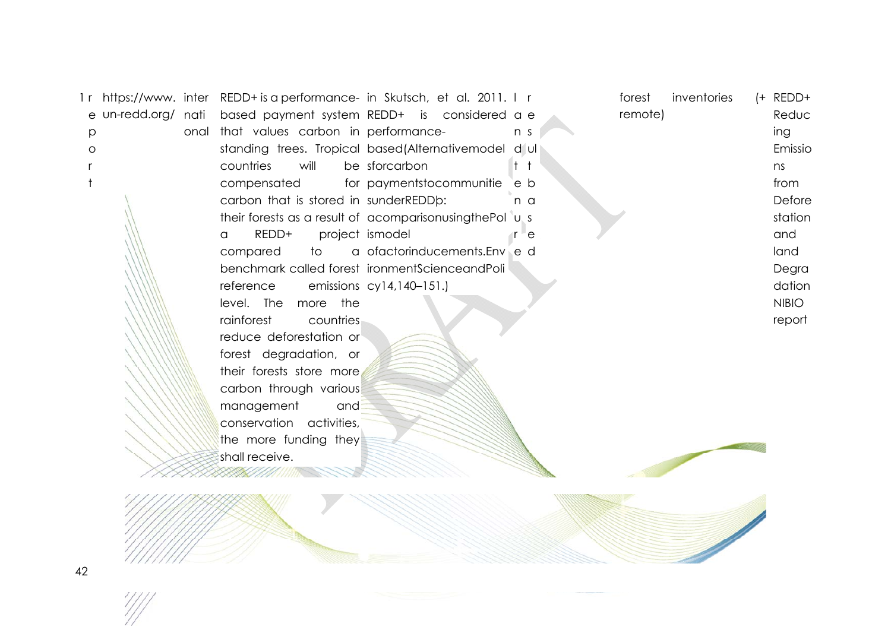| | | | | | | | | | | |
|---|---|---|---|---|---|---|---|---|---|---|
| 1 | report | https://www.un-redd.org/ | international | REDD+ is a performance-based payment system that values carbon in standing trees. Tropical countries will be compensated for carbon that is stored in their forests as a result of a REDD+ project compared to a benchmark called forest reference emissions level. The more the rainforest countries reduce deforestation or forest degradation, or their forests store more carbon through various management and conservation activities, the more funding they shall receive. | in Skutsch, et al. 2011. REDD+ is considered performance-based(Alternativemodelsforcarbon paymentstocommunitiesunderREDDþ: acomparisonusingthePolismodel ofactorinducements.EnvironmentScienceandPolicy14,140–151.) | land tenure | result based | forest inventories remote) | (+ | REDD+ Reducing Emissions from Deforestation and land Degradation NIBIO report |